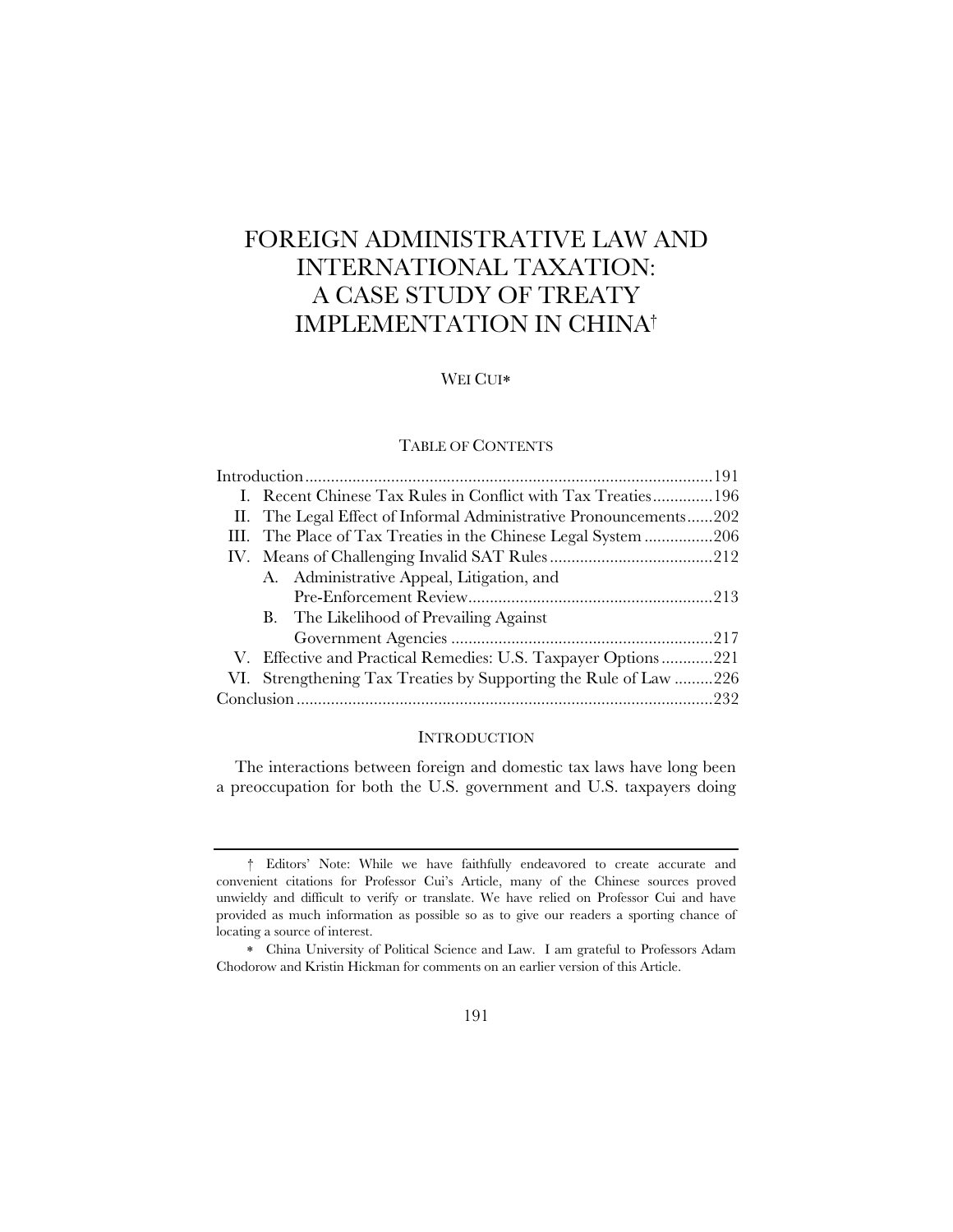# FOREIGN ADMINISTRATIVE LAW AND INTERNATIONAL TAXATION: A CASE STUDY OF TREATY IMPLEMENTATION IN CHINA†

WEI CUI*

TABLE OF CONTENTS

| | |
|---|---|
| Introduction | 191 |
| I. Recent Chinese Tax Rules in Conflict with Tax Treaties | 196 |
| II. The Legal Effect of Informal Administrative Pronouncements | 202 |
| III. The Place of Tax Treaties in the Chinese Legal System | 206 |
| IV. Means of Challenging Invalid SAT Rules | 212 |
| A. Administrative Appeal, Litigation, and Pre-Enforcement Review | 213 |
| B. The Likelihood of Prevailing Against Government Agencies | 217 |
| V. Effective and Practical Remedies: U.S. Taxpayer Options | 221 |
| VI. Strengthening Tax Treaties by Supporting the Rule of Law | 226 |
| Conclusion | 232 |

## INTRODUCTION

The interactions between foreign and domestic tax laws have long been a preoccupation for both the U.S. government and U.S. taxpayers doing

---

† Editors' Note: While we have faithfully endeavored to create accurate and convenient citations for Professor Cui's Article, many of the Chinese sources proved unwieldy and difficult to verify or translate. We have relied on Professor Cui and have provided as much information as possible so as to give our readers a sporting chance of locating a source of interest.

* China University of Political Science and Law. I am grateful to Professors Adam Chodorow and Kristin Hickman for comments on an earlier version of this Article.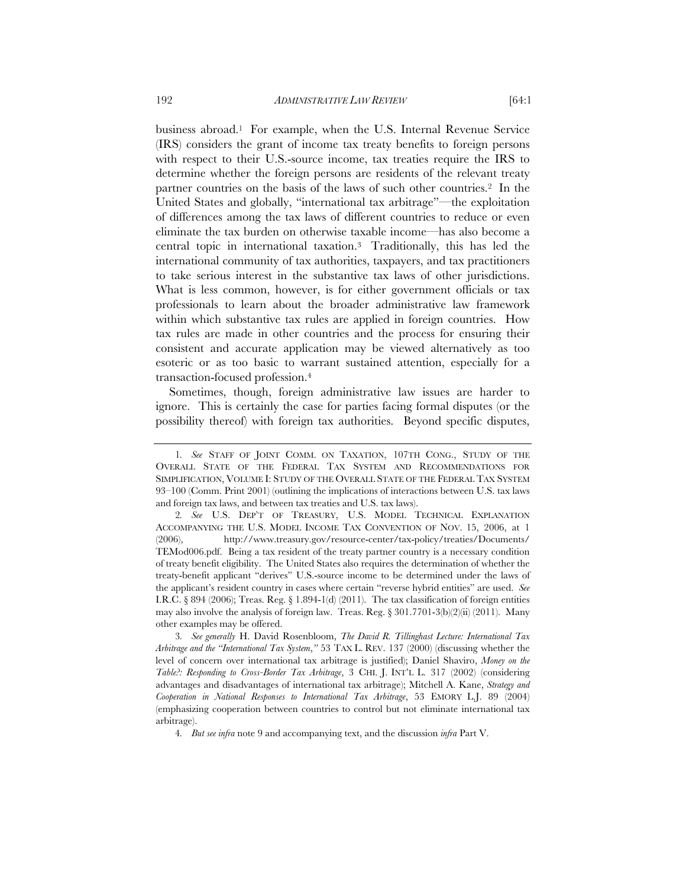business abroad.[1] For example, when the U.S. Internal Revenue Service (IRS) considers the grant of income tax treaty benefits to foreign persons with respect to their U.S.-source income, tax treaties require the IRS to determine whether the foreign persons are residents of the relevant treaty partner countries on the basis of the laws of such other countries.[2] In the United States and globally, "international tax arbitrage"—the exploitation of differences among the tax laws of different countries to reduce or even eliminate the tax burden on otherwise taxable income—has also become a central topic in international taxation.[3] Traditionally, this has led the international community of tax authorities, taxpayers, and tax practitioners to take serious interest in the substantive tax laws of other jurisdictions. What is less common, however, is for either government officials or tax professionals to learn about the broader administrative law framework within which substantive tax rules are applied in foreign countries. How tax rules are made in other countries and the process for ensuring their consistent and accurate application may be viewed alternatively as too esoteric or as too basic to warrant sustained attention, especially for a transaction-focused profession.[4]

Sometimes, though, foreign administrative law issues are harder to ignore. This is certainly the case for parties facing formal disputes (or the possibility thereof) with foreign tax authorities. Beyond specific disputes,

---

1. *See* STAFF OF JOINT COMM. ON TAXATION, 107TH CONG., STUDY OF THE OVERALL STATE OF THE FEDERAL TAX SYSTEM AND RECOMMENDATIONS FOR SIMPLIFICATION, VOLUME I: STUDY OF THE OVERALL STATE OF THE FEDERAL TAX SYSTEM 93–100 (Comm. Print 2001) (outlining the implications of interactions between U.S. tax laws and foreign tax laws, and between tax treaties and U.S. tax laws).

2. *See* U.S. DEP'T OF TREASURY, U.S. MODEL TECHNICAL EXPLANATION ACCOMPANYING THE U.S. MODEL INCOME TAX CONVENTION OF NOV. 15, 2006, at 1 (2006), http://www.treasury.gov/resource-center/tax-policy/treaties/Documents/TEMod006.pdf. Being a tax resident of the treaty partner country is a necessary condition of treaty benefit eligibility. The United States also requires the determination of whether the treaty-benefit applicant "derives" U.S.-source income to be determined under the laws of the applicant's resident country in cases where certain "reverse hybrid entities" are used. *See* I.R.C. § 894 (2006); Treas. Reg. § 1.894-1(d) (2011). The tax classification of foreign entities may also involve the analysis of foreign law. Treas. Reg. § 301.7701-3(b)(2)(ii) (2011). Many other examples may be offered.

3. *See generally* H. David Rosenbloom, *The David R. Tillinghast Lecture: International Tax Arbitrage and the "International Tax System*,*"* 53 TAX L. REV. 137 (2000) (discussing whether the level of concern over international tax arbitrage is justified); Daniel Shaviro, *Money on the Table?: Responding to Cross-Border Tax Arbitrage*, 3 CHI. J. INT'L L. 317 (2002) (considering advantages and disadvantages of international tax arbitrage); Mitchell A. Kane, *Strategy and Cooperation in National Responses to International Tax Arbitrage*, 53 EMORY L.J. 89 (2004) (emphasizing cooperation between countries to control but not eliminate international tax arbitrage).

4. *But see infra* note 9 and accompanying text, and the discussion *infra* Part V.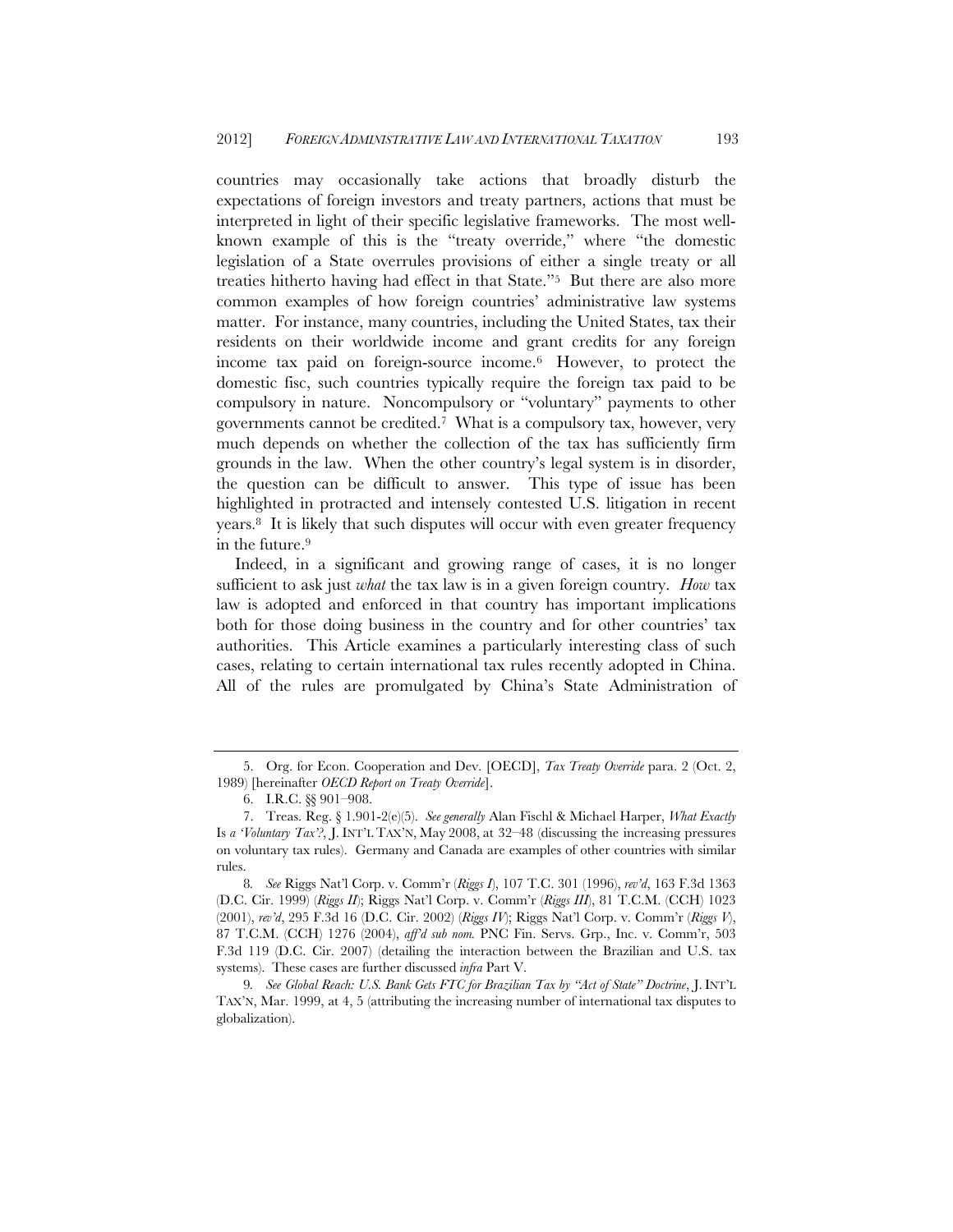countries may occasionally take actions that broadly disturb the expectations of foreign investors and treaty partners, actions that must be interpreted in light of their specific legislative frameworks. The most well-known example of this is the "treaty override," where "the domestic legislation of a State overrules provisions of either a single treaty or all treaties hitherto having had effect in that State."[5] But there are also more common examples of how foreign countries' administrative law systems matter. For instance, many countries, including the United States, tax their residents on their worldwide income and grant credits for any foreign income tax paid on foreign-source income.[6] However, to protect the domestic fisc, such countries typically require the foreign tax paid to be compulsory in nature. Noncompulsory or "voluntary" payments to other governments cannot be credited.[7] What is a compulsory tax, however, very much depends on whether the collection of the tax has sufficiently firm grounds in the law. When the other country's legal system is in disorder, the question can be difficult to answer. This type of issue has been highlighted in protracted and intensely contested U.S. litigation in recent years.[8] It is likely that such disputes will occur with even greater frequency in the future.[9]

Indeed, in a significant and growing range of cases, it is no longer sufficient to ask just *what* the tax law is in a given foreign country. *How* tax law is adopted and enforced in that country has important implications both for those doing business in the country and for other countries' tax authorities. This Article examines a particularly interesting class of such cases, relating to certain international tax rules recently adopted in China. All of the rules are promulgated by China's State Administration of

---

5. Org. for Econ. Cooperation and Dev. [OECD], *Tax Treaty Override* para. 2 (Oct. 2, 1989) [hereinafter *OECD Report on Treaty Override*].

6. I.R.C. §§ 901–908.

7. Treas. Reg. § 1.901-2(e)(5). *See generally* Alan Fischl & Michael Harper, *What Exactly Is a 'Voluntary Tax'?*, J. INT'L TAX'N, May 2008, at 32–48 (discussing the increasing pressures on voluntary tax rules). Germany and Canada are examples of other countries with similar rules.

8. *See* Riggs Nat'l Corp. v. Comm'r (*Riggs I*), 107 T.C. 301 (1996), *rev'd*, 163 F.3d 1363 (D.C. Cir. 1999) (*Riggs II*); Riggs Nat'l Corp. v. Comm'r (*Riggs III*), 81 T.C.M. (CCH) 1023 (2001), *rev'd*, 295 F.3d 16 (D.C. Cir. 2002) (*Riggs IV*); Riggs Nat'l Corp. v. Comm'r (*Riggs V*), 87 T.C.M. (CCH) 1276 (2004), *aff'd sub nom.* PNC Fin. Servs. Grp., Inc. v. Comm'r, 503 F.3d 119 (D.C. Cir. 2007) (detailing the interaction between the Brazilian and U.S. tax systems). These cases are further discussed *infra* Part V.

9. *See Global Reach: U.S. Bank Gets FTC for Brazilian Tax by "Act of State" Doctrine*, J. INT'L TAX'N, Mar. 1999, at 4, 5 (attributing the increasing number of international tax disputes to globalization).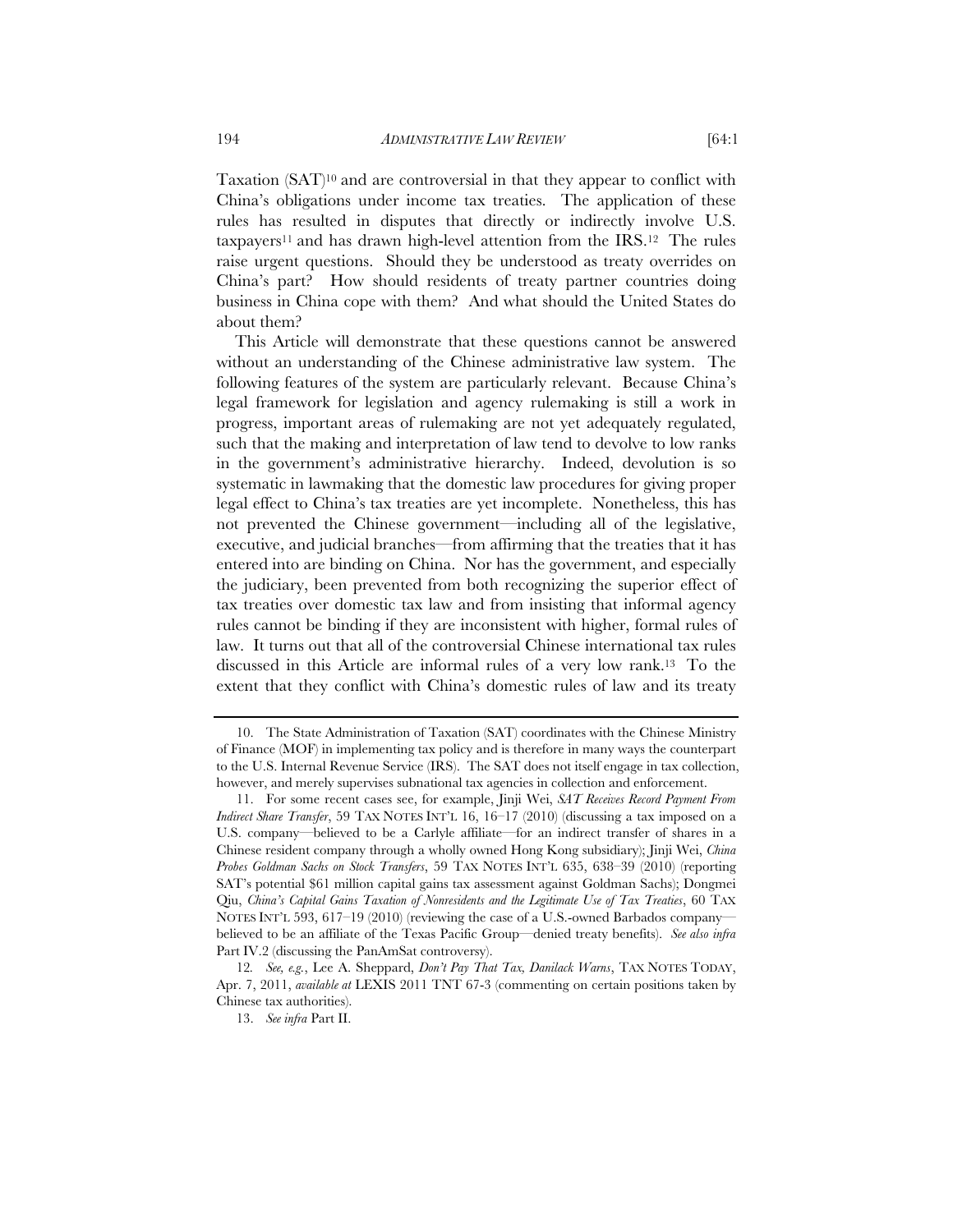Taxation (SAT)[10] and are controversial in that they appear to conflict with China's obligations under income tax treaties. The application of these rules has resulted in disputes that directly or indirectly involve U.S. taxpayers[11] and has drawn high-level attention from the IRS.[12] The rules raise urgent questions. Should they be understood as treaty overrides on China's part? How should residents of treaty partner countries doing business in China cope with them? And what should the United States do about them?

This Article will demonstrate that these questions cannot be answered without an understanding of the Chinese administrative law system. The following features of the system are particularly relevant. Because China's legal framework for legislation and agency rulemaking is still a work in progress, important areas of rulemaking are not yet adequately regulated, such that the making and interpretation of law tend to devolve to low ranks in the government's administrative hierarchy. Indeed, devolution is so systematic in lawmaking that the domestic law procedures for giving proper legal effect to China's tax treaties are yet incomplete. Nonetheless, this has not prevented the Chinese government—including all of the legislative, executive, and judicial branches—from affirming that the treaties that it has entered into are binding on China. Nor has the government, and especially the judiciary, been prevented from both recognizing the superior effect of tax treaties over domestic tax law and from insisting that informal agency rules cannot be binding if they are inconsistent with higher, formal rules of law. It turns out that all of the controversial Chinese international tax rules discussed in this Article are informal rules of a very low rank.[13] To the extent that they conflict with China's domestic rules of law and its treaty

---

10. The State Administration of Taxation (SAT) coordinates with the Chinese Ministry of Finance (MOF) in implementing tax policy and is therefore in many ways the counterpart to the U.S. Internal Revenue Service (IRS). The SAT does not itself engage in tax collection, however, and merely supervises subnational tax agencies in collection and enforcement.

11. For some recent cases see, for example, Jinji Wei, *SAT Receives Record Payment From Indirect Share Transfer*, 59 TAX NOTES INT'L 16, 16–17 (2010) (discussing a tax imposed on a U.S. company—believed to be a Carlyle affiliate—for an indirect transfer of shares in a Chinese resident company through a wholly owned Hong Kong subsidiary); Jinji Wei, *China Probes Goldman Sachs on Stock Transfers*, 59 TAX NOTES INT'L 635, 638–39 (2010) (reporting SAT's potential $61 million capital gains tax assessment against Goldman Sachs); Dongmei Qiu, *China's Capital Gains Taxation of Nonresidents and the Legitimate Use of Tax Treaties*, 60 TAX NOTES INT'L 593, 617–19 (2010) (reviewing the case of a U.S.-owned Barbados company—believed to be an affiliate of the Texas Pacific Group—denied treaty benefits). *See also infra* Part IV.2 (discussing the PanAmSat controversy).

12. *See, e.g.*, Lee A. Sheppard, *Don't Pay That Tax, Danilack Warns*, TAX NOTES TODAY, Apr. 7, 2011, *available at* LEXIS 2011 TNT 67-3 (commenting on certain positions taken by Chinese tax authorities).

13. *See infra* Part II.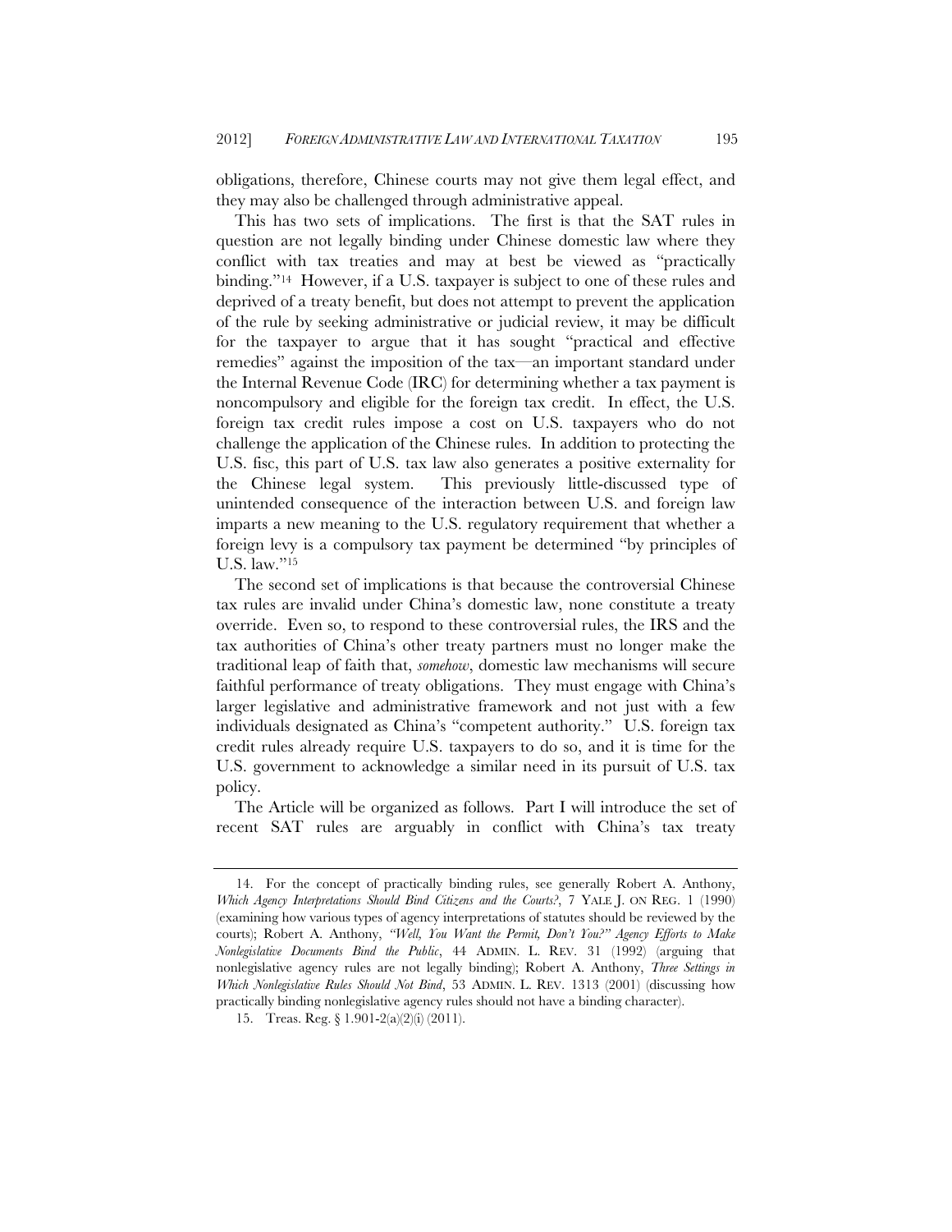obligations, therefore, Chinese courts may not give them legal effect, and they may also be challenged through administrative appeal.

This has two sets of implications. The first is that the SAT rules in question are not legally binding under Chinese domestic law where they conflict with tax treaties and may at best be viewed as "practically binding."[14] However, if a U.S. taxpayer is subject to one of these rules and deprived of a treaty benefit, but does not attempt to prevent the application of the rule by seeking administrative or judicial review, it may be difficult for the taxpayer to argue that it has sought "practical and effective remedies" against the imposition of the tax—an important standard under the Internal Revenue Code (IRC) for determining whether a tax payment is noncompulsory and eligible for the foreign tax credit. In effect, the U.S. foreign tax credit rules impose a cost on U.S. taxpayers who do not challenge the application of the Chinese rules. In addition to protecting the U.S. fisc, this part of U.S. tax law also generates a positive externality for the Chinese legal system. This previously little-discussed type of unintended consequence of the interaction between U.S. and foreign law imparts a new meaning to the U.S. regulatory requirement that whether a foreign levy is a compulsory tax payment be determined "by principles of U.S. law."[15]

The second set of implications is that because the controversial Chinese tax rules are invalid under China's domestic law, none constitute a treaty override. Even so, to respond to these controversial rules, the IRS and the tax authorities of China's other treaty partners must no longer make the traditional leap of faith that, *somehow*, domestic law mechanisms will secure faithful performance of treaty obligations. They must engage with China's larger legislative and administrative framework and not just with a few individuals designated as China's "competent authority." U.S. foreign tax credit rules already require U.S. taxpayers to do so, and it is time for the U.S. government to acknowledge a similar need in its pursuit of U.S. tax policy.

The Article will be organized as follows. Part I will introduce the set of recent SAT rules are arguably in conflict with China's tax treaty

---

14. For the concept of practically binding rules, see generally Robert A. Anthony, *Which Agency Interpretations Should Bind Citizens and the Courts?*, 7 YALE J. ON REG. 1 (1990) (examining how various types of agency interpretations of statutes should be reviewed by the courts); Robert A. Anthony, *"Well, You Want the Permit, Don't You?" Agency Efforts to Make Nonlegislative Documents Bind the Public*, 44 ADMIN. L. REV. 31 (1992) (arguing that nonlegislative agency rules are not legally binding); Robert A. Anthony, *Three Settings in Which Nonlegislative Rules Should Not Bind*, 53 ADMIN. L. REV. 1313 (2001) (discussing how practically binding nonlegislative agency rules should not have a binding character).

15. Treas. Reg. § 1.901-2(a)(2)(i) (2011).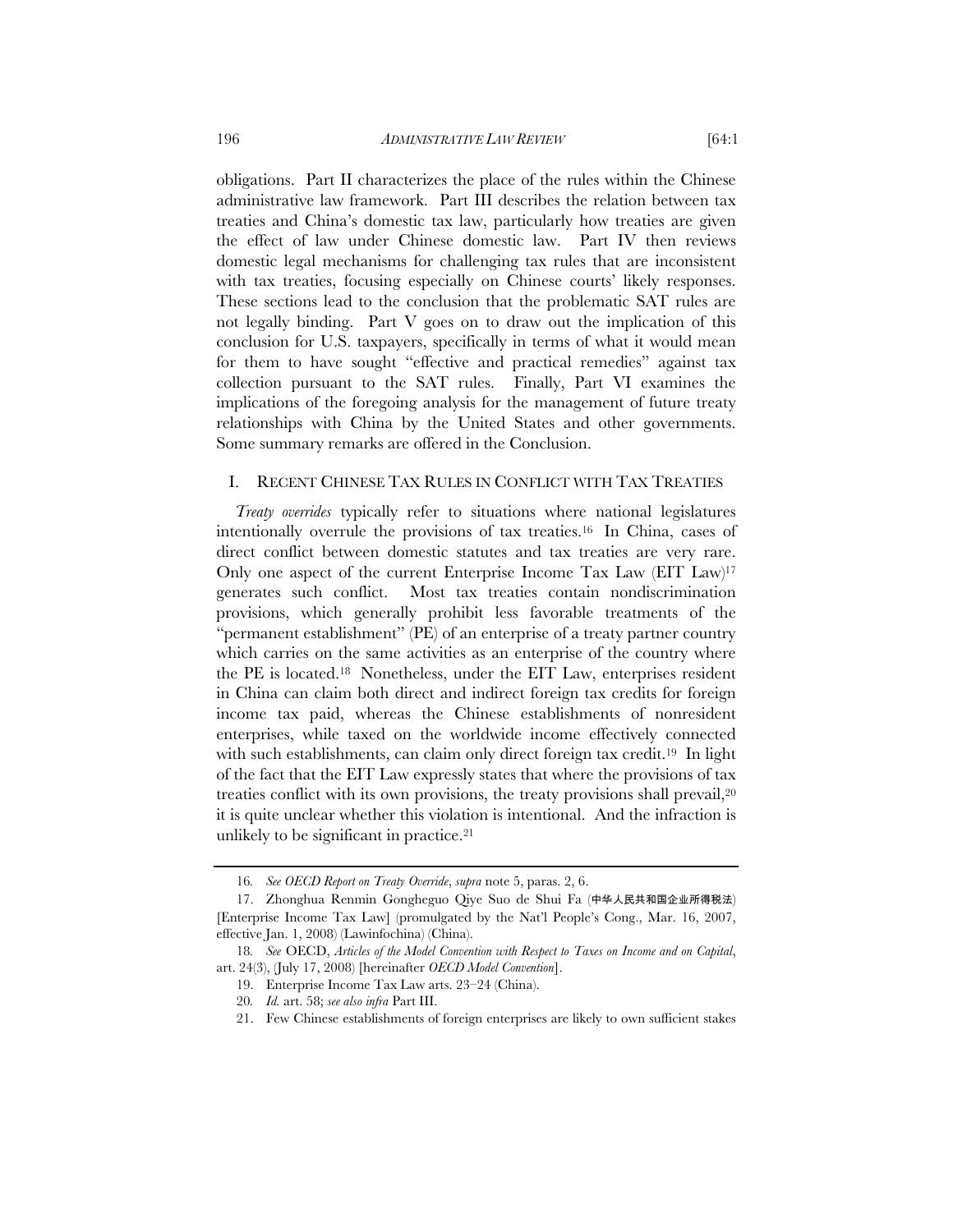obligations. Part II characterizes the place of the rules within the Chinese administrative law framework. Part III describes the relation between tax treaties and China's domestic tax law, particularly how treaties are given the effect of law under Chinese domestic law. Part IV then reviews domestic legal mechanisms for challenging tax rules that are inconsistent with tax treaties, focusing especially on Chinese courts' likely responses. These sections lead to the conclusion that the problematic SAT rules are not legally binding. Part V goes on to draw out the implication of this conclusion for U.S. taxpayers, specifically in terms of what it would mean for them to have sought "effective and practical remedies" against tax collection pursuant to the SAT rules. Finally, Part VI examines the implications of the foregoing analysis for the management of future treaty relationships with China by the United States and other governments. Some summary remarks are offered in the Conclusion.

## I. RECENT CHINESE TAX RULES IN CONFLICT WITH TAX TREATIES

*Treaty overrides* typically refer to situations where national legislatures intentionally overrule the provisions of tax treaties.[16] In China, cases of direct conflict between domestic statutes and tax treaties are very rare. Only one aspect of the current Enterprise Income Tax Law (EIT Law)[17] generates such conflict. Most tax treaties contain nondiscrimination provisions, which generally prohibit less favorable treatments of the "permanent establishment" (PE) of an enterprise of a treaty partner country which carries on the same activities as an enterprise of the country where the PE is located.[18] Nonetheless, under the EIT Law, enterprises resident in China can claim both direct and indirect foreign tax credits for foreign income tax paid, whereas the Chinese establishments of nonresident enterprises, while taxed on the worldwide income effectively connected with such establishments, can claim only direct foreign tax credit.[19] In light of the fact that the EIT Law expressly states that where the provisions of tax treaties conflict with its own provisions, the treaty provisions shall prevail,[20] it is quite unclear whether this violation is intentional. And the infraction is unlikely to be significant in practice.[21]

---

16. *See OECD Report on Treaty Override*, *supra* note 5, paras. 2, 6.

17. Zhonghua Renmin Gongheguo Qiye Suo de Shui Fa (中华人民共和国企业所得税法) [Enterprise Income Tax Law] (promulgated by the Nat'l People's Cong., Mar. 16, 2007, effective Jan. 1, 2008) (Lawinfochina) (China).

18. *See* OECD, *Articles of the Model Convention with Respect to Taxes on Income and on Capital*, art. 24(3), (July 17, 2008) [hereinafter *OECD Model Convention*].

19. Enterprise Income Tax Law arts. 23–24 (China).

20. *Id.* art. 58; *see also infra* Part III.

21. Few Chinese establishments of foreign enterprises are likely to own sufficient stakes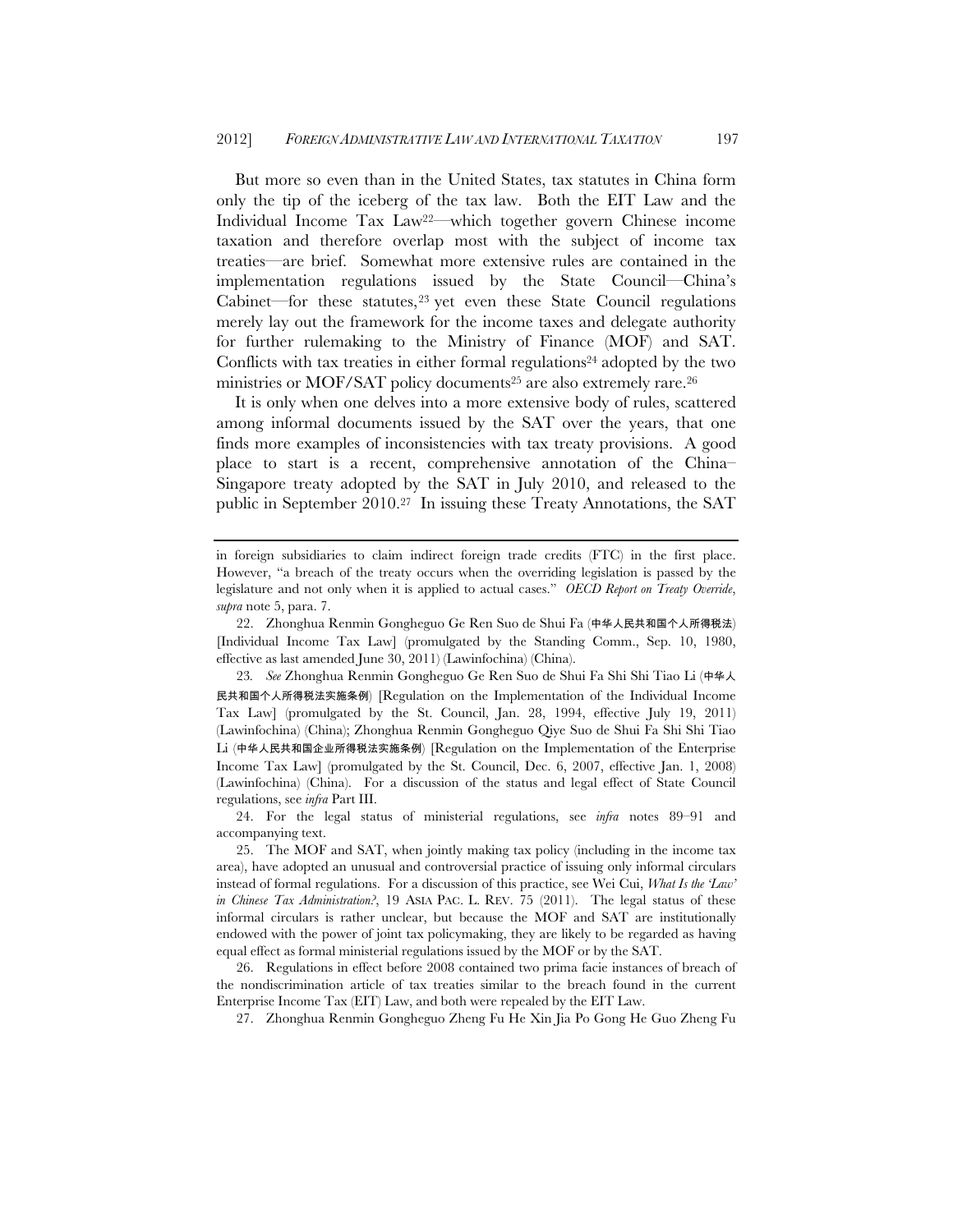But more so even than in the United States, tax statutes in China form only the tip of the iceberg of the tax law. Both the EIT Law and the Individual Income Tax Law[22]—which together govern Chinese income taxation and therefore overlap most with the subject of income tax treaties—are brief. Somewhat more extensive rules are contained in the implementation regulations issued by the State Council—China's Cabinet—for these statutes,[23] yet even these State Council regulations merely lay out the framework for the income taxes and delegate authority for further rulemaking to the Ministry of Finance (MOF) and SAT. Conflicts with tax treaties in either formal regulations[24] adopted by the two ministries or MOF/SAT policy documents[25] are also extremely rare.[26]

It is only when one delves into a more extensive body of rules, scattered among informal documents issued by the SAT over the years, that one finds more examples of inconsistencies with tax treaty provisions. A good place to start is a recent, comprehensive annotation of the China–Singapore treaty adopted by the SAT in July 2010, and released to the public in September 2010.[27] In issuing these Treaty Annotations, the SAT

---

in foreign subsidiaries to claim indirect foreign trade credits (FTC) in the first place. However, "a breach of the treaty occurs when the overriding legislation is passed by the legislature and not only when it is applied to actual cases." *OECD Report on Treaty Override*, *supra* note 5, para. 7.

22. Zhonghua Renmin Gongheguo Ge Ren Suo de Shui Fa (中华人民共和国个人所得税法) [Individual Income Tax Law] (promulgated by the Standing Comm., Sep. 10, 1980, effective as last amended June 30, 2011) (Lawinfochina) (China).

23. *See* Zhonghua Renmin Gongheguo Ge Ren Suo de Shui Fa Shi Shi Tiao Li (中华人民共和国个人所得税法实施条例) [Regulation on the Implementation of the Individual Income Tax Law] (promulgated by the St. Council, Jan. 28, 1994, effective July 19, 2011) (Lawinfochina) (China); Zhonghua Renmin Gongheguo Qiye Suo de Shui Fa Shi Shi Tiao Li (中华人民共和国企业所得税法实施条例) [Regulation on the Implementation of the Enterprise Income Tax Law] (promulgated by the St. Council, Dec. 6, 2007, effective Jan. 1, 2008) (Lawinfochina) (China). For a discussion of the status and legal effect of State Council regulations, see *infra* Part III.

24. For the legal status of ministerial regulations, see *infra* notes 89–91 and accompanying text.

25. The MOF and SAT, when jointly making tax policy (including in the income tax area), have adopted an unusual and controversial practice of issuing only informal circulars instead of formal regulations. For a discussion of this practice, see Wei Cui, *What Is the 'Law' in Chinese Tax Administration?*, 19 ASIA PAC. L. REV. 75 (2011). The legal status of these informal circulars is rather unclear, but because the MOF and SAT are institutionally endowed with the power of joint tax policymaking, they are likely to be regarded as having equal effect as formal ministerial regulations issued by the MOF or by the SAT.

26. Regulations in effect before 2008 contained two prima facie instances of breach of the nondiscrimination article of tax treaties similar to the breach found in the current Enterprise Income Tax (EIT) Law, and both were repealed by the EIT Law.

27. Zhonghua Renmin Gongheguo Zheng Fu He Xin Jia Po Gong He Guo Zheng Fu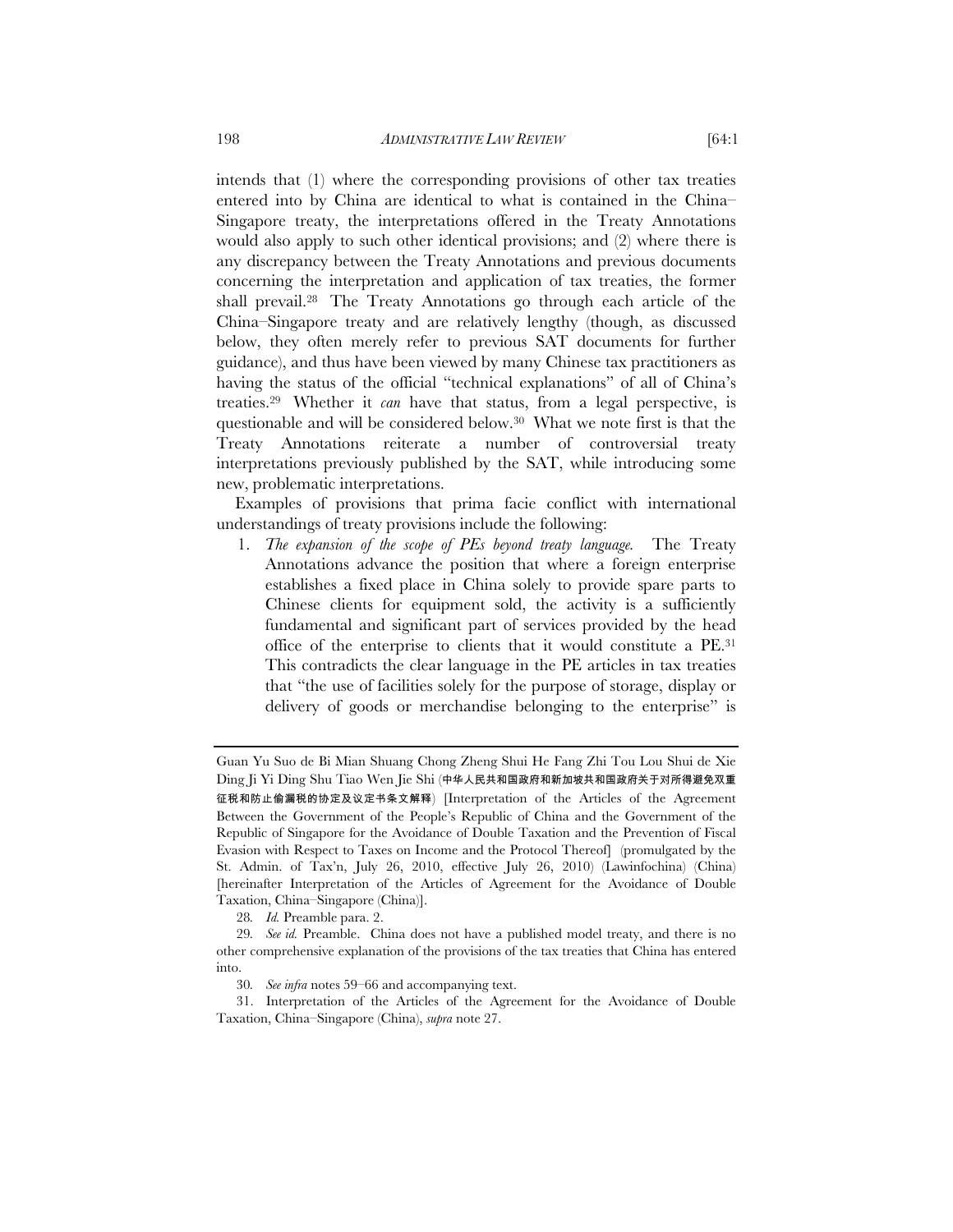intends that (1) where the corresponding provisions of other tax treaties entered into by China are identical to what is contained in the China–Singapore treaty, the interpretations offered in the Treaty Annotations would also apply to such other identical provisions; and (2) where there is any discrepancy between the Treaty Annotations and previous documents concerning the interpretation and application of tax treaties, the former shall prevail.[28] The Treaty Annotations go through each article of the China–Singapore treaty and are relatively lengthy (though, as discussed below, they often merely refer to previous SAT documents for further guidance), and thus have been viewed by many Chinese tax practitioners as having the status of the official "technical explanations" of all of China's treaties.[29] Whether it *can* have that status, from a legal perspective, is questionable and will be considered below.[30] What we note first is that the Treaty Annotations reiterate a number of controversial treaty interpretations previously published by the SAT, while introducing some new, problematic interpretations.

Examples of provisions that prima facie conflict with international understandings of treaty provisions include the following:

1. *The expansion of the scope of PEs beyond treaty language.* The Treaty Annotations advance the position that where a foreign enterprise establishes a fixed place in China solely to provide spare parts to Chinese clients for equipment sold, the activity is a sufficiently fundamental and significant part of services provided by the head office of the enterprise to clients that it would constitute a PE.[31] This contradicts the clear language in the PE articles in tax treaties that "the use of facilities solely for the purpose of storage, display or delivery of goods or merchandise belonging to the enterprise" is

---

Guan Yu Suo de Bi Mian Shuang Chong Zheng Shui He Fang Zhi Tou Lou Shui de Xie Ding Ji Yi Ding Shu Tiao Wen Jie Shi (中华人民共和国政府和新加坡共和国政府关于对所得避免双重征税和防止偷漏税的协定及议定书条文解释) [Interpretation of the Articles of the Agreement Between the Government of the People's Republic of China and the Government of the Republic of Singapore for the Avoidance of Double Taxation and the Prevention of Fiscal Evasion with Respect to Taxes on Income and the Protocol Thereof] (promulgated by the St. Admin. of Tax'n, July 26, 2010, effective July 26, 2010) (Lawinfochina) (China) [hereinafter Interpretation of the Articles of Agreement for the Avoidance of Double Taxation, China–Singapore (China)].

28. *Id.* Preamble para. 2.

29. *See id.* Preamble. China does not have a published model treaty, and there is no other comprehensive explanation of the provisions of the tax treaties that China has entered into.

30. *See infra* notes 59–66 and accompanying text.

31. Interpretation of the Articles of the Agreement for the Avoidance of Double Taxation, China–Singapore (China), *supra* note 27.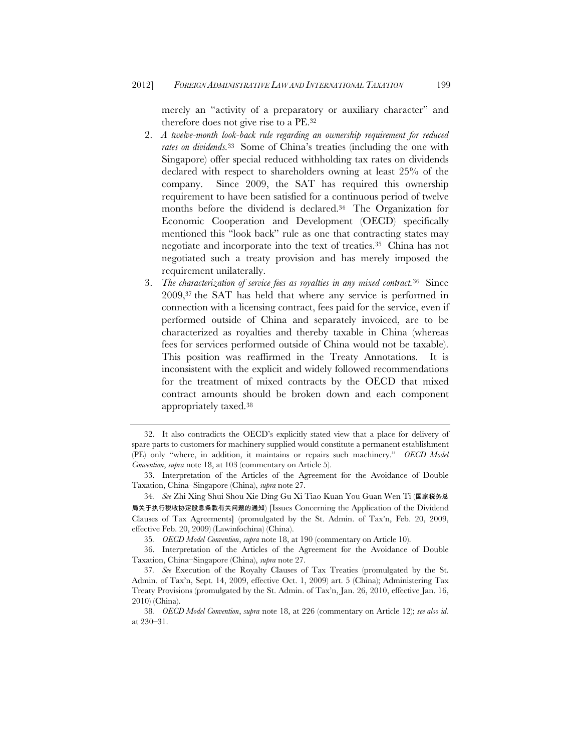merely an "activity of a preparatory or auxiliary character" and therefore does not give rise to a PE.[32]

2. *A twelve-month look-back rule regarding an ownership requirement for reduced rates on dividends.*[33] Some of China's treaties (including the one with Singapore) offer special reduced withholding tax rates on dividends declared with respect to shareholders owning at least 25% of the company. Since 2009, the SAT has required this ownership requirement to have been satisfied for a continuous period of twelve months before the dividend is declared.[34] The Organization for Economic Cooperation and Development (OECD) specifically mentioned this "look back" rule as one that contracting states may negotiate and incorporate into the text of treaties.[35] China has not negotiated such a treaty provision and has merely imposed the requirement unilaterally.
3. *The characterization of service fees as royalties in any mixed contract.*[36] Since 2009,[37] the SAT has held that where any service is performed in connection with a licensing contract, fees paid for the service, even if performed outside of China and separately invoiced, are to be characterized as royalties and thereby taxable in China (whereas fees for services performed outside of China would not be taxable). This position was reaffirmed in the Treaty Annotations. It is inconsistent with the explicit and widely followed recommendations for the treatment of mixed contracts by the OECD that mixed contract amounts should be broken down and each component appropriately taxed.[38]

---

32. It also contradicts the OECD's explicitly stated view that a place for delivery of spare parts to customers for machinery supplied would constitute a permanent establishment (PE) only "where, in addition, it maintains or repairs such machinery." *OECD Model Convention*, *supra* note 18, at 103 (commentary on Article 5).

33. Interpretation of the Articles of the Agreement for the Avoidance of Double Taxation, China–Singapore (China), *supra* note 27.

34. *See* Zhi Xing Shui Shou Xie Ding Gu Xi Tiao Kuan You Guan Wen Ti (国家税务总局关于执行税收协定股息条款有关问题的通知) [Issues Concerning the Application of the Dividend Clauses of Tax Agreements] (promulgated by the St. Admin. of Tax'n, Feb. 20, 2009, effective Feb. 20, 2009) (Lawinfochina) (China).

35. *OECD Model Convention*, *supra* note 18, at 190 (commentary on Article 10).

36. Interpretation of the Articles of the Agreement for the Avoidance of Double Taxation, China–Singapore (China), *supra* note 27.

37. *See* Execution of the Royalty Clauses of Tax Treaties (promulgated by the St. Admin. of Tax'n, Sept. 14, 2009, effective Oct. 1, 2009) art. 5 (China); Administering Tax Treaty Provisions (promulgated by the St. Admin. of Tax'n, Jan. 26, 2010, effective Jan. 16, 2010) (China).

38. *OECD Model Convention*, *supra* note 18, at 226 (commentary on Article 12); *see also id.* at 230–31.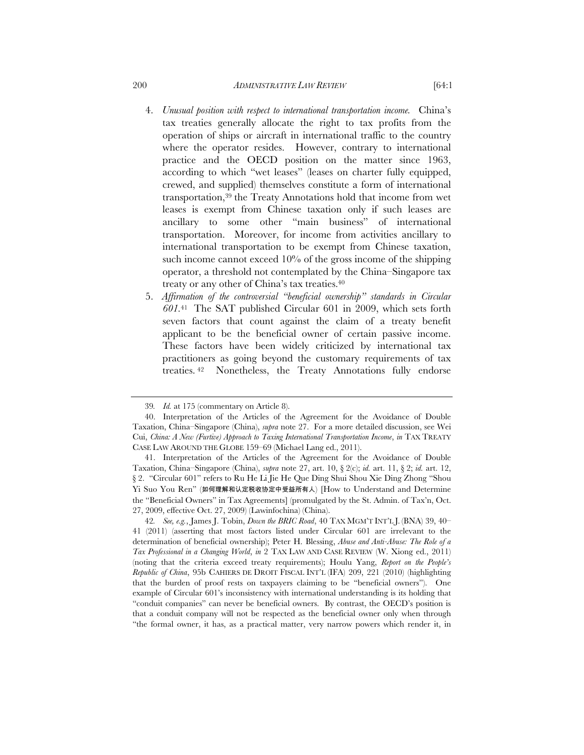4. *Unusual position with respect to international transportation income.* China's tax treaties generally allocate the right to tax profits from the operation of ships or aircraft in international traffic to the country where the operator resides. However, contrary to international practice and the OECD position on the matter since 1963, according to which "wet leases" (leases on charter fully equipped, crewed, and supplied) themselves constitute a form of international transportation,[39] the Treaty Annotations hold that income from wet leases is exempt from Chinese taxation only if such leases are ancillary to some other "main business" of international transportation. Moreover, for income from activities ancillary to international transportation to be exempt from Chinese taxation, such income cannot exceed 10% of the gross income of the shipping operator, a threshold not contemplated by the China–Singapore tax treaty or any other of China's tax treaties.[40]
5. *Affirmation of the controversial "beneficial ownership" standards in Circular 601.*[41] The SAT published Circular 601 in 2009, which sets forth seven factors that count against the claim of a treaty benefit applicant to be the beneficial owner of certain passive income. These factors have been widely criticized by international tax practitioners as going beyond the customary requirements of tax treaties.[42] Nonetheless, the Treaty Annotations fully endorse

---

39. *Id.* at 175 (commentary on Article 8).

40. Interpretation of the Articles of the Agreement for the Avoidance of Double Taxation, China–Singapore (China), *supra* note 27. For a more detailed discussion, see Wei Cui, *China: A New (Furtive) Approach to Taxing International Transportation Income*, *in* TAX TREATY CASE LAW AROUND THE GLOBE 159–69 (Michael Lang ed., 2011).

41. Interpretation of the Articles of the Agreement for the Avoidance of Double Taxation, China–Singapore (China), *supra* note 27, art. 10, § 2(c); *id.* art. 11, § 2; *id.* art. 12, § 2. "Circular 601" refers to Ru He Li Jie He Que Ding Shui Shou Xie Ding Zhong "Shou Yi Suo You Ren" (如何理解和认定税收协定中受益所有人) [How to Understand and Determine the "Beneficial Owners" in Tax Agreements] (promulgated by the St. Admin. of Tax'n, Oct. 27, 2009, effective Oct. 27, 2009) (Lawinfochina) (China).

42. *See, e.g.*, James J. Tobin, *Down the BRIC Road*, 40 TAX MGM'T INT'L J. (BNA) 39, 40–41 (2011) (asserting that most factors listed under Circular 601 are irrelevant to the determination of beneficial ownership); Peter H. Blessing, *Abuse and Anti-Abuse: The Role of a Tax Professional in a Changing World*, *in* 2 TAX LAW AND CASE REVIEW (W. Xiong ed., 2011) (noting that the criteria exceed treaty requirements); Houlu Yang, *Report on the People's Republic of China*, 95b CAHIERS DE DROIT FISCAL INT'L (IFA) 209, 221 (2010) (highlighting that the burden of proof rests on taxpayers claiming to be "beneficial owners"). One example of Circular 601's inconsistency with international understanding is its holding that "conduit companies" can never be beneficial owners. By contrast, the OECD's position is that a conduit company will not be respected as the beneficial owner only when through "the formal owner, it has, as a practical matter, very narrow powers which render it, in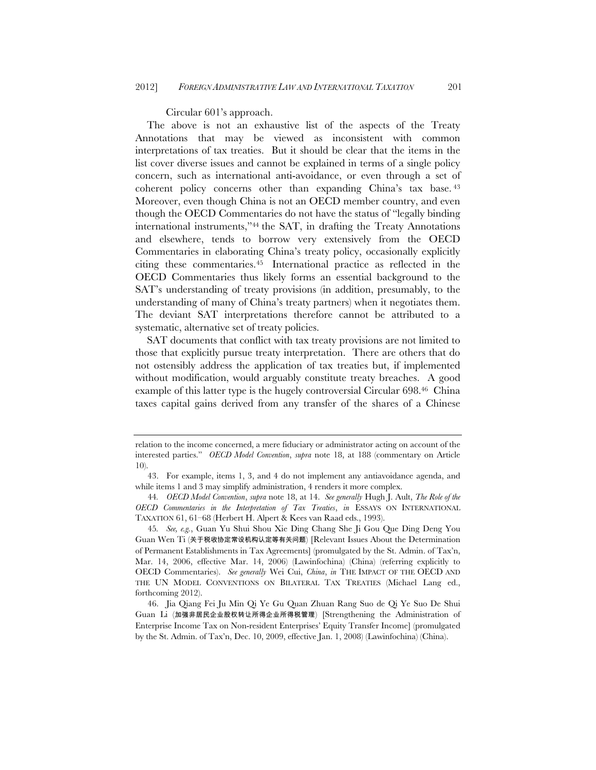Circular 601's approach.

The above is not an exhaustive list of the aspects of the Treaty Annotations that may be viewed as inconsistent with common interpretations of tax treaties. But it should be clear that the items in the list cover diverse issues and cannot be explained in terms of a single policy concern, such as international anti-avoidance, or even through a set of coherent policy concerns other than expanding China's tax base.[43] Moreover, even though China is not an OECD member country, and even though the OECD Commentaries do not have the status of "legally binding international instruments,"[44] the SAT, in drafting the Treaty Annotations and elsewhere, tends to borrow very extensively from the OECD Commentaries in elaborating China's treaty policy, occasionally explicitly citing these commentaries.[45] International practice as reflected in the OECD Commentaries thus likely forms an essential background to the SAT's understanding of treaty provisions (in addition, presumably, to the understanding of many of China's treaty partners) when it negotiates them. The deviant SAT interpretations therefore cannot be attributed to a systematic, alternative set of treaty policies.

SAT documents that conflict with tax treaty provisions are not limited to those that explicitly pursue treaty interpretation. There are others that do not ostensibly address the application of tax treaties but, if implemented without modification, would arguably constitute treaty breaches. A good example of this latter type is the hugely controversial Circular 698.[46] China taxes capital gains derived from any transfer of the shares of a Chinese

---

relation to the income concerned, a mere fiduciary or administrator acting on account of the interested parties." *OECD Model Convention*, *supra* note 18, at 188 (commentary on Article 10).

43. For example, items 1, 3, and 4 do not implement any antiavoidance agenda, and while items 1 and 3 may simplify administration, 4 renders it more complex.

44. *OECD Model Convention*, *supra* note 18, at 14. *See generally* Hugh J. Ault, *The Role of the OECD Commentaries in the Interpretation of Tax Treaties*, *in* ESSAYS ON INTERNATIONAL TAXATION 61, 61–68 (Herbert H. Alpert & Kees van Raad eds., 1993).

45. *See, e.g.*, Guan Yu Shui Shou Xie Ding Chang She Ji Gou Que Ding Deng You Guan Wen Ti (关于税收协定常设机构认定等有关问题) [Relevant Issues About the Determination of Permanent Establishments in Tax Agreements] (promulgated by the St. Admin. of Tax'n, Mar. 14, 2006, effective Mar. 14, 2006) (Lawinfochina) (China) (referring explicitly to OECD Commentaries). *See generally* Wei Cui, *China*, *in* THE IMPACT OF THE OECD AND THE UN MODEL CONVENTIONS ON BILATERAL TAX TREATIES (Michael Lang ed., forthcoming 2012).

46. Jia Qiang Fei Ju Min Qi Ye Gu Quan Zhuan Rang Suo de Qi Ye Suo De Shui Guan Li (加强非居民企业股权转让所得企业所得税管理) [Strengthening the Administration of Enterprise Income Tax on Non-resident Enterprises' Equity Transfer Income] (promulgated by the St. Admin. of Tax'n, Dec. 10, 2009, effective Jan. 1, 2008) (Lawinfochina) (China).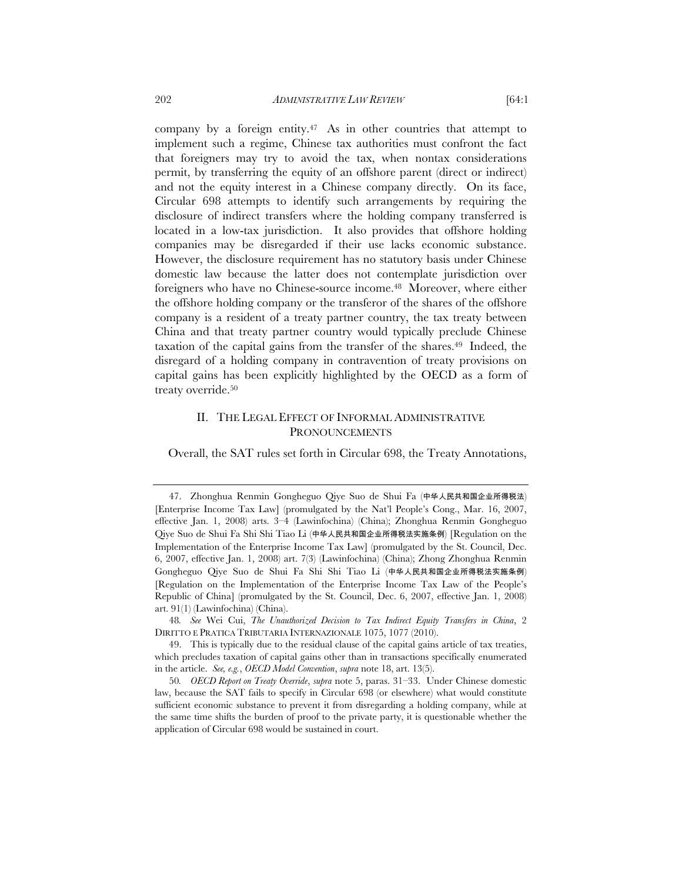company by a foreign entity.[47] As in other countries that attempt to implement such a regime, Chinese tax authorities must confront the fact that foreigners may try to avoid the tax, when nontax considerations permit, by transferring the equity of an offshore parent (direct or indirect) and not the equity interest in a Chinese company directly. On its face, Circular 698 attempts to identify such arrangements by requiring the disclosure of indirect transfers where the holding company transferred is located in a low-tax jurisdiction. It also provides that offshore holding companies may be disregarded if their use lacks economic substance. However, the disclosure requirement has no statutory basis under Chinese domestic law because the latter does not contemplate jurisdiction over foreigners who have no Chinese-source income.[48] Moreover, where either the offshore holding company or the transferor of the shares of the offshore company is a resident of a treaty partner country, the tax treaty between China and that treaty partner country would typically preclude Chinese taxation of the capital gains from the transfer of the shares.[49] Indeed, the disregard of a holding company in contravention of treaty provisions on capital gains has been explicitly highlighted by the OECD as a form of treaty override.[50]

## II. THE LEGAL EFFECT OF INFORMAL ADMINISTRATIVE PRONOUNCEMENTS

Overall, the SAT rules set forth in Circular 698, the Treaty Annotations,

---

47. Zhonghua Renmin Gongheguo Qiye Suo de Shui Fa (中华人民共和国企业所得税法) [Enterprise Income Tax Law] (promulgated by the Nat'l People's Cong., Mar. 16, 2007, effective Jan. 1, 2008) arts. 3–4 (Lawinfochina) (China); Zhonghua Renmin Gongheguo Qiye Suo de Shui Fa Shi Shi Tiao Li (中华人民共和国企业所得税法实施条例) [Regulation on the Implementation of the Enterprise Income Tax Law] (promulgated by the St. Council, Dec. 6, 2007, effective Jan. 1, 2008) art. 7(3) (Lawinfochina) (China); Zhong Zhonghua Renmin Gongheguo Qiye Suo de Shui Fa Shi Shi Tiao Li (中华人民共和国企业所得税法实施条例) [Regulation on the Implementation of the Enterprise Income Tax Law of the People's Republic of China] (promulgated by the St. Council, Dec. 6, 2007, effective Jan. 1, 2008) art. 91(1) (Lawinfochina) (China).

48. *See* Wei Cui, *The Unauthorized Decision to Tax Indirect Equity Transfers in China*, 2 DIRITTO E PRATICA TRIBUTARIA INTERNAZIONALE 1075, 1077 (2010).

49. This is typically due to the residual clause of the capital gains article of tax treaties, which precludes taxation of capital gains other than in transactions specifically enumerated in the article. *See, e.g.*, *OECD Model Convention*, *supra* note 18, art. 13(5).

50. *OECD Report on Treaty Override*, *supra* note 5, paras. 31–33. Under Chinese domestic law, because the SAT fails to specify in Circular 698 (or elsewhere) what would constitute sufficient economic substance to prevent it from disregarding a holding company, while at the same time shifts the burden of proof to the private party, it is questionable whether the application of Circular 698 would be sustained in court.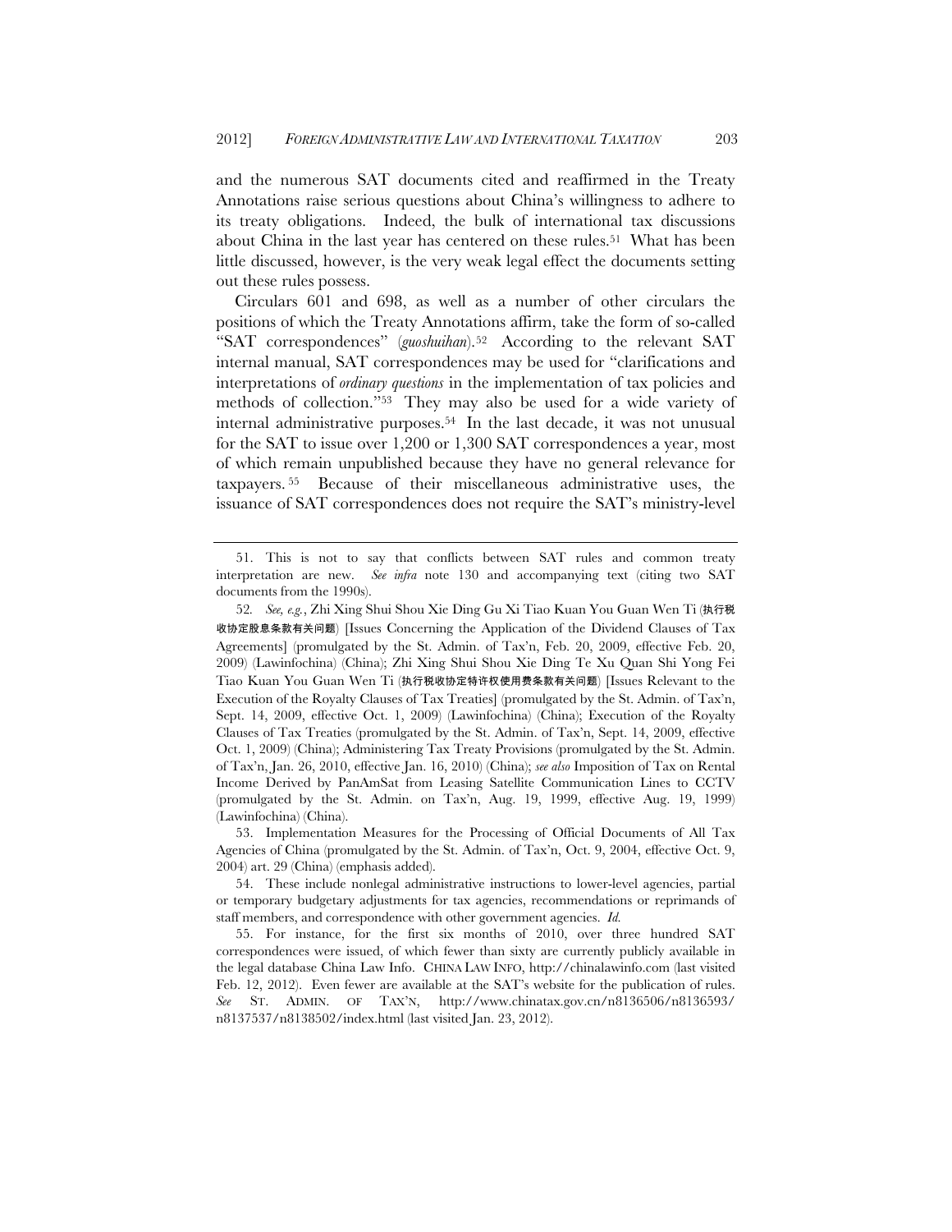and the numerous SAT documents cited and reaffirmed in the Treaty Annotations raise serious questions about China's willingness to adhere to its treaty obligations. Indeed, the bulk of international tax discussions about China in the last year has centered on these rules.[51] What has been little discussed, however, is the very weak legal effect the documents setting out these rules possess.

Circulars 601 and 698, as well as a number of other circulars the positions of which the Treaty Annotations affirm, take the form of so-called "SAT correspondences" (*guoshuihan*).[52] According to the relevant SAT internal manual, SAT correspondences may be used for "clarifications and interpretations of *ordinary questions* in the implementation of tax policies and methods of collection."[53] They may also be used for a wide variety of internal administrative purposes.[54] In the last decade, it was not unusual for the SAT to issue over 1,200 or 1,300 SAT correspondences a year, most of which remain unpublished because they have no general relevance for taxpayers.[55] Because of their miscellaneous administrative uses, the issuance of SAT correspondences does not require the SAT's ministry-level

---

51. This is not to say that conflicts between SAT rules and common treaty interpretation are new. *See infra* note 130 and accompanying text (citing two SAT documents from the 1990s).

52. *See, e.g.*, Zhi Xing Shui Shou Xie Ding Gu Xi Tiao Kuan You Guan Wen Ti (执行税收协定股息条款有关问题) [Issues Concerning the Application of the Dividend Clauses of Tax Agreements] (promulgated by the St. Admin. of Tax'n, Feb. 20, 2009, effective Feb. 20, 2009) (Lawinfochina) (China); Zhi Xing Shui Shou Xie Ding Te Xu Quan Shi Yong Fei Tiao Kuan You Guan Wen Ti (执行税收协定特许权使用费条款有关问题) [Issues Relevant to the Execution of the Royalty Clauses of Tax Treaties] (promulgated by the St. Admin. of Tax'n, Sept. 14, 2009, effective Oct. 1, 2009) (Lawinfochina) (China); Execution of the Royalty Clauses of Tax Treaties (promulgated by the St. Admin. of Tax'n, Sept. 14, 2009, effective Oct. 1, 2009) (China); Administering Tax Treaty Provisions (promulgated by the St. Admin. of Tax'n, Jan. 26, 2010, effective Jan. 16, 2010) (China); *see also* Imposition of Tax on Rental Income Derived by PanAmSat from Leasing Satellite Communication Lines to CCTV (promulgated by the St. Admin. on Tax'n, Aug. 19, 1999, effective Aug. 19, 1999) (Lawinfochina) (China).

53. Implementation Measures for the Processing of Official Documents of All Tax Agencies of China (promulgated by the St. Admin. of Tax'n, Oct. 9, 2004, effective Oct. 9, 2004) art. 29 (China) (emphasis added).

54. These include nonlegal administrative instructions to lower-level agencies, partial or temporary budgetary adjustments for tax agencies, recommendations or reprimands of staff members, and correspondence with other government agencies. *Id.*

55. For instance, for the first six months of 2010, over three hundred SAT correspondences were issued, of which fewer than sixty are currently publicly available in the legal database China Law Info. CHINA LAW INFO, http://chinalawinfo.com (last visited Feb. 12, 2012). Even fewer are available at the SAT's website for the publication of rules. *See* ST. ADMIN. OF TAX'N, http://www.chinatax.gov.cn/n8136506/n8136593/n8137537/n8138502/index.html (last visited Jan. 23, 2012).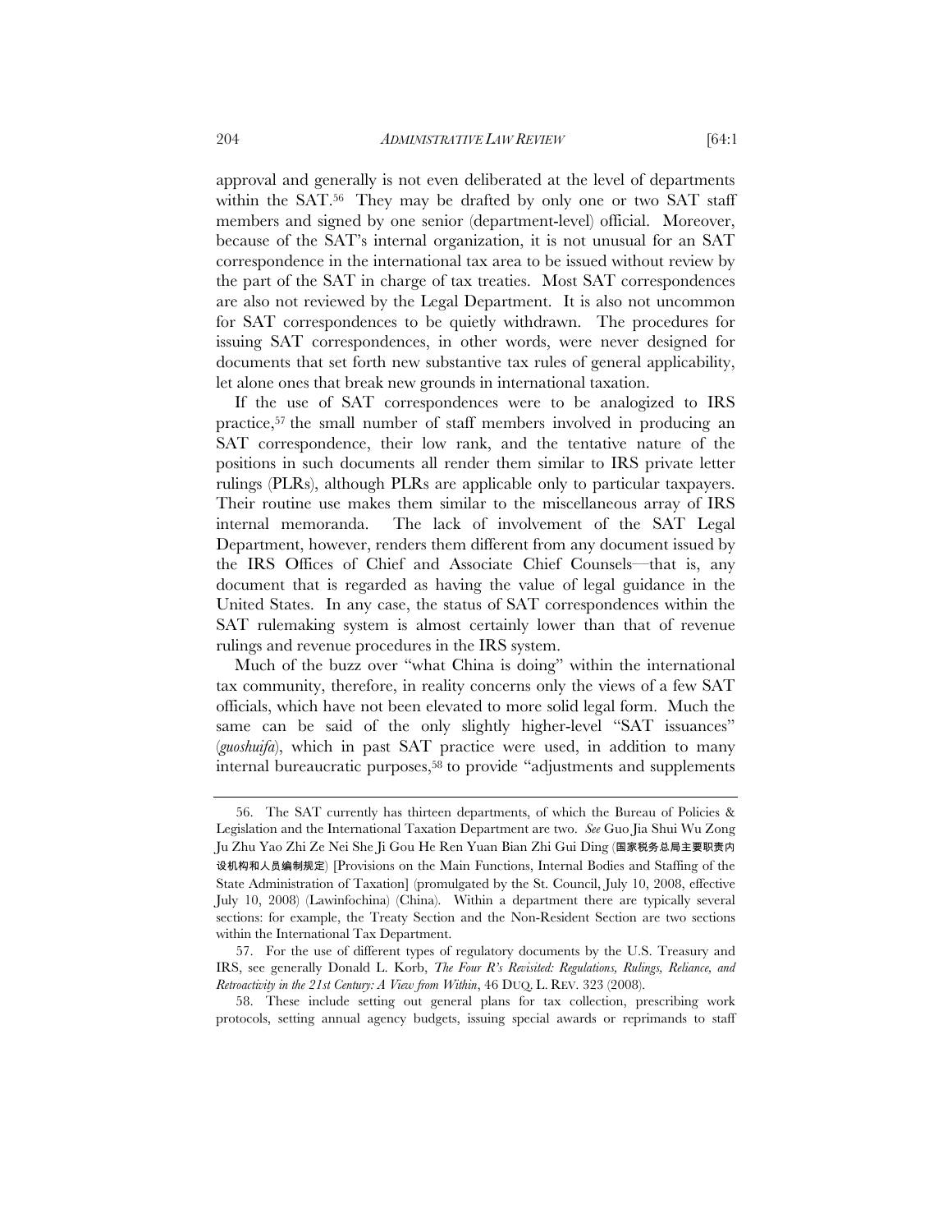approval and generally is not even deliberated at the level of departments within the SAT.[56] They may be drafted by only one or two SAT staff members and signed by one senior (department-level) official. Moreover, because of the SAT's internal organization, it is not unusual for an SAT correspondence in the international tax area to be issued without review by the part of the SAT in charge of tax treaties. Most SAT correspondences are also not reviewed by the Legal Department. It is also not uncommon for SAT correspondences to be quietly withdrawn. The procedures for issuing SAT correspondences, in other words, were never designed for documents that set forth new substantive tax rules of general applicability, let alone ones that break new grounds in international taxation.

If the use of SAT correspondences were to be analogized to IRS practice,[57] the small number of staff members involved in producing an SAT correspondence, their low rank, and the tentative nature of the positions in such documents all render them similar to IRS private letter rulings (PLRs), although PLRs are applicable only to particular taxpayers. Their routine use makes them similar to the miscellaneous array of IRS internal memoranda. The lack of involvement of the SAT Legal Department, however, renders them different from any document issued by the IRS Offices of Chief and Associate Chief Counsels—that is, any document that is regarded as having the value of legal guidance in the United States. In any case, the status of SAT correspondences within the SAT rulemaking system is almost certainly lower than that of revenue rulings and revenue procedures in the IRS system.

Much of the buzz over "what China is doing" within the international tax community, therefore, in reality concerns only the views of a few SAT officials, which have not been elevated to more solid legal form. Much the same can be said of the only slightly higher-level "SAT issuances" (*guoshuifa*), which in past SAT practice were used, in addition to many internal bureaucratic purposes,[58] to provide "adjustments and supplements

---

56. The SAT currently has thirteen departments, of which the Bureau of Policies & Legislation and the International Taxation Department are two. *See* Guo Jia Shui Wu Zong Ju Zhu Yao Zhi Ze Nei She Ji Gou He Ren Yuan Bian Zhi Gui Ding (国家税务总局主要职责内设机构和人员编制规定) [Provisions on the Main Functions, Internal Bodies and Staffing of the State Administration of Taxation] (promulgated by the St. Council, July 10, 2008, effective July 10, 2008) (Lawinfochina) (China). Within a department there are typically several sections: for example, the Treaty Section and the Non-Resident Section are two sections within the International Tax Department.

57. For the use of different types of regulatory documents by the U.S. Treasury and IRS, see generally Donald L. Korb, *The Four R's Revisited: Regulations, Rulings, Reliance, and Retroactivity in the 21st Century: A View from Within*, 46 DUQ. L. REV. 323 (2008).

58. These include setting out general plans for tax collection, prescribing work protocols, setting annual agency budgets, issuing special awards or reprimands to staff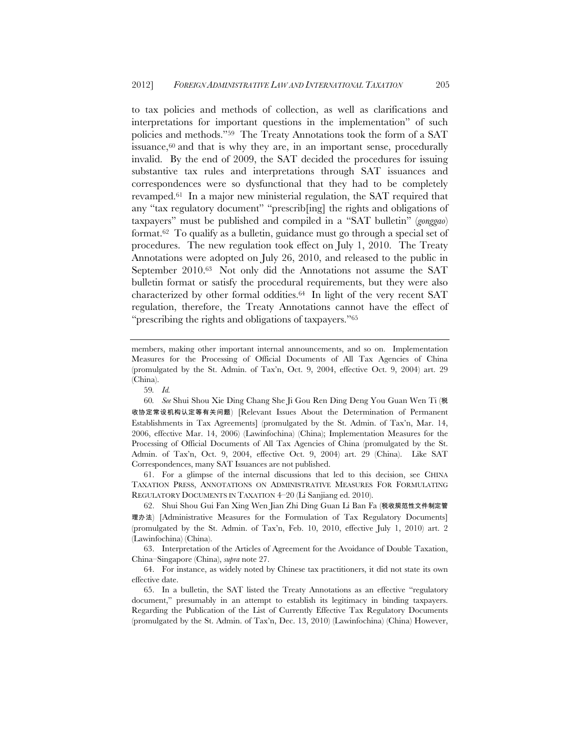to tax policies and methods of collection, as well as clarifications and interpretations for important questions in the implementation" of such policies and methods."[59] The Treaty Annotations took the form of a SAT issuance,[60] and that is why they are, in an important sense, procedurally invalid. By the end of 2009, the SAT decided the procedures for issuing substantive tax rules and interpretations through SAT issuances and correspondences were so dysfunctional that they had to be completely revamped.[61] In a major new ministerial regulation, the SAT required that any "tax regulatory document" "prescrib[ing] the rights and obligations of taxpayers" must be published and compiled in a "SAT bulletin" (*gonggao*) format.[62] To qualify as a bulletin, guidance must go through a special set of procedures. The new regulation took effect on July 1, 2010. The Treaty Annotations were adopted on July 26, 2010, and released to the public in September 2010.[63] Not only did the Annotations not assume the SAT bulletin format or satisfy the procedural requirements, but they were also characterized by other formal oddities.[64] In light of the very recent SAT regulation, therefore, the Treaty Annotations cannot have the effect of "prescribing the rights and obligations of taxpayers."[65]

---

members, making other important internal announcements, and so on. Implementation Measures for the Processing of Official Documents of All Tax Agencies of China (promulgated by the St. Admin. of Tax'n, Oct. 9, 2004, effective Oct. 9, 2004) art. 29 (China).

59. *Id.*

60. *See* Shui Shou Xie Ding Chang She Ji Gou Ren Ding Deng You Guan Wen Ti (税收协定常设机构认定等有关问题) [Relevant Issues About the Determination of Permanent Establishments in Tax Agreements] (promulgated by the St. Admin. of Tax'n, Mar. 14, 2006, effective Mar. 14, 2006) (Lawinfochina) (China); Implementation Measures for the Processing of Official Documents of All Tax Agencies of China (promulgated by the St. Admin. of Tax'n, Oct. 9, 2004, effective Oct. 9, 2004) art. 29 (China). Like SAT Correspondences, many SAT Issuances are not published.

61. For a glimpse of the internal discussions that led to this decision, see CHINA TAXATION PRESS, ANNOTATIONS ON ADMINISTRATIVE MEASURES FOR FORMULATING REGULATORY DOCUMENTS IN TAXATION 4–20 (Li Sanjiang ed. 2010).

62. Shui Shou Gui Fan Xing Wen Jian Zhi Ding Guan Li Ban Fa (税收规范性文件制定管理办法) [Administrative Measures for the Formulation of Tax Regulatory Documents] (promulgated by the St. Admin. of Tax'n, Feb. 10, 2010, effective July 1, 2010) art. 2 (Lawinfochina) (China).

63. Interpretation of the Articles of Agreement for the Avoidance of Double Taxation, China–Singapore (China), *supra* note 27.

64. For instance, as widely noted by Chinese tax practitioners, it did not state its own effective date.

65. In a bulletin, the SAT listed the Treaty Annotations as an effective "regulatory document," presumably in an attempt to establish its legitimacy in binding taxpayers. Regarding the Publication of the List of Currently Effective Tax Regulatory Documents (promulgated by the St. Admin. of Tax'n, Dec. 13, 2010) (Lawinfochina) (China) However,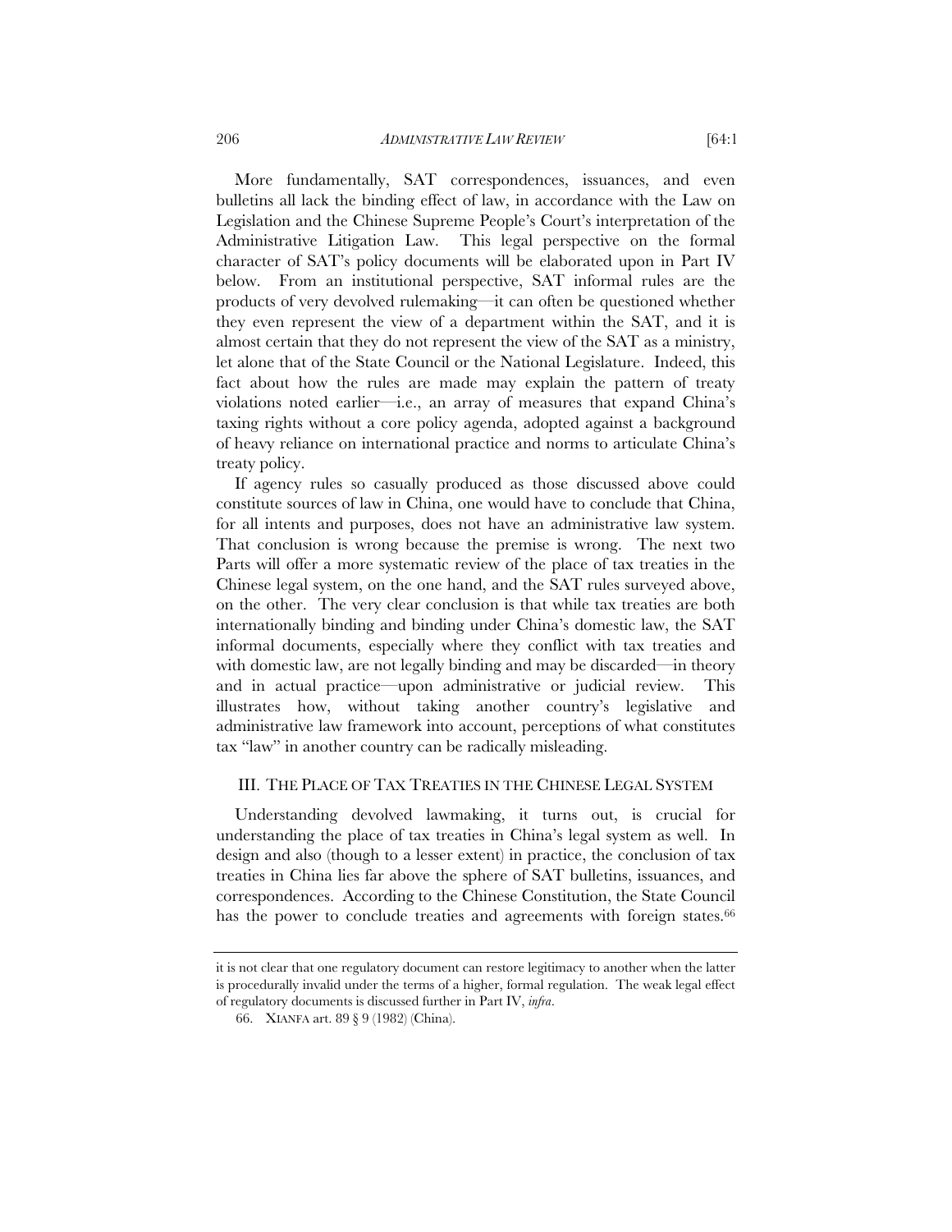More fundamentally, SAT correspondences, issuances, and even bulletins all lack the binding effect of law, in accordance with the Law on Legislation and the Chinese Supreme People's Court's interpretation of the Administrative Litigation Law. This legal perspective on the formal character of SAT's policy documents will be elaborated upon in Part IV below. From an institutional perspective, SAT informal rules are the products of very devolved rulemaking—it can often be questioned whether they even represent the view of a department within the SAT, and it is almost certain that they do not represent the view of the SAT as a ministry, let alone that of the State Council or the National Legislature. Indeed, this fact about how the rules are made may explain the pattern of treaty violations noted earlier—i.e., an array of measures that expand China's taxing rights without a core policy agenda, adopted against a background of heavy reliance on international practice and norms to articulate China's treaty policy.

If agency rules so casually produced as those discussed above could constitute sources of law in China, one would have to conclude that China, for all intents and purposes, does not have an administrative law system. That conclusion is wrong because the premise is wrong. The next two Parts will offer a more systematic review of the place of tax treaties in the Chinese legal system, on the one hand, and the SAT rules surveyed above, on the other. The very clear conclusion is that while tax treaties are both internationally binding and binding under China's domestic law, the SAT informal documents, especially where they conflict with tax treaties and with domestic law, are not legally binding and may be discarded—in theory and in actual practice—upon administrative or judicial review. This illustrates how, without taking another country's legislative and administrative law framework into account, perceptions of what constitutes tax "law" in another country can be radically misleading.

## III. The Place of Tax Treaties in the Chinese Legal System

Understanding devolved lawmaking, it turns out, is crucial for understanding the place of tax treaties in China's legal system as well. In design and also (though to a lesser extent) in practice, the conclusion of tax treaties in China lies far above the sphere of SAT bulletins, issuances, and correspondences. According to the Chinese Constitution, the State Council has the power to conclude treaties and agreements with foreign states.[66]

---

it is not clear that one regulatory document can restore legitimacy to another when the latter is procedurally invalid under the terms of a higher, formal regulation. The weak legal effect of regulatory documents is discussed further in Part IV, *infra*.

66. XIANFA art. 89 § 9 (1982) (China).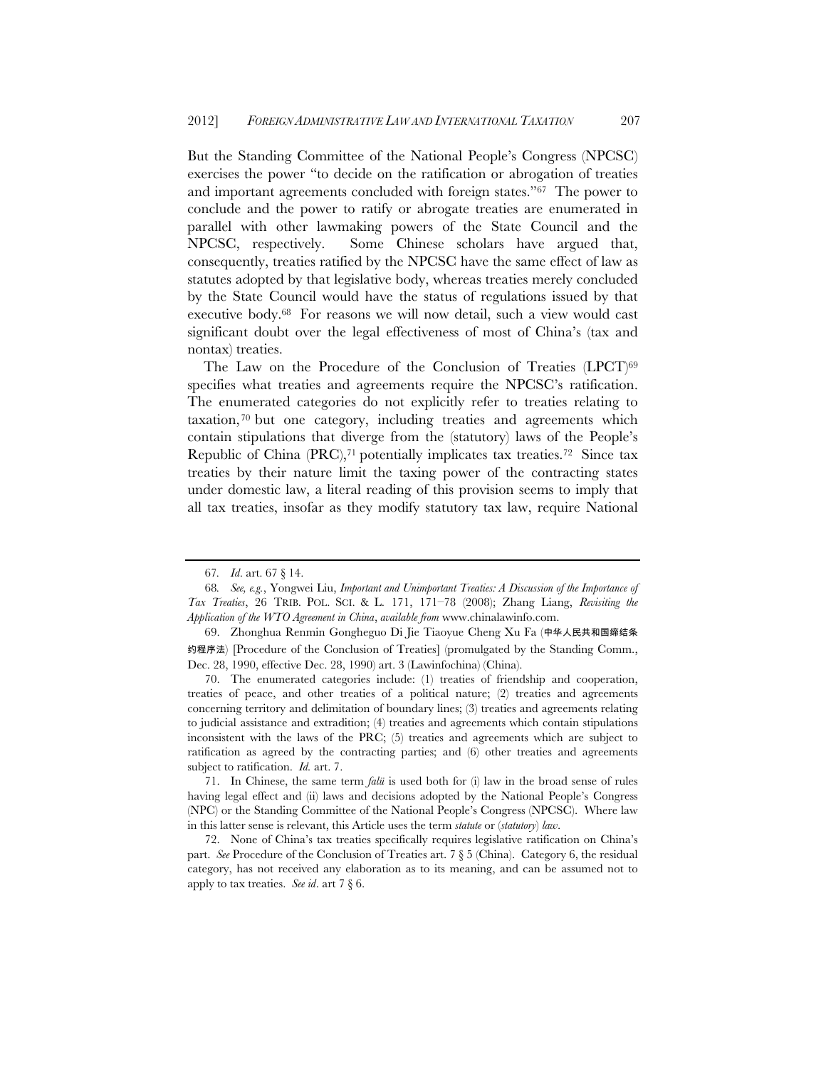But the Standing Committee of the National People's Congress (NPCSC) exercises the power "to decide on the ratification or abrogation of treaties and important agreements concluded with foreign states."[67] The power to conclude and the power to ratify or abrogate treaties are enumerated in parallel with other lawmaking powers of the State Council and the NPCSC, respectively. Some Chinese scholars have argued that, consequently, treaties ratified by the NPCSC have the same effect of law as statutes adopted by that legislative body, whereas treaties merely concluded by the State Council would have the status of regulations issued by that executive body.[68] For reasons we will now detail, such a view would cast significant doubt over the legal effectiveness of most of China's (tax and nontax) treaties.

The Law on the Procedure of the Conclusion of Treaties (LPCT)[69] specifies what treaties and agreements require the NPCSC's ratification. The enumerated categories do not explicitly refer to treaties relating to taxation,[70] but one category, including treaties and agreements which contain stipulations that diverge from the (statutory) laws of the People's Republic of China (PRC),[71] potentially implicates tax treaties.[72] Since tax treaties by their nature limit the taxing power of the contracting states under domestic law, a literal reading of this provision seems to imply that all tax treaties, insofar as they modify statutory tax law, require National

---

67. *Id*. art. 67 § 14.

68. *See, e.g.*, Yongwei Liu, *Important and Unimportant Treaties: A Discussion of the Importance of Tax Treaties*, 26 TRIB. POL. SCI. & L. 171, 171–78 (2008); Zhang Liang, *Revisiting the Application of the WTO Agreement in China*, *available from* www.chinalawinfo.com.

69. Zhonghua Renmin Gongheguo Di Jie Tiaoyue Cheng Xu Fa (中华人民共和国缔结条约程序法) [Procedure of the Conclusion of Treaties] (promulgated by the Standing Comm., Dec. 28, 1990, effective Dec. 28, 1990) art. 3 (Lawinfochina) (China).

70. The enumerated categories include: (1) treaties of friendship and cooperation, treaties of peace, and other treaties of a political nature; (2) treaties and agreements concerning territory and delimitation of boundary lines; (3) treaties and agreements relating to judicial assistance and extradition; (4) treaties and agreements which contain stipulations inconsistent with the laws of the PRC; (5) treaties and agreements which are subject to ratification as agreed by the contracting parties; and (6) other treaties and agreements subject to ratification. *Id.* art. 7.

71. In Chinese, the same term *falü* is used both for (i) law in the broad sense of rules having legal effect and (ii) laws and decisions adopted by the National People's Congress (NPC) or the Standing Committee of the National People's Congress (NPCSC). Where law in this latter sense is relevant, this Article uses the term *statute* or (*statutory*) *law*.

72. None of China's tax treaties specifically requires legislative ratification on China's part. *See* Procedure of the Conclusion of Treaties art. 7 § 5 (China). Category 6, the residual category, has not received any elaboration as to its meaning, and can be assumed not to apply to tax treaties. *See id*. art 7 § 6.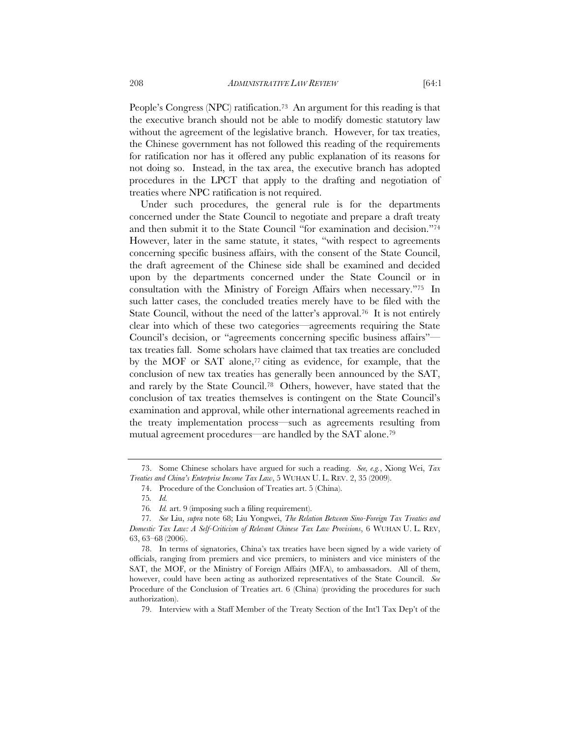People's Congress (NPC) ratification.[73] An argument for this reading is that the executive branch should not be able to modify domestic statutory law without the agreement of the legislative branch. However, for tax treaties, the Chinese government has not followed this reading of the requirements for ratification nor has it offered any public explanation of its reasons for not doing so. Instead, in the tax area, the executive branch has adopted procedures in the LPCT that apply to the drafting and negotiation of treaties where NPC ratification is not required.

Under such procedures, the general rule is for the departments concerned under the State Council to negotiate and prepare a draft treaty and then submit it to the State Council "for examination and decision."[74] However, later in the same statute, it states, "with respect to agreements concerning specific business affairs, with the consent of the State Council, the draft agreement of the Chinese side shall be examined and decided upon by the departments concerned under the State Council or in consultation with the Ministry of Foreign Affairs when necessary."[75] In such latter cases, the concluded treaties merely have to be filed with the State Council, without the need of the latter's approval.[76] It is not entirely clear into which of these two categories—agreements requiring the State Council's decision, or "agreements concerning specific business affairs"—tax treaties fall. Some scholars have claimed that tax treaties are concluded by the MOF or SAT alone,[77] citing as evidence, for example, that the conclusion of new tax treaties has generally been announced by the SAT, and rarely by the State Council.[78] Others, however, have stated that the conclusion of tax treaties themselves is contingent on the State Council's examination and approval, while other international agreements reached in the treaty implementation process—such as agreements resulting from mutual agreement procedures—are handled by the SAT alone.[79]

---

73. Some Chinese scholars have argued for such a reading. *See, e.g.*, Xiong Wei, *Tax Treaties and China's Enterprise Income Tax Law*, 5 WUHAN U. L. REV. 2, 35 (2009).

74. Procedure of the Conclusion of Treaties art. 5 (China).

75. *Id.*

76. *Id.* art. 9 (imposing such a filing requirement).

77. *See* Liu, *supra* note 68; Liu Yongwei, *The Relation Between Sino-Foreign Tax Treaties and Domestic Tax Law: A Self-Criticism of Relevant Chinese Tax Law Provisions*, 6 WUHAN U. L. REV, 63, 63–68 (2006).

78. In terms of signatories, China's tax treaties have been signed by a wide variety of officials, ranging from premiers and vice premiers, to ministers and vice ministers of the SAT, the MOF, or the Ministry of Foreign Affairs (MFA), to ambassadors. All of them, however, could have been acting as authorized representatives of the State Council. *See* Procedure of the Conclusion of Treaties art. 6 (China) (providing the procedures for such authorization).

79. Interview with a Staff Member of the Treaty Section of the Int'l Tax Dep't of the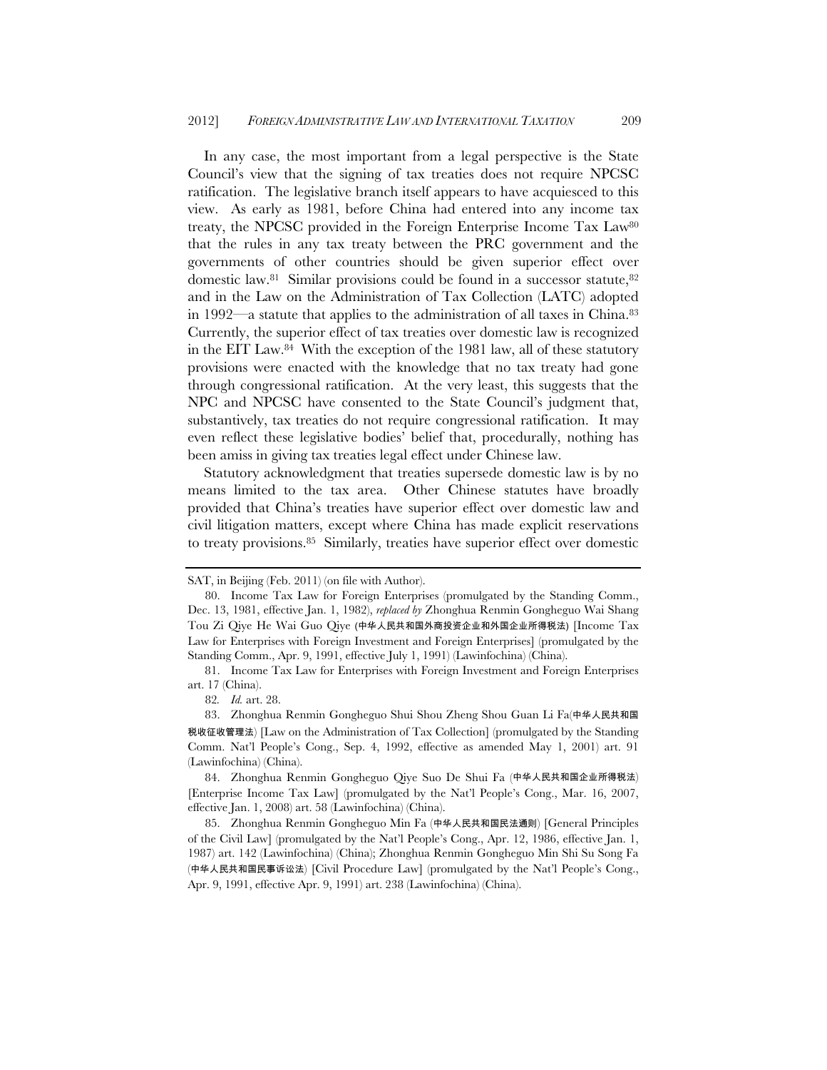In any case, the most important from a legal perspective is the State Council's view that the signing of tax treaties does not require NPCSC ratification. The legislative branch itself appears to have acquiesced to this view. As early as 1981, before China had entered into any income tax treaty, the NPCSC provided in the Foreign Enterprise Income Tax Law[80] that the rules in any tax treaty between the PRC government and the governments of other countries should be given superior effect over domestic law.[81] Similar provisions could be found in a successor statute,[82] and in the Law on the Administration of Tax Collection (LATC) adopted in 1992—a statute that applies to the administration of all taxes in China.[83] Currently, the superior effect of tax treaties over domestic law is recognized in the EIT Law.[84] With the exception of the 1981 law, all of these statutory provisions were enacted with the knowledge that no tax treaty had gone through congressional ratification. At the very least, this suggests that the NPC and NPCSC have consented to the State Council's judgment that, substantively, tax treaties do not require congressional ratification. It may even reflect these legislative bodies' belief that, procedurally, nothing has been amiss in giving tax treaties legal effect under Chinese law.

Statutory acknowledgment that treaties supersede domestic law is by no means limited to the tax area. Other Chinese statutes have broadly provided that China's treaties have superior effect over domestic law and civil litigation matters, except where China has made explicit reservations to treaty provisions.[85] Similarly, treaties have superior effect over domestic

---

SAT, in Beijing (Feb. 2011) (on file with Author).

80. Income Tax Law for Foreign Enterprises (promulgated by the Standing Comm., Dec. 13, 1981, effective Jan. 1, 1982), *replaced by* Zhonghua Renmin Gongheguo Wai Shang Tou Zi Qiye He Wai Guo Qiye (中华人民共和国外商投资企业和外国企业所得税法) [Income Tax Law for Enterprises with Foreign Investment and Foreign Enterprises] (promulgated by the Standing Comm., Apr. 9, 1991, effective July 1, 1991) (Lawinfochina) (China).

81. Income Tax Law for Enterprises with Foreign Investment and Foreign Enterprises art. 17 (China).

82. *Id.* art. 28.

83. Zhonghua Renmin Gongheguo Shui Shou Zheng Shou Guan Li Fa(中华人民共和国税收征收管理法) [Law on the Administration of Tax Collection] (promulgated by the Standing Comm. Nat'l People's Cong., Sep. 4, 1992, effective as amended May 1, 2001) art. 91 (Lawinfochina) (China).

84. Zhonghua Renmin Gongheguo Qiye Suo De Shui Fa (中华人民共和国企业所得税法) [Enterprise Income Tax Law] (promulgated by the Nat'l People's Cong., Mar. 16, 2007, effective Jan. 1, 2008) art. 58 (Lawinfochina) (China).

85. Zhonghua Renmin Gongheguo Min Fa (中华人民共和国民法通则) [General Principles of the Civil Law] (promulgated by the Nat'l People's Cong., Apr. 12, 1986, effective Jan. 1, 1987) art. 142 (Lawinfochina) (China); Zhonghua Renmin Gongheguo Min Shi Su Song Fa (中华人民共和国民事诉讼法) [Civil Procedure Law] (promulgated by the Nat'l People's Cong., Apr. 9, 1991, effective Apr. 9, 1991) art. 238 (Lawinfochina) (China).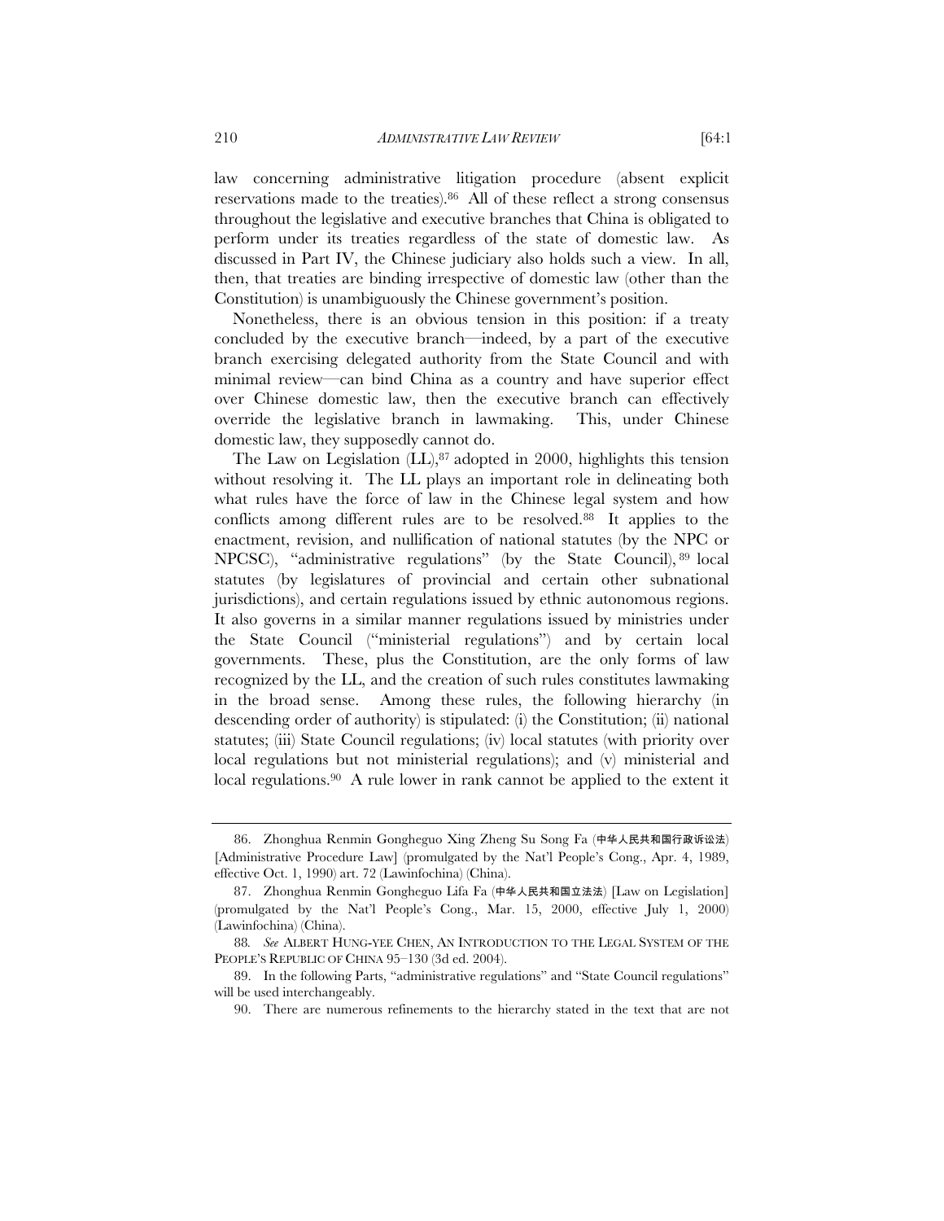law concerning administrative litigation procedure (absent explicit reservations made to the treaties).[86] All of these reflect a strong consensus throughout the legislative and executive branches that China is obligated to perform under its treaties regardless of the state of domestic law. As discussed in Part IV, the Chinese judiciary also holds such a view. In all, then, that treaties are binding irrespective of domestic law (other than the Constitution) is unambiguously the Chinese government's position.

Nonetheless, there is an obvious tension in this position: if a treaty concluded by the executive branch—indeed, by a part of the executive branch exercising delegated authority from the State Council and with minimal review—can bind China as a country and have superior effect over Chinese domestic law, then the executive branch can effectively override the legislative branch in lawmaking. This, under Chinese domestic law, they supposedly cannot do.

The Law on Legislation (LL),[87] adopted in 2000, highlights this tension without resolving it. The LL plays an important role in delineating both what rules have the force of law in the Chinese legal system and how conflicts among different rules are to be resolved.[88] It applies to the enactment, revision, and nullification of national statutes (by the NPC or NPCSC), "administrative regulations" (by the State Council),[89] local statutes (by legislatures of provincial and certain other subnational jurisdictions), and certain regulations issued by ethnic autonomous regions. It also governs in a similar manner regulations issued by ministries under the State Council ("ministerial regulations") and by certain local governments. These, plus the Constitution, are the only forms of law recognized by the LL, and the creation of such rules constitutes lawmaking in the broad sense. Among these rules, the following hierarchy (in descending order of authority) is stipulated: (i) the Constitution; (ii) national statutes; (iii) State Council regulations; (iv) local statutes (with priority over local regulations but not ministerial regulations); and (v) ministerial and local regulations.[90] A rule lower in rank cannot be applied to the extent it

---

86. Zhonghua Renmin Gongheguo Xing Zheng Su Song Fa (中华人民共和国行政诉讼法) [Administrative Procedure Law] (promulgated by the Nat'l People's Cong., Apr. 4, 1989, effective Oct. 1, 1990) art. 72 (Lawinfochina) (China).

87. Zhonghua Renmin Gongheguo Lifa Fa (中华人民共和国立法法) [Law on Legislation] (promulgated by the Nat'l People's Cong., Mar. 15, 2000, effective July 1, 2000) (Lawinfochina) (China).

88. *See* ALBERT HUNG-YEE CHEN, AN INTRODUCTION TO THE LEGAL SYSTEM OF THE PEOPLE'S REPUBLIC OF CHINA 95–130 (3d ed. 2004).

89. In the following Parts, "administrative regulations" and "State Council regulations" will be used interchangeably.

90. There are numerous refinements to the hierarchy stated in the text that are not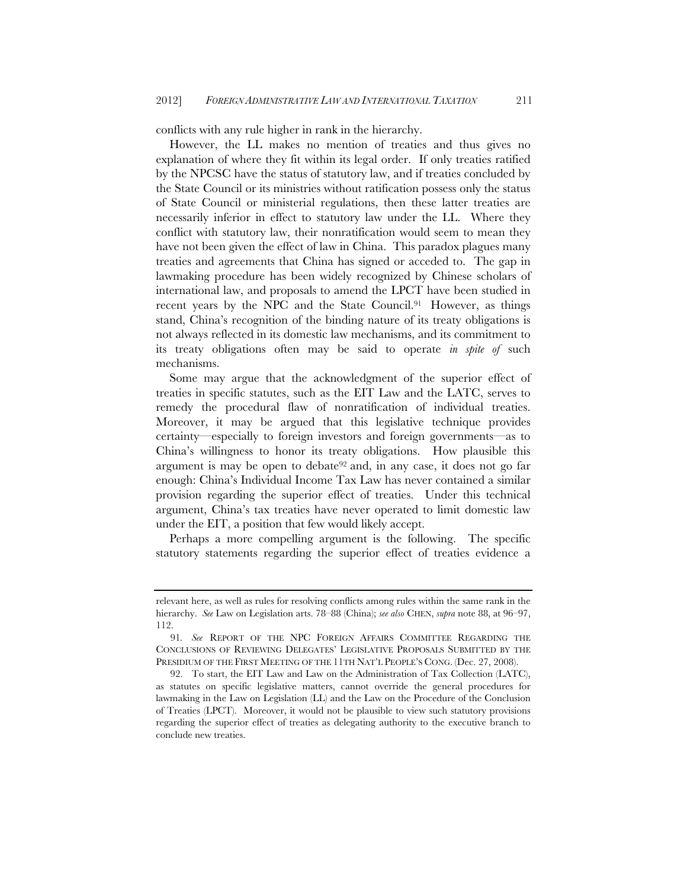conflicts with any rule higher in rank in the hierarchy.

However, the LL makes no mention of treaties and thus gives no explanation of where they fit within its legal order. If only treaties ratified by the NPCSC have the status of statutory law, and if treaties concluded by the State Council or its ministries without ratification possess only the status of State Council or ministerial regulations, then these latter treaties are necessarily inferior in effect to statutory law under the LL. Where they conflict with statutory law, their nonratification would seem to mean they have not been given the effect of law in China. This paradox plagues many treaties and agreements that China has signed or acceded to. The gap in lawmaking procedure has been widely recognized by Chinese scholars of international law, and proposals to amend the LPCT have been studied in recent years by the NPC and the State Council.[91] However, as things stand, China's recognition of the binding nature of its treaty obligations is not always reflected in its domestic law mechanisms, and its commitment to its treaty obligations often may be said to operate *in spite of* such mechanisms.

Some may argue that the acknowledgment of the superior effect of treaties in specific statutes, such as the EIT Law and the LATC, serves to remedy the procedural flaw of nonratification of individual treaties. Moreover, it may be argued that this legislative technique provides certainty—especially to foreign investors and foreign governments—as to China's willingness to honor its treaty obligations. How plausible this argument is may be open to debate[92] and, in any case, it does not go far enough: China's Individual Income Tax Law has never contained a similar provision regarding the superior effect of treaties. Under this technical argument, China's tax treaties have never operated to limit domestic law under the EIT, a position that few would likely accept.

Perhaps a more compelling argument is the following. The specific statutory statements regarding the superior effect of treaties evidence a

---

relevant here, as well as rules for resolving conflicts among rules within the same rank in the hierarchy. *See* Law on Legislation arts. 78–88 (China); *see also* CHEN, *supra* note 88, at 96–97, 112.

91. *See* REPORT OF THE NPC FOREIGN AFFAIRS COMMITTEE REGARDING THE CONCLUSIONS OF REVIEWING DELEGATES' LEGISLATIVE PROPOSALS SUBMITTED BY THE PRESIDIUM OF THE FIRST MEETING OF THE 11TH NAT'L PEOPLE'S CONG. (Dec. 27, 2008).

92. To start, the EIT Law and Law on the Administration of Tax Collection (LATC), as statutes on specific legislative matters, cannot override the general procedures for lawmaking in the Law on Legislation (LL) and the Law on the Procedure of the Conclusion of Treaties (LPCT). Moreover, it would not be plausible to view such statutory provisions regarding the superior effect of treaties as delegating authority to the executive branch to conclude new treaties.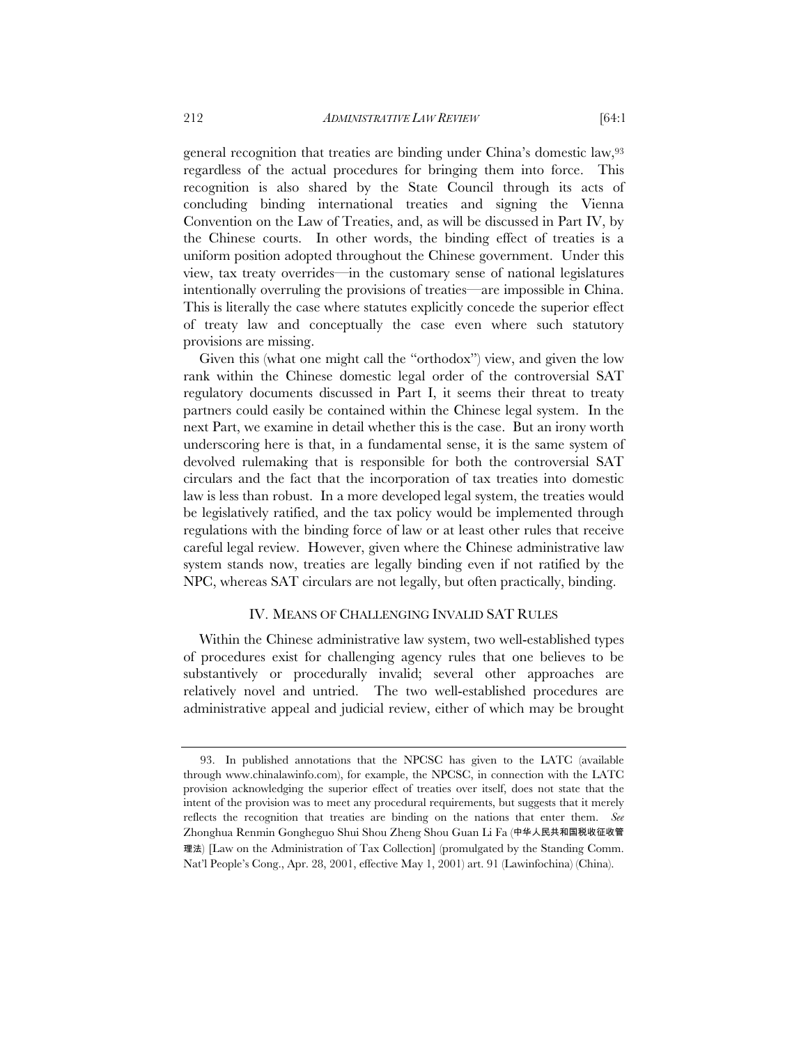general recognition that treaties are binding under China's domestic law,[93] regardless of the actual procedures for bringing them into force. This recognition is also shared by the State Council through its acts of concluding binding international treaties and signing the Vienna Convention on the Law of Treaties, and, as will be discussed in Part IV, by the Chinese courts. In other words, the binding effect of treaties is a uniform position adopted throughout the Chinese government. Under this view, tax treaty overrides—in the customary sense of national legislatures intentionally overruling the provisions of treaties—are impossible in China. This is literally the case where statutes explicitly concede the superior effect of treaty law and conceptually the case even where such statutory provisions are missing.

Given this (what one might call the "orthodox") view, and given the low rank within the Chinese domestic legal order of the controversial SAT regulatory documents discussed in Part I, it seems their threat to treaty partners could easily be contained within the Chinese legal system. In the next Part, we examine in detail whether this is the case. But an irony worth underscoring here is that, in a fundamental sense, it is the same system of devolved rulemaking that is responsible for both the controversial SAT circulars and the fact that the incorporation of tax treaties into domestic law is less than robust. In a more developed legal system, the treaties would be legislatively ratified, and the tax policy would be implemented through regulations with the binding force of law or at least other rules that receive careful legal review. However, given where the Chinese administrative law system stands now, treaties are legally binding even if not ratified by the NPC, whereas SAT circulars are not legally, but often practically, binding.

## IV. MEANS OF CHALLENGING INVALID SAT RULES

Within the Chinese administrative law system, two well-established types of procedures exist for challenging agency rules that one believes to be substantively or procedurally invalid; several other approaches are relatively novel and untried. The two well-established procedures are administrative appeal and judicial review, either of which may be brought

---

93. In published annotations that the NPCSC has given to the LATC (available through www.chinalawinfo.com), for example, the NPCSC, in connection with the LATC provision acknowledging the superior effect of treaties over itself, does not state that the intent of the provision was to meet any procedural requirements, but suggests that it merely reflects the recognition that treaties are binding on the nations that enter them. *See* Zhonghua Renmin Gongheguo Shui Shou Zheng Shou Guan Li Fa (中华人民共和国税收征收管理法) [Law on the Administration of Tax Collection] (promulgated by the Standing Comm. Nat'l People's Cong., Apr. 28, 2001, effective May 1, 2001) art. 91 (Lawinfochina) (China).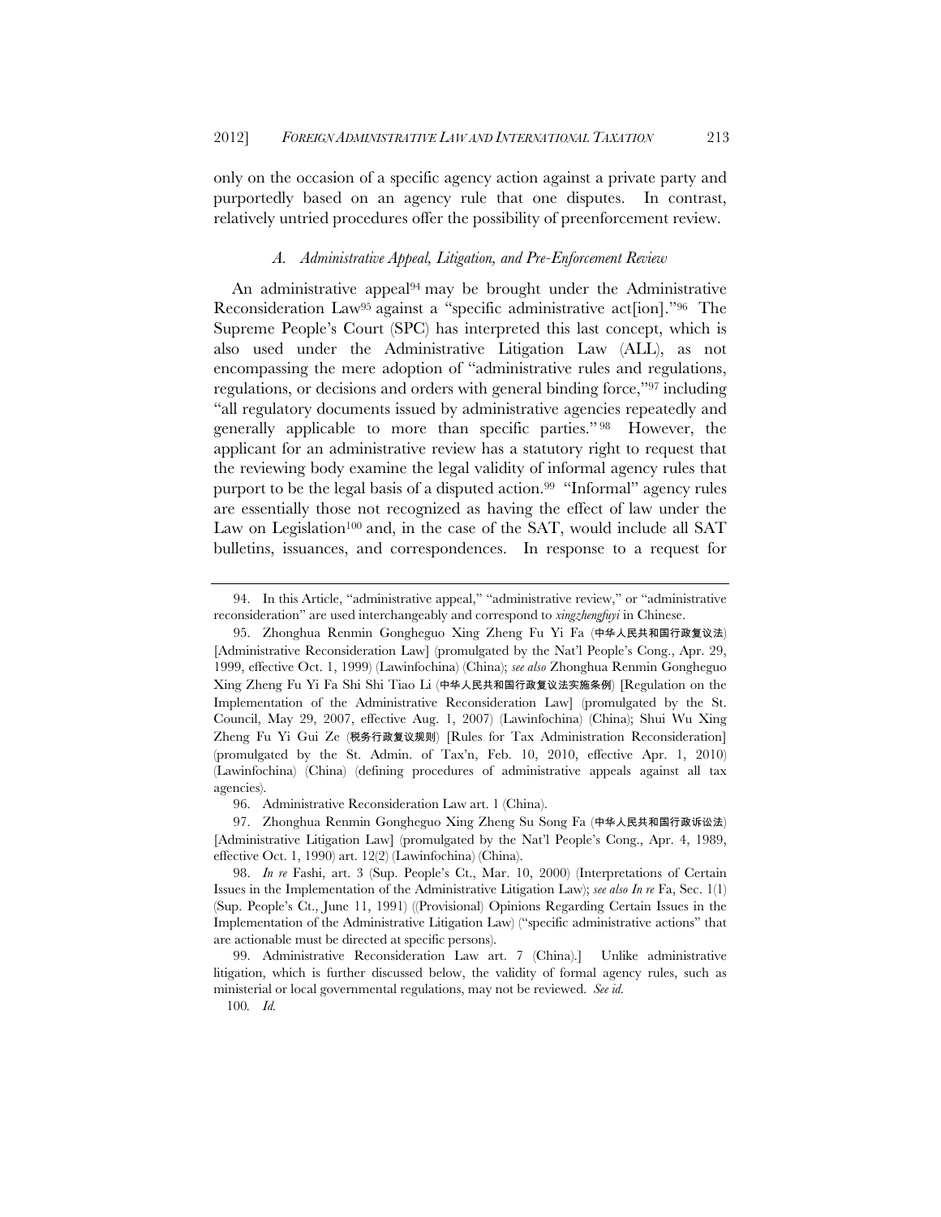only on the occasion of a specific agency action against a private party and purportedly based on an agency rule that one disputes. In contrast, relatively untried procedures offer the possibility of preenforcement review.

### *A. Administrative Appeal, Litigation, and Pre-Enforcement Review*

An administrative appeal[94] may be brought under the Administrative Reconsideration Law[95] against a "specific administrative act[ion]."[96] The Supreme People's Court (SPC) has interpreted this last concept, which is also used under the Administrative Litigation Law (ALL), as not encompassing the mere adoption of "administrative rules and regulations, regulations, or decisions and orders with general binding force,"[97] including "all regulatory documents issued by administrative agencies repeatedly and generally applicable to more than specific parties."[98] However, the applicant for an administrative review has a statutory right to request that the reviewing body examine the legal validity of informal agency rules that purport to be the legal basis of a disputed action.[99] "Informal" agency rules are essentially those not recognized as having the effect of law under the Law on Legislation[100] and, in the case of the SAT, would include all SAT bulletins, issuances, and correspondences. In response to a request for

---

94. In this Article, "administrative appeal," "administrative review," or "administrative reconsideration" are used interchangeably and correspond to *xingzhengfuyi* in Chinese.

95. Zhonghua Renmin Gongheguo Xing Zheng Fu Yi Fa (中华人民共和国行政复议法) [Administrative Reconsideration Law] (promulgated by the Nat'l People's Cong., Apr. 29, 1999, effective Oct. 1, 1999) (Lawinfochina) (China); *see also* Zhonghua Renmin Gongheguo Xing Zheng Fu Yi Fa Shi Shi Tiao Li (中华人民共和国行政复议法实施条例) [Regulation on the Implementation of the Administrative Reconsideration Law] (promulgated by the St. Council, May 29, 2007, effective Aug. 1, 2007) (Lawinfochina) (China); Shui Wu Xing Zheng Fu Yi Gui Ze (税务行政复议规则) [Rules for Tax Administration Reconsideration] (promulgated by the St. Admin. of Tax'n, Feb. 10, 2010, effective Apr. 1, 2010) (Lawinfochina) (China) (defining procedures of administrative appeals against all tax agencies).

96. Administrative Reconsideration Law art. 1 (China).

97. Zhonghua Renmin Gongheguo Xing Zheng Su Song Fa (中华人民共和国行政诉讼法) [Administrative Litigation Law] (promulgated by the Nat'l People's Cong., Apr. 4, 1989, effective Oct. 1, 1990) art. 12(2) (Lawinfochina) (China).

98. *In re* Fashi, art. 3 (Sup. People's Ct., Mar. 10, 2000) (Interpretations of Certain Issues in the Implementation of the Administrative Litigation Law); *see also In re* Fa, Sec. 1(1) (Sup. People's Ct., June 11, 1991) ((Provisional) Opinions Regarding Certain Issues in the Implementation of the Administrative Litigation Law) ("specific administrative actions" that are actionable must be directed at specific persons).

99. Administrative Reconsideration Law art. 7 (China).] Unlike administrative litigation, which is further discussed below, the validity of formal agency rules, such as ministerial or local governmental regulations, may not be reviewed. *See id.*

100. *Id.*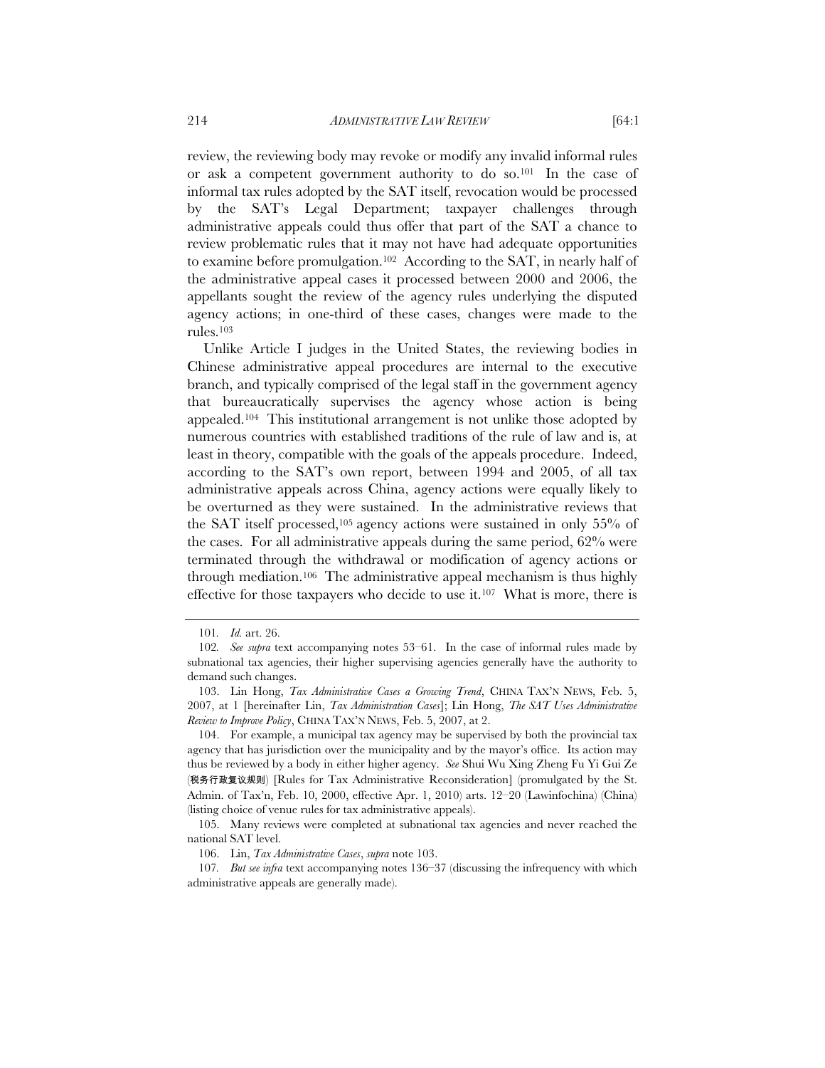review, the reviewing body may revoke or modify any invalid informal rules or ask a competent government authority to do so.[101] In the case of informal tax rules adopted by the SAT itself, revocation would be processed by the SAT's Legal Department; taxpayer challenges through administrative appeals could thus offer that part of the SAT a chance to review problematic rules that it may not have had adequate opportunities to examine before promulgation.[102] According to the SAT, in nearly half of the administrative appeal cases it processed between 2000 and 2006, the appellants sought the review of the agency rules underlying the disputed agency actions; in one-third of these cases, changes were made to the rules.[103]

Unlike Article I judges in the United States, the reviewing bodies in Chinese administrative appeal procedures are internal to the executive branch, and typically comprised of the legal staff in the government agency that bureaucratically supervises the agency whose action is being appealed.[104] This institutional arrangement is not unlike those adopted by numerous countries with established traditions of the rule of law and is, at least in theory, compatible with the goals of the appeals procedure. Indeed, according to the SAT's own report, between 1994 and 2005, of all tax administrative appeals across China, agency actions were equally likely to be overturned as they were sustained. In the administrative reviews that the SAT itself processed,[105] agency actions were sustained in only 55% of the cases. For all administrative appeals during the same period, 62% were terminated through the withdrawal or modification of agency actions or through mediation.[106] The administrative appeal mechanism is thus highly effective for those taxpayers who decide to use it.[107] What is more, there is

---

101. *Id.* art. 26.

102. *See supra* text accompanying notes 53–61. In the case of informal rules made by subnational tax agencies, their higher supervising agencies generally have the authority to demand such changes.

103. Lin Hong, *Tax Administrative Cases a Growing Trend*, CHINA TAX'N NEWS, Feb. 5, 2007, at 1 [hereinafter Lin, *Tax Administration Cases*]; Lin Hong, *The SAT Uses Administrative Review to Improve Policy*, CHINA TAX'N NEWS, Feb. 5, 2007, at 2.

104. For example, a municipal tax agency may be supervised by both the provincial tax agency that has jurisdiction over the municipality and by the mayor's office. Its action may thus be reviewed by a body in either higher agency. *See* Shui Wu Xing Zheng Fu Yi Gui Ze (税务行政复议规则) [Rules for Tax Administrative Reconsideration] (promulgated by the St. Admin. of Tax'n, Feb. 10, 2000, effective Apr. 1, 2010) arts. 12–20 (Lawinfochina) (China) (listing choice of venue rules for tax administrative appeals).

105. Many reviews were completed at subnational tax agencies and never reached the national SAT level.

106. Lin, *Tax Administrative Cases*, *supra* note 103.

107. *But see infra* text accompanying notes 136–37 (discussing the infrequency with which administrative appeals are generally made).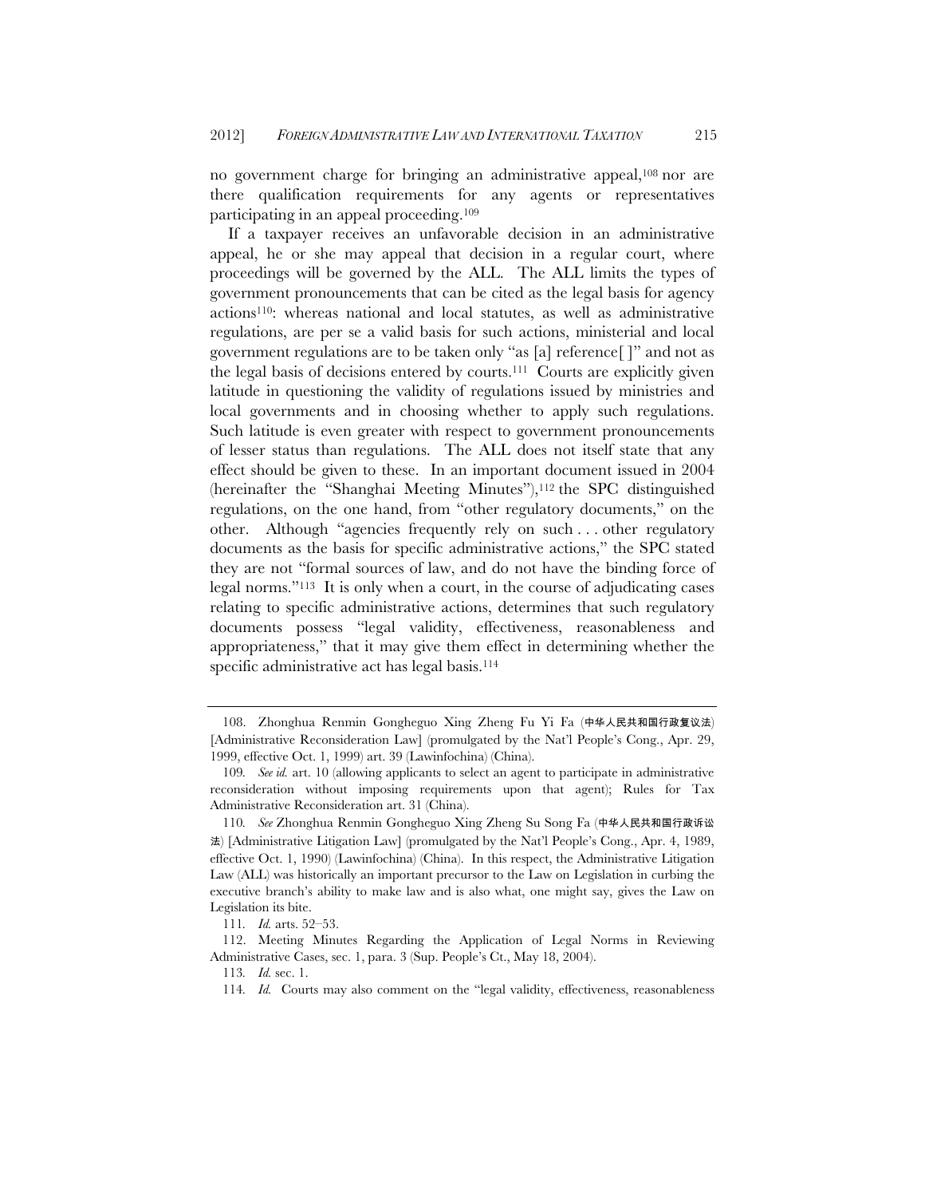no government charge for bringing an administrative appeal,[108] nor are there qualification requirements for any agents or representatives participating in an appeal proceeding.[109]

If a taxpayer receives an unfavorable decision in an administrative appeal, he or she may appeal that decision in a regular court, where proceedings will be governed by the ALL. The ALL limits the types of government pronouncements that can be cited as the legal basis for agency actions[110]: whereas national and local statutes, as well as administrative regulations, are per se a valid basis for such actions, ministerial and local government regulations are to be taken only "as [a] reference[ ]" and not as the legal basis of decisions entered by courts.[111] Courts are explicitly given latitude in questioning the validity of regulations issued by ministries and local governments and in choosing whether to apply such regulations. Such latitude is even greater with respect to government pronouncements of lesser status than regulations. The ALL does not itself state that any effect should be given to these. In an important document issued in 2004 (hereinafter the "Shanghai Meeting Minutes"),[112] the SPC distinguished regulations, on the one hand, from "other regulatory documents," on the other. Although "agencies frequently rely on such . . . other regulatory documents as the basis for specific administrative actions," the SPC stated they are not "formal sources of law, and do not have the binding force of legal norms."[113] It is only when a court, in the course of adjudicating cases relating to specific administrative actions, determines that such regulatory documents possess "legal validity, effectiveness, reasonableness and appropriateness," that it may give them effect in determining whether the specific administrative act has legal basis.[114]

---

108. Zhonghua Renmin Gongheguo Xing Zheng Fu Yi Fa (中华人民共和国行政复议法) [Administrative Reconsideration Law] (promulgated by the Nat'l People's Cong., Apr. 29, 1999, effective Oct. 1, 1999) art. 39 (Lawinfochina) (China).

109. *See id.* art. 10 (allowing applicants to select an agent to participate in administrative reconsideration without imposing requirements upon that agent); Rules for Tax Administrative Reconsideration art. 31 (China).

110. *See* Zhonghua Renmin Gongheguo Xing Zheng Su Song Fa (中华人民共和国行政诉讼法) [Administrative Litigation Law] (promulgated by the Nat'l People's Cong., Apr. 4, 1989, effective Oct. 1, 1990) (Lawinfochina) (China). In this respect, the Administrative Litigation Law (ALL) was historically an important precursor to the Law on Legislation in curbing the executive branch's ability to make law and is also what, one might say, gives the Law on Legislation its bite.

111. *Id.* arts. 52–53.

112. Meeting Minutes Regarding the Application of Legal Norms in Reviewing Administrative Cases, sec. 1, para. 3 (Sup. People's Ct., May 18, 2004).

113. *Id.* sec. 1.

114. *Id.* Courts may also comment on the "legal validity, effectiveness, reasonableness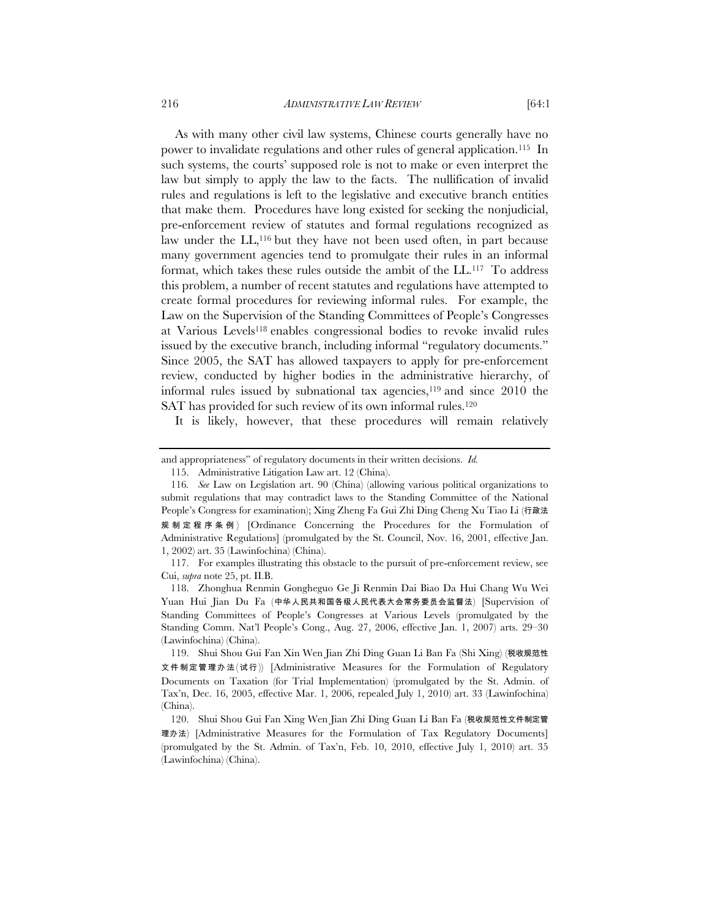As with many other civil law systems, Chinese courts generally have no power to invalidate regulations and other rules of general application.[115] In such systems, the courts' supposed role is not to make or even interpret the law but simply to apply the law to the facts. The nullification of invalid rules and regulations is left to the legislative and executive branch entities that make them. Procedures have long existed for seeking the nonjudicial, pre-enforcement review of statutes and formal regulations recognized as law under the LL,[116] but they have not been used often, in part because many government agencies tend to promulgate their rules in an informal format, which takes these rules outside the ambit of the LL.[117] To address this problem, a number of recent statutes and regulations have attempted to create formal procedures for reviewing informal rules. For example, the Law on the Supervision of the Standing Committees of People's Congresses at Various Levels[118] enables congressional bodies to revoke invalid rules issued by the executive branch, including informal "regulatory documents." Since 2005, the SAT has allowed taxpayers to apply for pre-enforcement review, conducted by higher bodies in the administrative hierarchy, of informal rules issued by subnational tax agencies,[119] and since 2010 the SAT has provided for such review of its own informal rules.[120]

It is likely, however, that these procedures will remain relatively

---

and appropriateness" of regulatory documents in their written decisions. *Id.*

115. Administrative Litigation Law art. 12 (China).

116. *See* Law on Legislation art. 90 (China) (allowing various political organizations to submit regulations that may contradict laws to the Standing Committee of the National People's Congress for examination); Xing Zheng Fa Gui Zhi Ding Cheng Xu Tiao Li (行政法规制定程序条例) [Ordinance Concerning the Procedures for the Formulation of Administrative Regulations] (promulgated by the St. Council, Nov. 16, 2001, effective Jan. 1, 2002) art. 35 (Lawinfochina) (China).

117. For examples illustrating this obstacle to the pursuit of pre-enforcement review, see Cui, *supra* note 25, pt. II.B.

118. Zhonghua Renmin Gongheguo Ge Ji Renmin Dai Biao Da Hui Chang Wu Wei Yuan Hui Jian Du Fa (中华人民共和国各级人民代表大会常务委员会监督法) [Supervision of Standing Committees of People's Congresses at Various Levels (promulgated by the Standing Comm. Nat'l People's Cong., Aug. 27, 2006, effective Jan. 1, 2007) arts. 29–30 (Lawinfochina) (China).

119. Shui Shou Gui Fan Xin Wen Jian Zhi Ding Guan Li Ban Fa (Shi Xing) (税收规范性文件制定管理办法(试行)) [Administrative Measures for the Formulation of Regulatory Documents on Taxation (for Trial Implementation) (promulgated by the St. Admin. of Tax'n, Dec. 16, 2005, effective Mar. 1, 2006, repealed July 1, 2010) art. 33 (Lawinfochina) (China).

120. Shui Shou Gui Fan Xing Wen Jian Zhi Ding Guan Li Ban Fa (税收规范性文件制定管理办法) [Administrative Measures for the Formulation of Tax Regulatory Documents] (promulgated by the St. Admin. of Tax'n, Feb. 10, 2010, effective July 1, 2010) art. 35 (Lawinfochina) (China).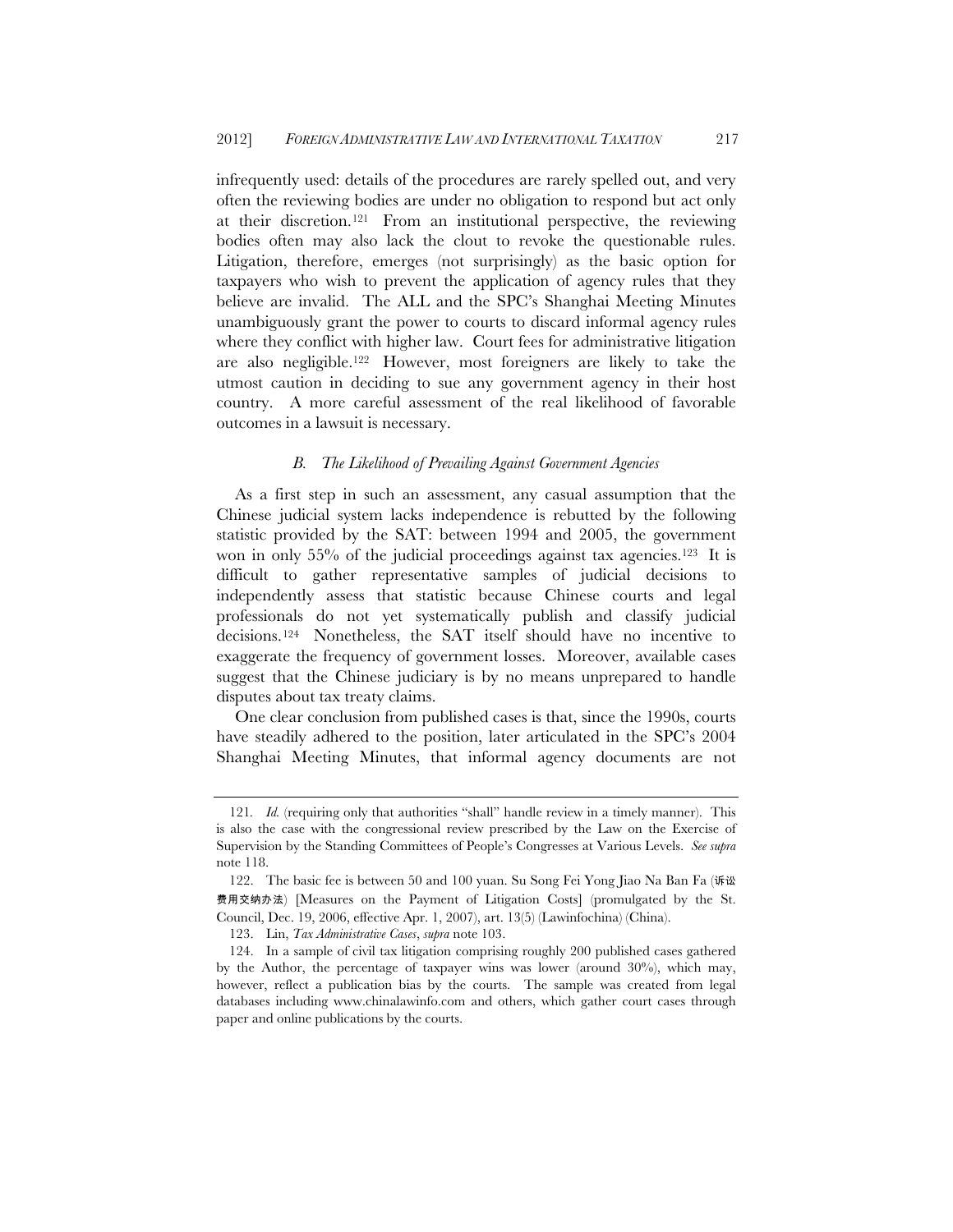infrequently used: details of the procedures are rarely spelled out, and very often the reviewing bodies are under no obligation to respond but act only at their discretion.[121] From an institutional perspective, the reviewing bodies often may also lack the clout to revoke the questionable rules. Litigation, therefore, emerges (not surprisingly) as the basic option for taxpayers who wish to prevent the application of agency rules that they believe are invalid. The ALL and the SPC's Shanghai Meeting Minutes unambiguously grant the power to courts to discard informal agency rules where they conflict with higher law. Court fees for administrative litigation are also negligible.[122] However, most foreigners are likely to take the utmost caution in deciding to sue any government agency in their host country. A more careful assessment of the real likelihood of favorable outcomes in a lawsuit is necessary.

### *B. The Likelihood of Prevailing Against Government Agencies*

As a first step in such an assessment, any casual assumption that the Chinese judicial system lacks independence is rebutted by the following statistic provided by the SAT: between 1994 and 2005, the government won in only 55% of the judicial proceedings against tax agencies.[123] It is difficult to gather representative samples of judicial decisions to independently assess that statistic because Chinese courts and legal professionals do not yet systematically publish and classify judicial decisions.[124] Nonetheless, the SAT itself should have no incentive to exaggerate the frequency of government losses. Moreover, available cases suggest that the Chinese judiciary is by no means unprepared to handle disputes about tax treaty claims.

One clear conclusion from published cases is that, since the 1990s, courts have steadily adhered to the position, later articulated in the SPC's 2004 Shanghai Meeting Minutes, that informal agency documents are not

---

121. *Id.* (requiring only that authorities "shall" handle review in a timely manner). This is also the case with the congressional review prescribed by the Law on the Exercise of Supervision by the Standing Committees of People's Congresses at Various Levels. *See supra* note 118.

122. The basic fee is between 50 and 100 yuan. Su Song Fei Yong Jiao Na Ban Fa (诉讼费用交纳办法) [Measures on the Payment of Litigation Costs] (promulgated by the St. Council, Dec. 19, 2006, effective Apr. 1, 2007), art. 13(5) (Lawinfochina) (China).

123. Lin, *Tax Administrative Cases*, *supra* note 103.

124. In a sample of civil tax litigation comprising roughly 200 published cases gathered by the Author, the percentage of taxpayer wins was lower (around 30%), which may, however, reflect a publication bias by the courts. The sample was created from legal databases including www.chinalawinfo.com and others, which gather court cases through paper and online publications by the courts.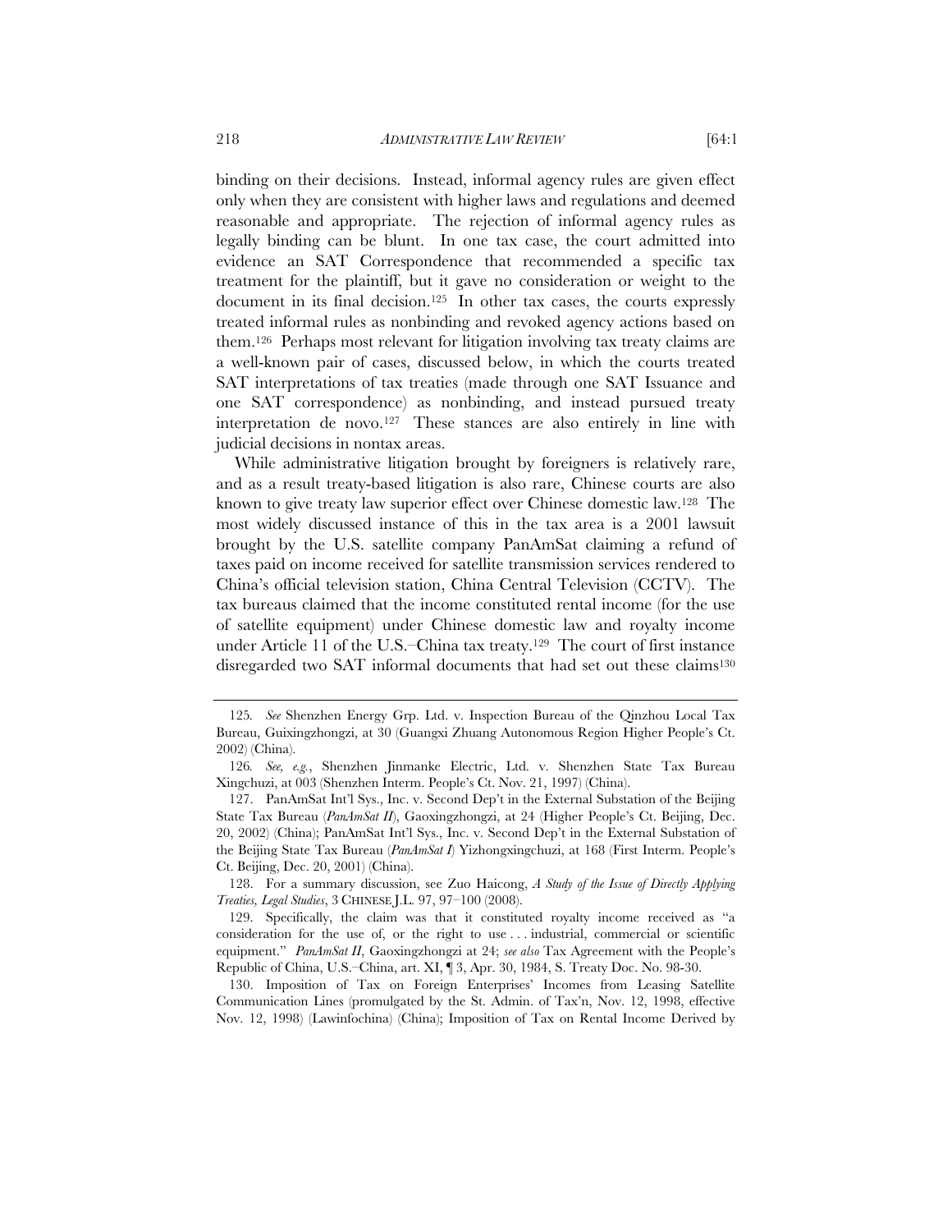binding on their decisions. Instead, informal agency rules are given effect only when they are consistent with higher laws and regulations and deemed reasonable and appropriate. The rejection of informal agency rules as legally binding can be blunt. In one tax case, the court admitted into evidence an SAT Correspondence that recommended a specific tax treatment for the plaintiff, but it gave no consideration or weight to the document in its final decision.[125] In other tax cases, the courts expressly treated informal rules as nonbinding and revoked agency actions based on them.[126] Perhaps most relevant for litigation involving tax treaty claims are a well-known pair of cases, discussed below, in which the courts treated SAT interpretations of tax treaties (made through one SAT Issuance and one SAT correspondence) as nonbinding, and instead pursued treaty interpretation de novo.[127] These stances are also entirely in line with judicial decisions in nontax areas.

While administrative litigation brought by foreigners is relatively rare, and as a result treaty-based litigation is also rare, Chinese courts are also known to give treaty law superior effect over Chinese domestic law.[128] The most widely discussed instance of this in the tax area is a 2001 lawsuit brought by the U.S. satellite company PanAmSat claiming a refund of taxes paid on income received for satellite transmission services rendered to China's official television station, China Central Television (CCTV). The tax bureaus claimed that the income constituted rental income (for the use of satellite equipment) under Chinese domestic law and royalty income under Article 11 of the U.S.–China tax treaty.[129] The court of first instance disregarded two SAT informal documents that had set out these claims[130]

---

125. *See* Shenzhen Energy Grp. Ltd. v. Inspection Bureau of the Qinzhou Local Tax Bureau, Guixingzhongzi, at 30 (Guangxi Zhuang Autonomous Region Higher People's Ct. 2002) (China).

126. *See, e.g.*, Shenzhen Jinmanke Electric, Ltd. v. Shenzhen State Tax Bureau Xingchuzi, at 003 (Shenzhen Interm. People's Ct. Nov. 21, 1997) (China).

127. PanAmSat Int'l Sys., Inc. v. Second Dep't in the External Substation of the Beijing State Tax Bureau (*PanAmSat II*), Gaoxingzhongzi, at 24 (Higher People's Ct. Beijing, Dec. 20, 2002) (China); PanAmSat Int'l Sys., Inc. v. Second Dep't in the External Substation of the Beijing State Tax Bureau (*PanAmSat I*) Yizhongxingchuzi, at 168 (First Interm. People's Ct. Beijing, Dec. 20, 2001) (China).

128. For a summary discussion, see Zuo Haicong, *A Study of the Issue of Directly Applying Treaties, Legal Studies*, 3 CHINESE J.L. 97, 97–100 (2008).

129. Specifically, the claim was that it constituted royalty income received as "a consideration for the use of, or the right to use . . . industrial, commercial or scientific equipment." *PanAmSat II*, Gaoxingzhongzi at 24; *see also* Tax Agreement with the People's Republic of China, U.S.–China, art. XI, ¶ 3, Apr. 30, 1984, S. Treaty Doc. No. 98-30.

130. Imposition of Tax on Foreign Enterprises' Incomes from Leasing Satellite Communication Lines (promulgated by the St. Admin. of Tax'n, Nov. 12, 1998, effective Nov. 12, 1998) (Lawinfochina) (China); Imposition of Tax on Rental Income Derived by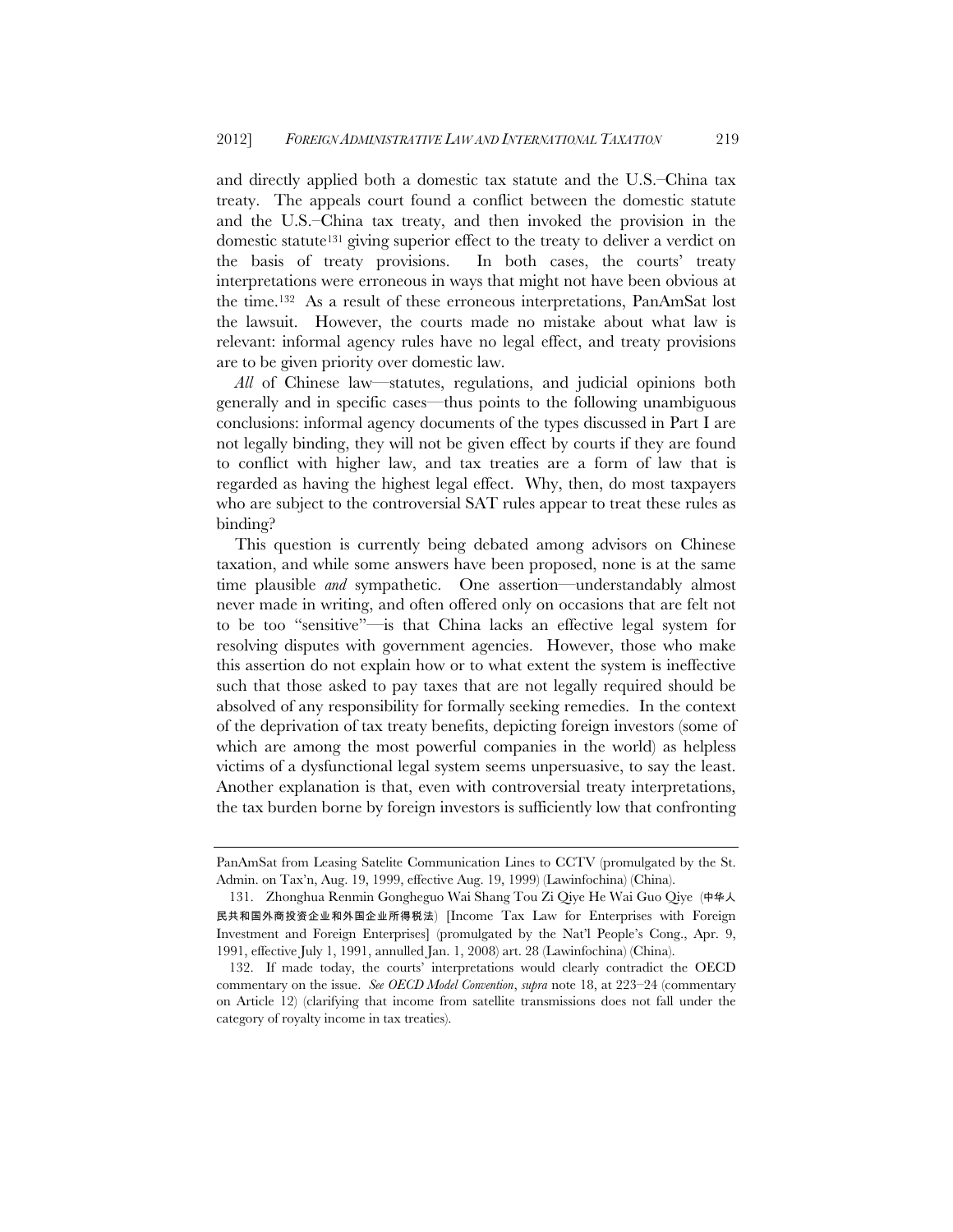and directly applied both a domestic tax statute and the U.S.–China tax treaty. The appeals court found a conflict between the domestic statute and the U.S.–China tax treaty, and then invoked the provision in the domestic statute[131] giving superior effect to the treaty to deliver a verdict on the basis of treaty provisions. In both cases, the courts' treaty interpretations were erroneous in ways that might not have been obvious at the time.[132] As a result of these erroneous interpretations, PanAmSat lost the lawsuit. However, the courts made no mistake about what law is relevant: informal agency rules have no legal effect, and treaty provisions are to be given priority over domestic law.

*All* of Chinese law—statutes, regulations, and judicial opinions both generally and in specific cases—thus points to the following unambiguous conclusions: informal agency documents of the types discussed in Part I are not legally binding, they will not be given effect by courts if they are found to conflict with higher law, and tax treaties are a form of law that is regarded as having the highest legal effect. Why, then, do most taxpayers who are subject to the controversial SAT rules appear to treat these rules as binding?

This question is currently being debated among advisors on Chinese taxation, and while some answers have been proposed, none is at the same time plausible *and* sympathetic. One assertion—understandably almost never made in writing, and often offered only on occasions that are felt not to be too "sensitive"—is that China lacks an effective legal system for resolving disputes with government agencies. However, those who make this assertion do not explain how or to what extent the system is ineffective such that those asked to pay taxes that are not legally required should be absolved of any responsibility for formally seeking remedies. In the context of the deprivation of tax treaty benefits, depicting foreign investors (some of which are among the most powerful companies in the world) as helpless victims of a dysfunctional legal system seems unpersuasive, to say the least. Another explanation is that, even with controversial treaty interpretations, the tax burden borne by foreign investors is sufficiently low that confronting

---

PanAmSat from Leasing Satelite Communication Lines to CCTV (promulgated by the St. Admin. on Tax'n, Aug. 19, 1999, effective Aug. 19, 1999) (Lawinfochina) (China).

131. Zhonghua Renmin Gongheguo Wai Shang Tou Zi Qiye He Wai Guo Qiye (中华人民共和国外商投资企业和外国企业所得税法) [Income Tax Law for Enterprises with Foreign Investment and Foreign Enterprises] (promulgated by the Nat'l People's Cong., Apr. 9, 1991, effective July 1, 1991, annulled Jan. 1, 2008) art. 28 (Lawinfochina) (China).

132. If made today, the courts' interpretations would clearly contradict the OECD commentary on the issue. *See OECD Model Convention*, *supra* note 18, at 223–24 (commentary on Article 12) (clarifying that income from satellite transmissions does not fall under the category of royalty income in tax treaties).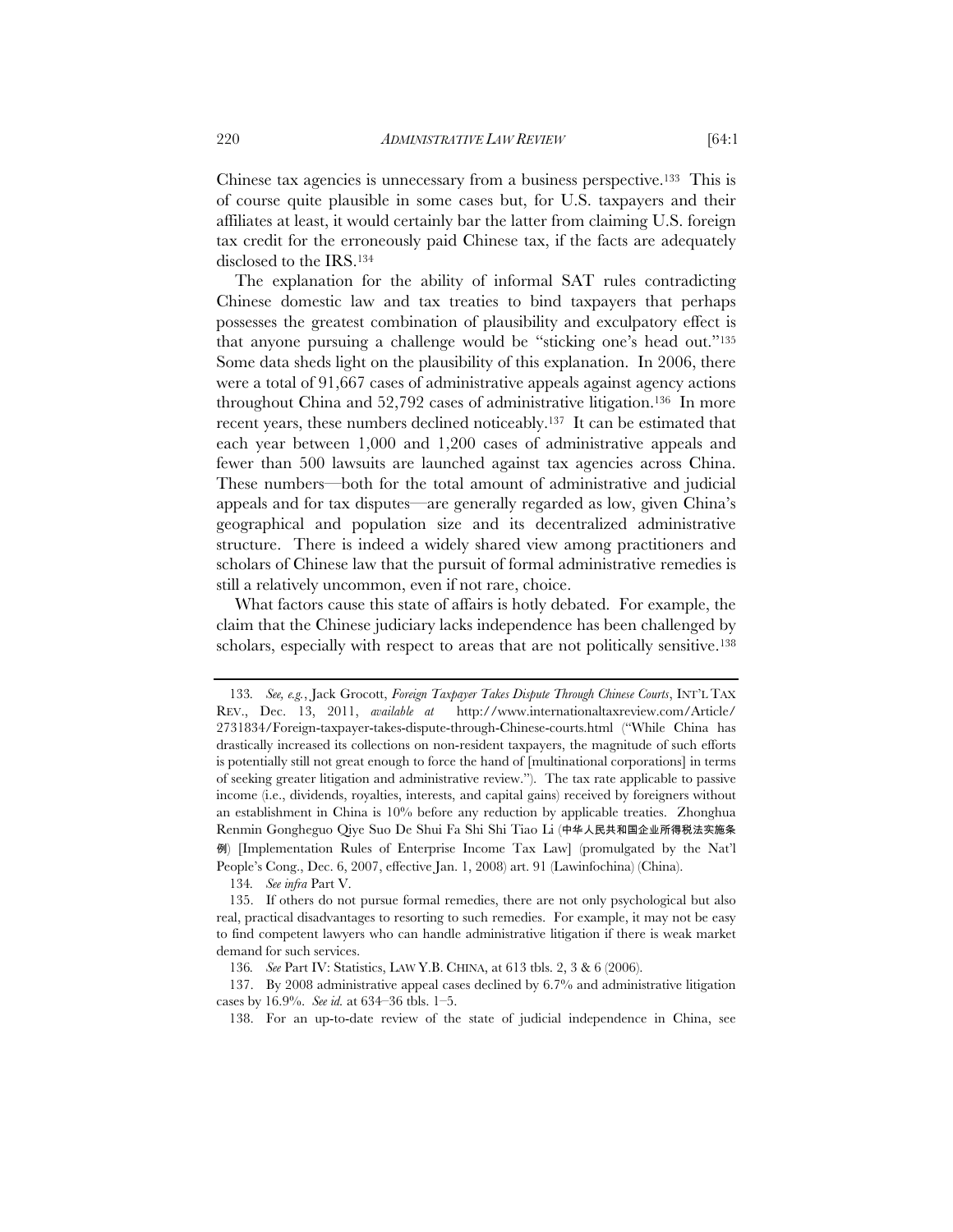Chinese tax agencies is unnecessary from a business perspective.[133] This is of course quite plausible in some cases but, for U.S. taxpayers and their affiliates at least, it would certainly bar the latter from claiming U.S. foreign tax credit for the erroneously paid Chinese tax, if the facts are adequately disclosed to the IRS.[134]

The explanation for the ability of informal SAT rules contradicting Chinese domestic law and tax treaties to bind taxpayers that perhaps possesses the greatest combination of plausibility and exculpatory effect is that anyone pursuing a challenge would be "sticking one's head out."[135] Some data sheds light on the plausibility of this explanation. In 2006, there were a total of 91,667 cases of administrative appeals against agency actions throughout China and 52,792 cases of administrative litigation.[136] In more recent years, these numbers declined noticeably.[137] It can be estimated that each year between 1,000 and 1,200 cases of administrative appeals and fewer than 500 lawsuits are launched against tax agencies across China. These numbers—both for the total amount of administrative and judicial appeals and for tax disputes—are generally regarded as low, given China's geographical and population size and its decentralized administrative structure. There is indeed a widely shared view among practitioners and scholars of Chinese law that the pursuit of formal administrative remedies is still a relatively uncommon, even if not rare, choice.

What factors cause this state of affairs is hotly debated. For example, the claim that the Chinese judiciary lacks independence has been challenged by scholars, especially with respect to areas that are not politically sensitive.[138]

---

133. *See, e.g.*, Jack Grocott, *Foreign Taxpayer Takes Dispute Through Chinese Courts*, INT'L TAX REV., Dec. 13, 2011, *available at* http://www.internationaltaxreview.com/Article/2731834/Foreign-taxpayer-takes-dispute-through-Chinese-courts.html ("While China has drastically increased its collections on non-resident taxpayers, the magnitude of such efforts is potentially still not great enough to force the hand of [multinational corporations] in terms of seeking greater litigation and administrative review."). The tax rate applicable to passive income (i.e., dividends, royalties, interests, and capital gains) received by foreigners without an establishment in China is 10% before any reduction by applicable treaties. Zhonghua Renmin Gongheguo Qiye Suo De Shui Fa Shi Shi Tiao Li (中华人民共和国企业所得税法实施条例) [Implementation Rules of Enterprise Income Tax Law] (promulgated by the Nat'l People's Cong., Dec. 6, 2007, effective Jan. 1, 2008) art. 91 (Lawinfochina) (China).

134. *See infra* Part V.

135. If others do not pursue formal remedies, there are not only psychological but also real, practical disadvantages to resorting to such remedies. For example, it may not be easy to find competent lawyers who can handle administrative litigation if there is weak market demand for such services.

136. *See* Part IV: Statistics, LAW Y.B. CHINA, at 613 tbls. 2, 3 & 6 (2006).

137. By 2008 administrative appeal cases declined by 6.7% and administrative litigation cases by 16.9%. *See id.* at 634–36 tbls. 1–5.

138. For an up-to-date review of the state of judicial independence in China, see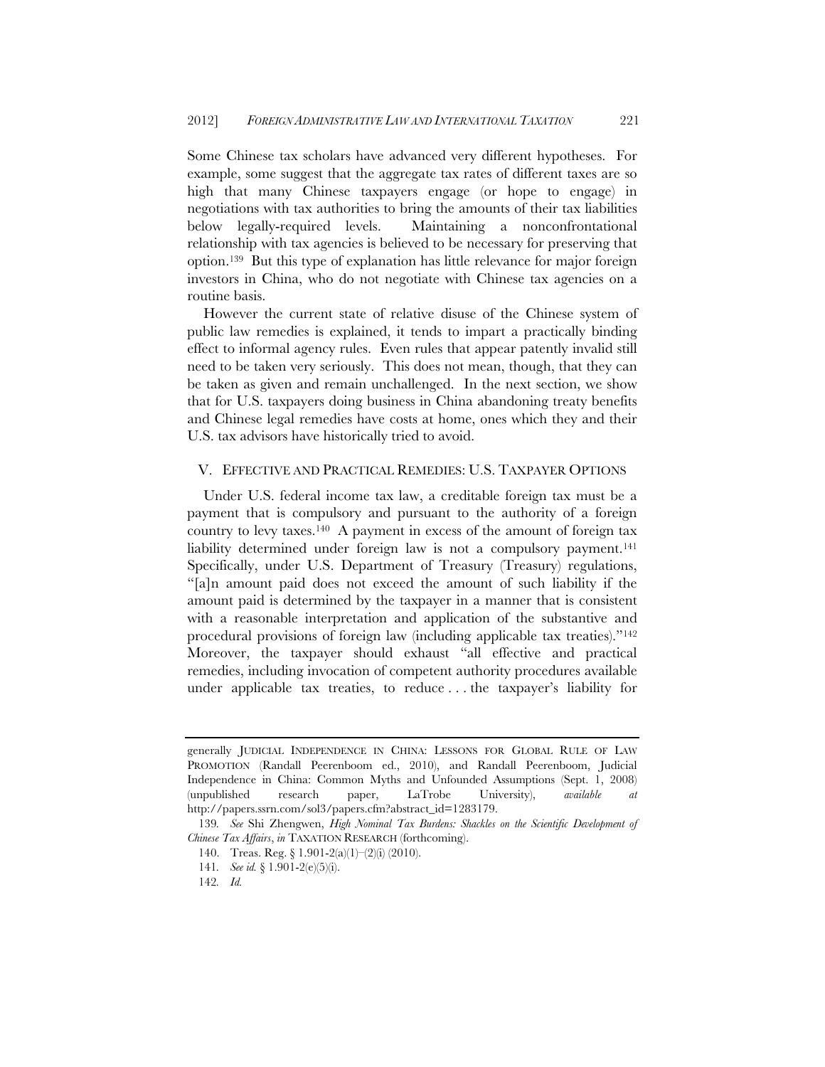Some Chinese tax scholars have advanced very different hypotheses. For example, some suggest that the aggregate tax rates of different taxes are so high that many Chinese taxpayers engage (or hope to engage) in negotiations with tax authorities to bring the amounts of their tax liabilities below legally-required levels. Maintaining a nonconfrontational relationship with tax agencies is believed to be necessary for preserving that option.[139] But this type of explanation has little relevance for major foreign investors in China, who do not negotiate with Chinese tax agencies on a routine basis.

However the current state of relative disuse of the Chinese system of public law remedies is explained, it tends to impart a practically binding effect to informal agency rules. Even rules that appear patently invalid still need to be taken very seriously. This does not mean, though, that they can be taken as given and remain unchallenged. In the next section, we show that for U.S. taxpayers doing business in China abandoning treaty benefits and Chinese legal remedies have costs at home, ones which they and their U.S. tax advisors have historically tried to avoid.

## V. EFFECTIVE AND PRACTICAL REMEDIES: U.S. TAXPAYER OPTIONS

Under U.S. federal income tax law, a creditable foreign tax must be a payment that is compulsory and pursuant to the authority of a foreign country to levy taxes.[140] A payment in excess of the amount of foreign tax liability determined under foreign law is not a compulsory payment.[141] Specifically, under U.S. Department of Treasury (Treasury) regulations, "[a]n amount paid does not exceed the amount of such liability if the amount paid is determined by the taxpayer in a manner that is consistent with a reasonable interpretation and application of the substantive and procedural provisions of foreign law (including applicable tax treaties)."[142] Moreover, the taxpayer should exhaust "all effective and practical remedies, including invocation of competent authority procedures available under applicable tax treaties, to reduce . . . the taxpayer's liability for

---

generally JUDICIAL INDEPENDENCE IN CHINA: LESSONS FOR GLOBAL RULE OF LAW PROMOTION (Randall Peerenboom ed., 2010), and Randall Peerenboom, Judicial Independence in China: Common Myths and Unfounded Assumptions (Sept. 1, 2008) (unpublished research paper, LaTrobe University), *available at* http://papers.ssrn.com/sol3/papers.cfm?abstract_id=1283179.

139. *See* Shi Zhengwen, *High Nominal Tax Burdens: Shackles on the Scientific Development of Chinese Tax Affairs*, *in* TAXATION RESEARCH (forthcoming).

140. Treas. Reg. § 1.901-2(a)(1)–(2)(i) (2010).

141. *See id.* § 1.901-2(e)(5)(i).

142. *Id.*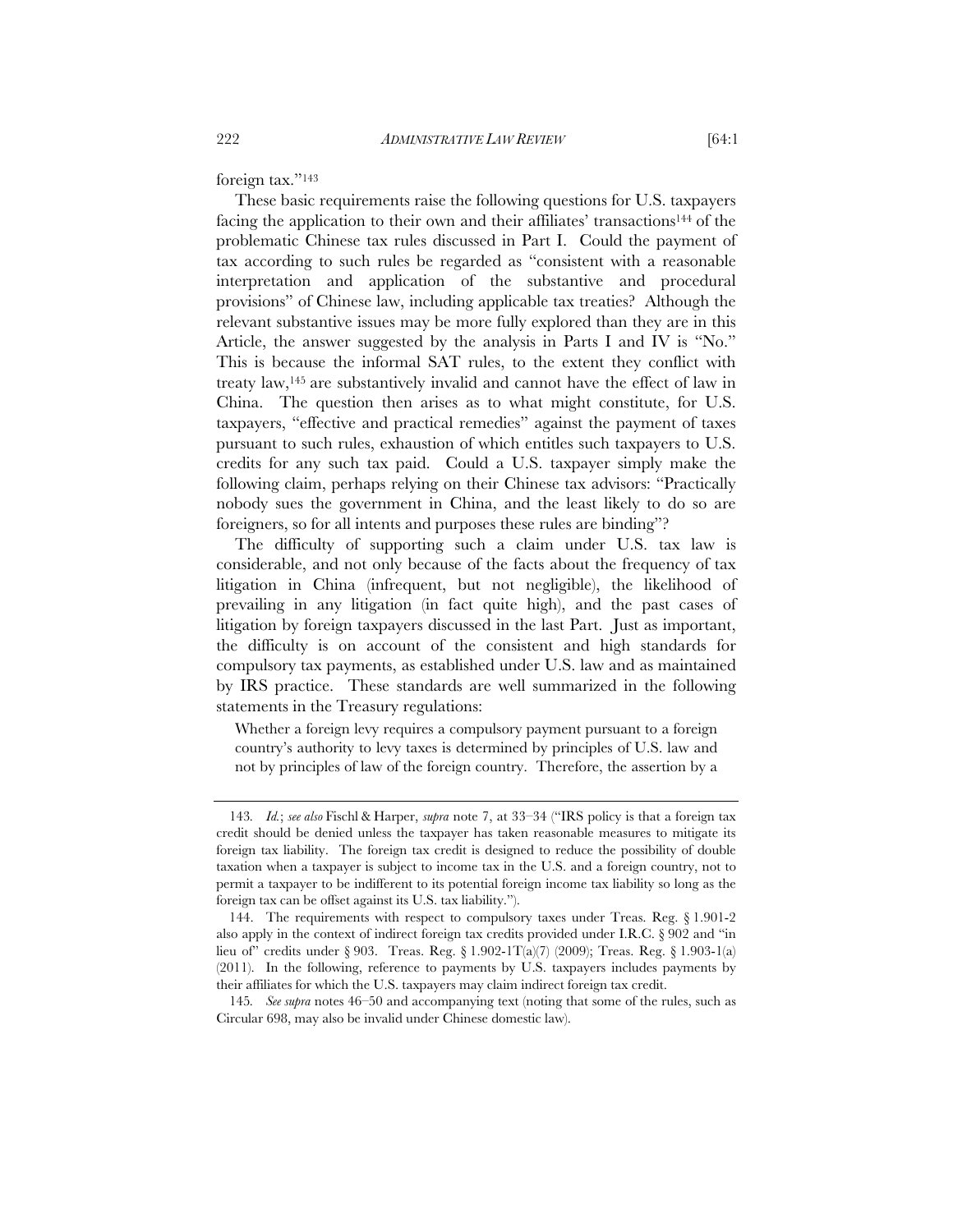foreign tax."[143]

These basic requirements raise the following questions for U.S. taxpayers facing the application to their own and their affiliates' transactions[144] of the problematic Chinese tax rules discussed in Part I. Could the payment of tax according to such rules be regarded as "consistent with a reasonable interpretation and application of the substantive and procedural provisions" of Chinese law, including applicable tax treaties? Although the relevant substantive issues may be more fully explored than they are in this Article, the answer suggested by the analysis in Parts I and IV is "No." This is because the informal SAT rules, to the extent they conflict with treaty law,[145] are substantively invalid and cannot have the effect of law in China. The question then arises as to what might constitute, for U.S. taxpayers, "effective and practical remedies" against the payment of taxes pursuant to such rules, exhaustion of which entitles such taxpayers to U.S. credits for any such tax paid. Could a U.S. taxpayer simply make the following claim, perhaps relying on their Chinese tax advisors: "Practically nobody sues the government in China, and the least likely to do so are foreigners, so for all intents and purposes these rules are binding"?

The difficulty of supporting such a claim under U.S. tax law is considerable, and not only because of the facts about the frequency of tax litigation in China (infrequent, but not negligible), the likelihood of prevailing in any litigation (in fact quite high), and the past cases of litigation by foreign taxpayers discussed in the last Part. Just as important, the difficulty is on account of the consistent and high standards for compulsory tax payments, as established under U.S. law and as maintained by IRS practice. These standards are well summarized in the following statements in the Treasury regulations:

> Whether a foreign levy requires a compulsory payment pursuant to a foreign country's authority to levy taxes is determined by principles of U.S. law and not by principles of law of the foreign country. Therefore, the assertion by a

---

143. *Id.*; *see also* Fischl & Harper, *supra* note 7, at 33–34 ("IRS policy is that a foreign tax credit should be denied unless the taxpayer has taken reasonable measures to mitigate its foreign tax liability. The foreign tax credit is designed to reduce the possibility of double taxation when a taxpayer is subject to income tax in the U.S. and a foreign country, not to permit a taxpayer to be indifferent to its potential foreign income tax liability so long as the foreign tax can be offset against its U.S. tax liability.").

144. The requirements with respect to compulsory taxes under Treas. Reg. § 1.901-2 also apply in the context of indirect foreign tax credits provided under I.R.C. § 902 and "in lieu of" credits under § 903. Treas. Reg. § 1.902-1T(a)(7) (2009); Treas. Reg. § 1.903-1(a) (2011). In the following, reference to payments by U.S. taxpayers includes payments by their affiliates for which the U.S. taxpayers may claim indirect foreign tax credit.

145. *See supra* notes 46–50 and accompanying text (noting that some of the rules, such as Circular 698, may also be invalid under Chinese domestic law).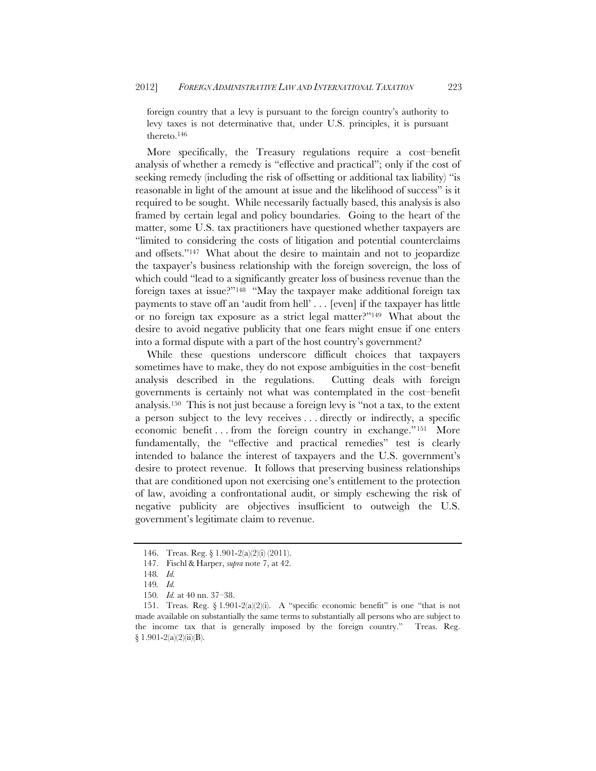foreign country that a levy is pursuant to the foreign country's authority to levy taxes is not determinative that, under U.S. principles, it is pursuant thereto.[146]

More specifically, the Treasury regulations require a cost–benefit analysis of whether a remedy is "effective and practical"; only if the cost of seeking remedy (including the risk of offsetting or additional tax liability) "is reasonable in light of the amount at issue and the likelihood of success" is it required to be sought. While necessarily factually based, this analysis is also framed by certain legal and policy boundaries. Going to the heart of the matter, some U.S. tax practitioners have questioned whether taxpayers are "limited to considering the costs of litigation and potential counterclaims and offsets."[147] What about the desire to maintain and not to jeopardize the taxpayer's business relationship with the foreign sovereign, the loss of which could "lead to a significantly greater loss of business revenue than the foreign taxes at issue?"[148] "May the taxpayer make additional foreign tax payments to stave off an 'audit from hell' . . . [even] if the taxpayer has little or no foreign tax exposure as a strict legal matter?"[149] What about the desire to avoid negative publicity that one fears might ensue if one enters into a formal dispute with a part of the host country's government?

While these questions underscore difficult choices that taxpayers sometimes have to make, they do not expose ambiguities in the cost–benefit analysis described in the regulations. Cutting deals with foreign governments is certainly not what was contemplated in the cost–benefit analysis.[150] This is not just because a foreign levy is "not a tax, to the extent a person subject to the levy receives . . . directly or indirectly, a specific economic benefit . . . from the foreign country in exchange."[151] More fundamentally, the "effective and practical remedies" test is clearly intended to balance the interest of taxpayers and the U.S. government's desire to protect revenue. It follows that preserving business relationships that are conditioned upon not exercising one's entitlement to the protection of law, avoiding a confrontational audit, or simply eschewing the risk of negative publicity are objectives insufficient to outweigh the U.S. government's legitimate claim to revenue.

---

146. Treas. Reg. § 1.901-2(a)(2)(i) (2011).

147. Fischl & Harper, *supra* note 7, at 42.

148. *Id.*

149. *Id.*

150. *Id.* at 40 nn. 37–38.

151. Treas. Reg. § 1.901-2(a)(2)(i). A "specific economic benefit" is one "that is not made available on substantially the same terms to substantially all persons who are subject to the income tax that is generally imposed by the foreign country." Treas. Reg. § 1.901-2(a)(2)(ii)(B).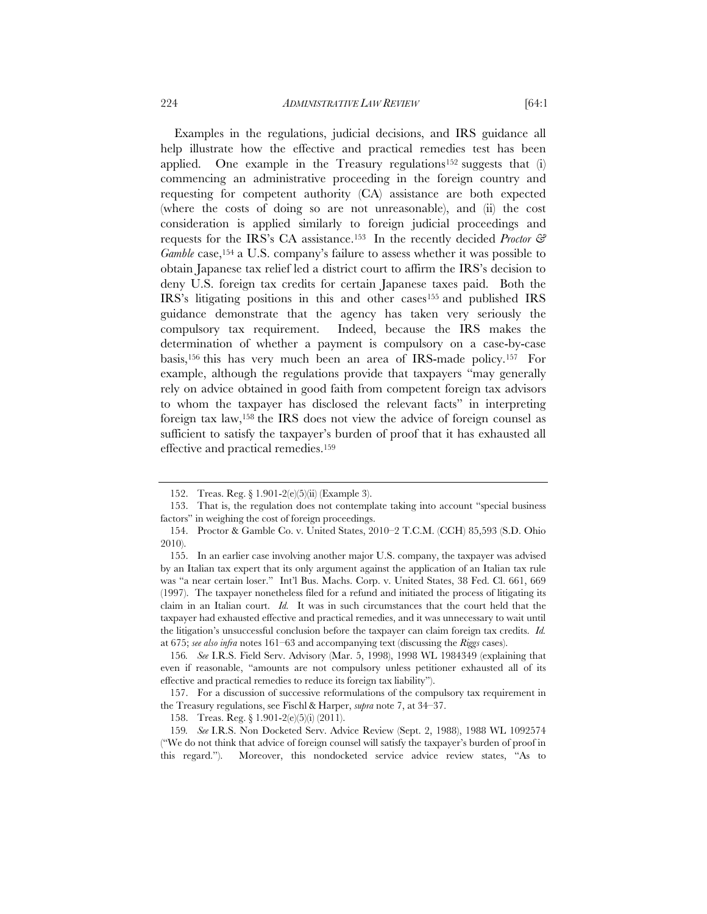Examples in the regulations, judicial decisions, and IRS guidance all help illustrate how the effective and practical remedies test has been applied. One example in the Treasury regulations[152] suggests that (i) commencing an administrative proceeding in the foreign country and requesting for competent authority (CA) assistance are both expected (where the costs of doing so are not unreasonable), and (ii) the cost consideration is applied similarly to foreign judicial proceedings and requests for the IRS's CA assistance.[153] In the recently decided *Proctor & Gamble* case,[154] a U.S. company's failure to assess whether it was possible to obtain Japanese tax relief led a district court to affirm the IRS's decision to deny U.S. foreign tax credits for certain Japanese taxes paid. Both the IRS's litigating positions in this and other cases[155] and published IRS guidance demonstrate that the agency has taken very seriously the compulsory tax requirement. Indeed, because the IRS makes the determination of whether a payment is compulsory on a case-by-case basis,[156] this has very much been an area of IRS-made policy.[157] For example, although the regulations provide that taxpayers "may generally rely on advice obtained in good faith from competent foreign tax advisors to whom the taxpayer has disclosed the relevant facts" in interpreting foreign tax law,[158] the IRS does not view the advice of foreign counsel as sufficient to satisfy the taxpayer's burden of proof that it has exhausted all effective and practical remedies.[159]

---

152. Treas. Reg. § 1.901-2(e)(5)(ii) (Example 3).

153. That is, the regulation does not contemplate taking into account "special business factors" in weighing the cost of foreign proceedings.

154. Proctor & Gamble Co. v. United States, 2010–2 T.C.M. (CCH) 85,593 (S.D. Ohio 2010).

155. In an earlier case involving another major U.S. company, the taxpayer was advised by an Italian tax expert that its only argument against the application of an Italian tax rule was "a near certain loser." Int'l Bus. Machs. Corp. v. United States, 38 Fed. Cl. 661, 669 (1997). The taxpayer nonetheless filed for a refund and initiated the process of litigating its claim in an Italian court. *Id.* It was in such circumstances that the court held that the taxpayer had exhausted effective and practical remedies, and it was unnecessary to wait until the litigation's unsuccessful conclusion before the taxpayer can claim foreign tax credits. *Id.* at 675; *see also infra* notes 161–63 and accompanying text (discussing the *Riggs* cases).

156. *See* I.R.S. Field Serv. Advisory (Mar. 5, 1998), 1998 WL 1984349 (explaining that even if reasonable, "amounts are not compulsory unless petitioner exhausted all of its effective and practical remedies to reduce its foreign tax liability").

157. For a discussion of successive reformulations of the compulsory tax requirement in the Treasury regulations, see Fischl & Harper, *supra* note 7, at 34–37.

158. Treas. Reg. § 1.901-2(e)(5)(i) (2011).

159. *See* I.R.S. Non Docketed Serv. Advice Review (Sept. 2, 1988), 1988 WL 1092574 ("We do not think that advice of foreign counsel will satisfy the taxpayer's burden of proof in this regard."). Moreover, this nondocketed service advice review states, "As to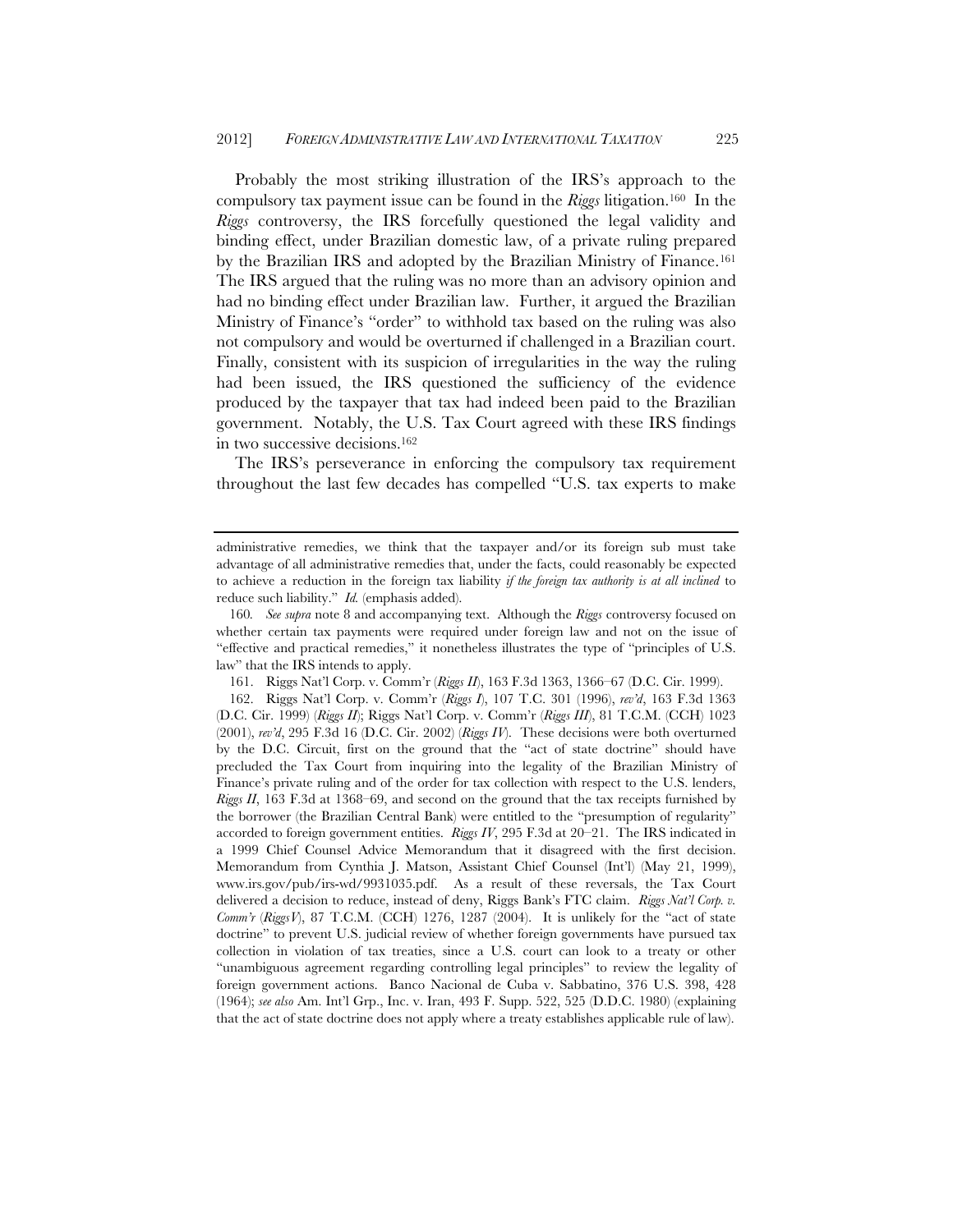Probably the most striking illustration of the IRS's approach to the compulsory tax payment issue can be found in the *Riggs* litigation.[160] In the *Riggs* controversy, the IRS forcefully questioned the legal validity and binding effect, under Brazilian domestic law, of a private ruling prepared by the Brazilian IRS and adopted by the Brazilian Ministry of Finance.[161] The IRS argued that the ruling was no more than an advisory opinion and had no binding effect under Brazilian law. Further, it argued the Brazilian Ministry of Finance's "order" to withhold tax based on the ruling was also not compulsory and would be overturned if challenged in a Brazilian court. Finally, consistent with its suspicion of irregularities in the way the ruling had been issued, the IRS questioned the sufficiency of the evidence produced by the taxpayer that tax had indeed been paid to the Brazilian government. Notably, the U.S. Tax Court agreed with these IRS findings in two successive decisions.[162]

The IRS's perseverance in enforcing the compulsory tax requirement throughout the last few decades has compelled "U.S. tax experts to make

---

administrative remedies, we think that the taxpayer and/or its foreign sub must take advantage of all administrative remedies that, under the facts, could reasonably be expected to achieve a reduction in the foreign tax liability *if the foreign tax authority is at all inclined* to reduce such liability." *Id.* (emphasis added).

160. *See supra* note 8 and accompanying text. Although the *Riggs* controversy focused on whether certain tax payments were required under foreign law and not on the issue of "effective and practical remedies," it nonetheless illustrates the type of "principles of U.S. law" that the IRS intends to apply.

161. Riggs Nat'l Corp. v. Comm'r (*Riggs II*), 163 F.3d 1363, 1366–67 (D.C. Cir. 1999).

162. Riggs Nat'l Corp. v. Comm'r (*Riggs I*), 107 T.C. 301 (1996), *rev'd*, 163 F.3d 1363 (D.C. Cir. 1999) (*Riggs II*); Riggs Nat'l Corp. v. Comm'r (*Riggs III*), 81 T.C.M. (CCH) 1023 (2001), *rev'd*, 295 F.3d 16 (D.C. Cir. 2002) (*Riggs IV*). These decisions were both overturned by the D.C. Circuit, first on the ground that the "act of state doctrine" should have precluded the Tax Court from inquiring into the legality of the Brazilian Ministry of Finance's private ruling and of the order for tax collection with respect to the U.S. lenders, *Riggs II*, 163 F.3d at 1368–69, and second on the ground that the tax receipts furnished by the borrower (the Brazilian Central Bank) were entitled to the "presumption of regularity" accorded to foreign government entities. *Riggs IV*, 295 F.3d at 20–21. The IRS indicated in a 1999 Chief Counsel Advice Memorandum that it disagreed with the first decision. Memorandum from Cynthia J. Matson, Assistant Chief Counsel (Int'l) (May 21, 1999), www.irs.gov/pub/irs-wd/9931035.pdf. As a result of these reversals, the Tax Court delivered a decision to reduce, instead of deny, Riggs Bank's FTC claim. *Riggs Nat'l Corp. v. Comm'r* (*Riggs V*), 87 T.C.M. (CCH) 1276, 1287 (2004). It is unlikely for the "act of state doctrine" to prevent U.S. judicial review of whether foreign governments have pursued tax collection in violation of tax treaties, since a U.S. court can look to a treaty or other "unambiguous agreement regarding controlling legal principles" to review the legality of foreign government actions. Banco Nacional de Cuba v. Sabbatino, 376 U.S. 398, 428 (1964); *see also* Am. Int'l Grp., Inc. v. Iran, 493 F. Supp. 522, 525 (D.D.C. 1980) (explaining that the act of state doctrine does not apply where a treaty establishes applicable rule of law).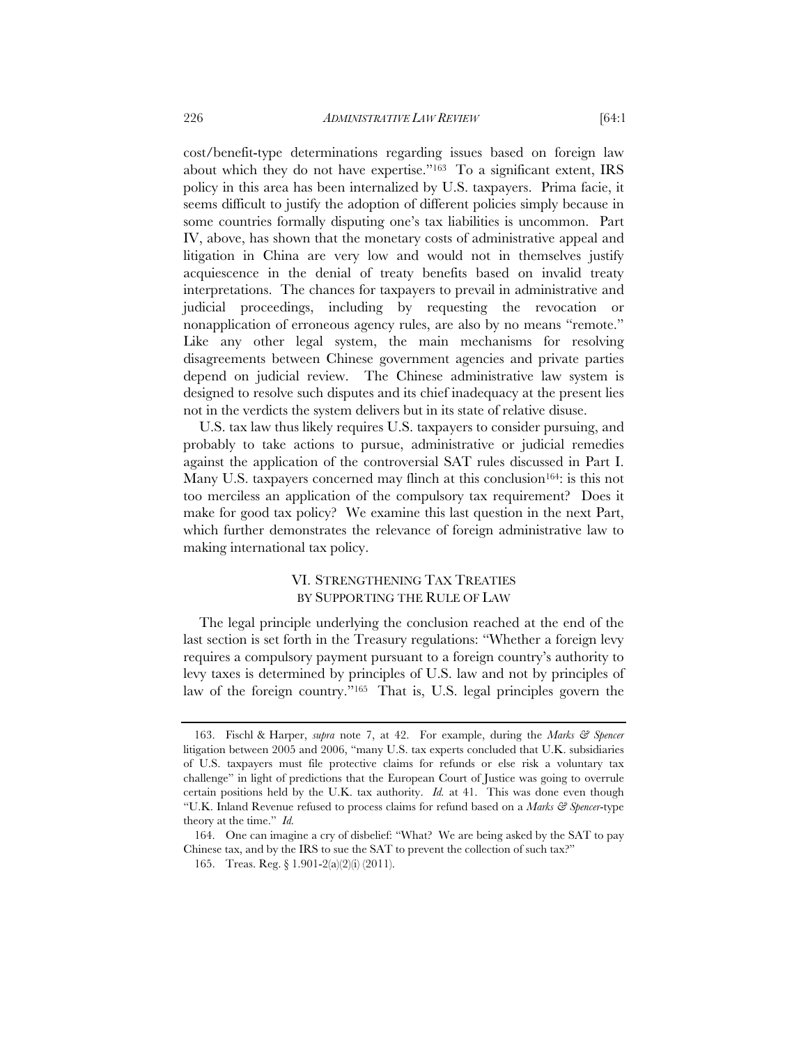cost/benefit-type determinations regarding issues based on foreign law about which they do not have expertise."[163] To a significant extent, IRS policy in this area has been internalized by U.S. taxpayers. Prima facie, it seems difficult to justify the adoption of different policies simply because in some countries formally disputing one's tax liabilities is uncommon. Part IV, above, has shown that the monetary costs of administrative appeal and litigation in China are very low and would not in themselves justify acquiescence in the denial of treaty benefits based on invalid treaty interpretations. The chances for taxpayers to prevail in administrative and judicial proceedings, including by requesting the revocation or nonapplication of erroneous agency rules, are also by no means "remote." Like any other legal system, the main mechanisms for resolving disagreements between Chinese government agencies and private parties depend on judicial review. The Chinese administrative law system is designed to resolve such disputes and its chief inadequacy at the present lies not in the verdicts the system delivers but in its state of relative disuse.

U.S. tax law thus likely requires U.S. taxpayers to consider pursuing, and probably to take actions to pursue, administrative or judicial remedies against the application of the controversial SAT rules discussed in Part I. Many U.S. taxpayers concerned may flinch at this conclusion[164]: is this not too merciless an application of the compulsory tax requirement? Does it make for good tax policy? We examine this last question in the next Part, which further demonstrates the relevance of foreign administrative law to making international tax policy.

## VI. STRENGTHENING TAX TREATIES BY SUPPORTING THE RULE OF LAW

The legal principle underlying the conclusion reached at the end of the last section is set forth in the Treasury regulations: "Whether a foreign levy requires a compulsory payment pursuant to a foreign country's authority to levy taxes is determined by principles of U.S. law and not by principles of law of the foreign country."[165] That is, U.S. legal principles govern the

---

163. Fischl & Harper, *supra* note 7, at 42. For example, during the *Marks & Spencer* litigation between 2005 and 2006, "many U.S. tax experts concluded that U.K. subsidiaries of U.S. taxpayers must file protective claims for refunds or else risk a voluntary tax challenge" in light of predictions that the European Court of Justice was going to overrule certain positions held by the U.K. tax authority. *Id.* at 41. This was done even though "U.K. Inland Revenue refused to process claims for refund based on a *Marks & Spencer*-type theory at the time." *Id.*

164. One can imagine a cry of disbelief: "What? We are being asked by the SAT to pay Chinese tax, and by the IRS to sue the SAT to prevent the collection of such tax?"

165. Treas. Reg. § 1.901-2(a)(2)(i) (2011).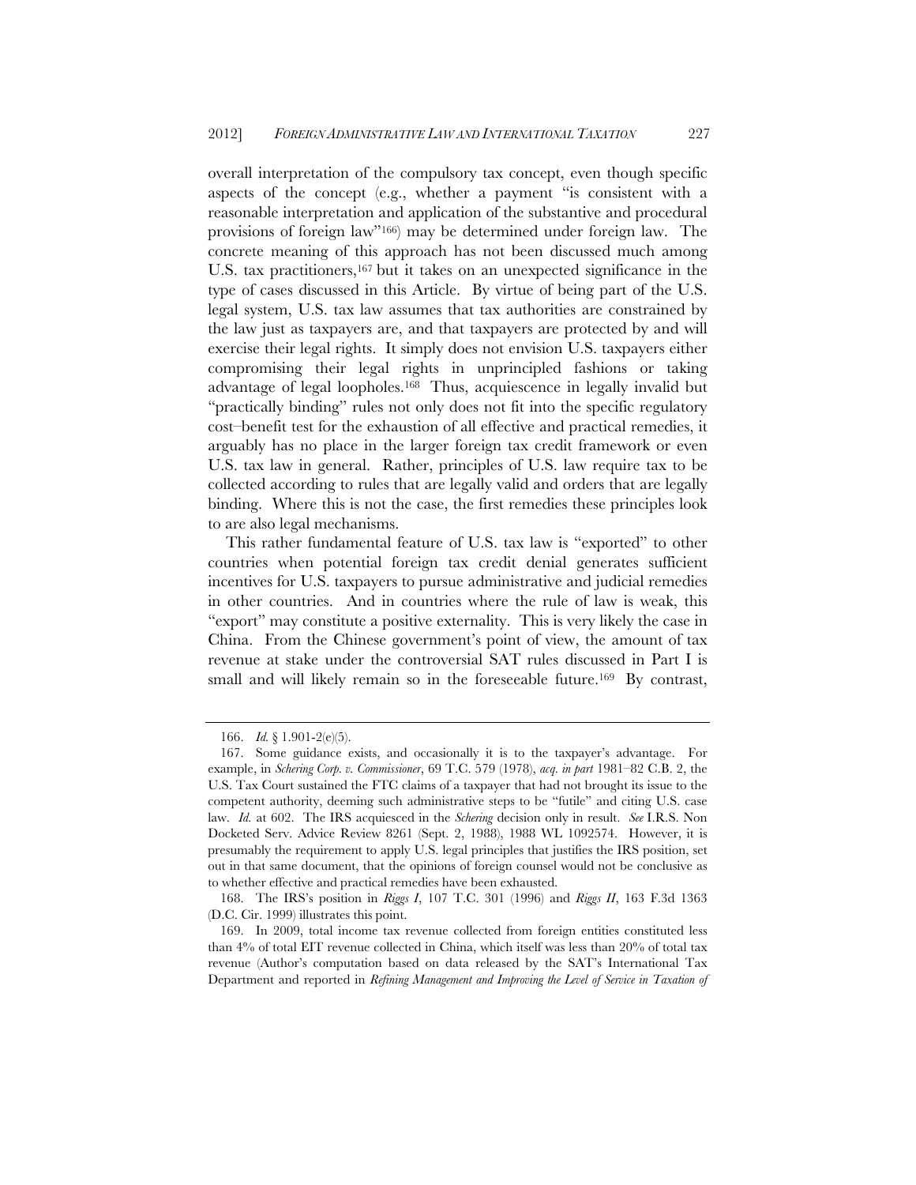overall interpretation of the compulsory tax concept, even though specific aspects of the concept (e.g., whether a payment "is consistent with a reasonable interpretation and application of the substantive and procedural provisions of foreign law"[166]) may be determined under foreign law. The concrete meaning of this approach has not been discussed much among U.S. tax practitioners,[167] but it takes on an unexpected significance in the type of cases discussed in this Article. By virtue of being part of the U.S. legal system, U.S. tax law assumes that tax authorities are constrained by the law just as taxpayers are, and that taxpayers are protected by and will exercise their legal rights. It simply does not envision U.S. taxpayers either compromising their legal rights in unprincipled fashions or taking advantage of legal loopholes.[168] Thus, acquiescence in legally invalid but "practically binding" rules not only does not fit into the specific regulatory cost–benefit test for the exhaustion of all effective and practical remedies, it arguably has no place in the larger foreign tax credit framework or even U.S. tax law in general. Rather, principles of U.S. law require tax to be collected according to rules that are legally valid and orders that are legally binding. Where this is not the case, the first remedies these principles look to are also legal mechanisms.

This rather fundamental feature of U.S. tax law is "exported" to other countries when potential foreign tax credit denial generates sufficient incentives for U.S. taxpayers to pursue administrative and judicial remedies in other countries. And in countries where the rule of law is weak, this "export" may constitute a positive externality. This is very likely the case in China. From the Chinese government's point of view, the amount of tax revenue at stake under the controversial SAT rules discussed in Part I is small and will likely remain so in the foreseeable future.[169] By contrast,

---

166. *Id.* § 1.901-2(e)(5).

167. Some guidance exists, and occasionally it is to the taxpayer's advantage. For example, in *Schering Corp. v. Commissioner*, 69 T.C. 579 (1978), *acq. in part* 1981–82 C.B. 2, the U.S. Tax Court sustained the FTC claims of a taxpayer that had not brought its issue to the competent authority, deeming such administrative steps to be "futile" and citing U.S. case law. *Id.* at 602. The IRS acquiesced in the *Schering* decision only in result. *See* I.R.S. Non Docketed Serv. Advice Review 8261 (Sept. 2, 1988), 1988 WL 1092574. However, it is presumably the requirement to apply U.S. legal principles that justifies the IRS position, set out in that same document, that the opinions of foreign counsel would not be conclusive as to whether effective and practical remedies have been exhausted.

168. The IRS's position in *Riggs I*, 107 T.C. 301 (1996) and *Riggs II*, 163 F.3d 1363 (D.C. Cir. 1999) illustrates this point.

169. In 2009, total income tax revenue collected from foreign entities constituted less than 4% of total EIT revenue collected in China, which itself was less than 20% of total tax revenue (Author's computation based on data released by the SAT's International Tax Department and reported in *Refining Management and Improving the Level of Service in Taxation of*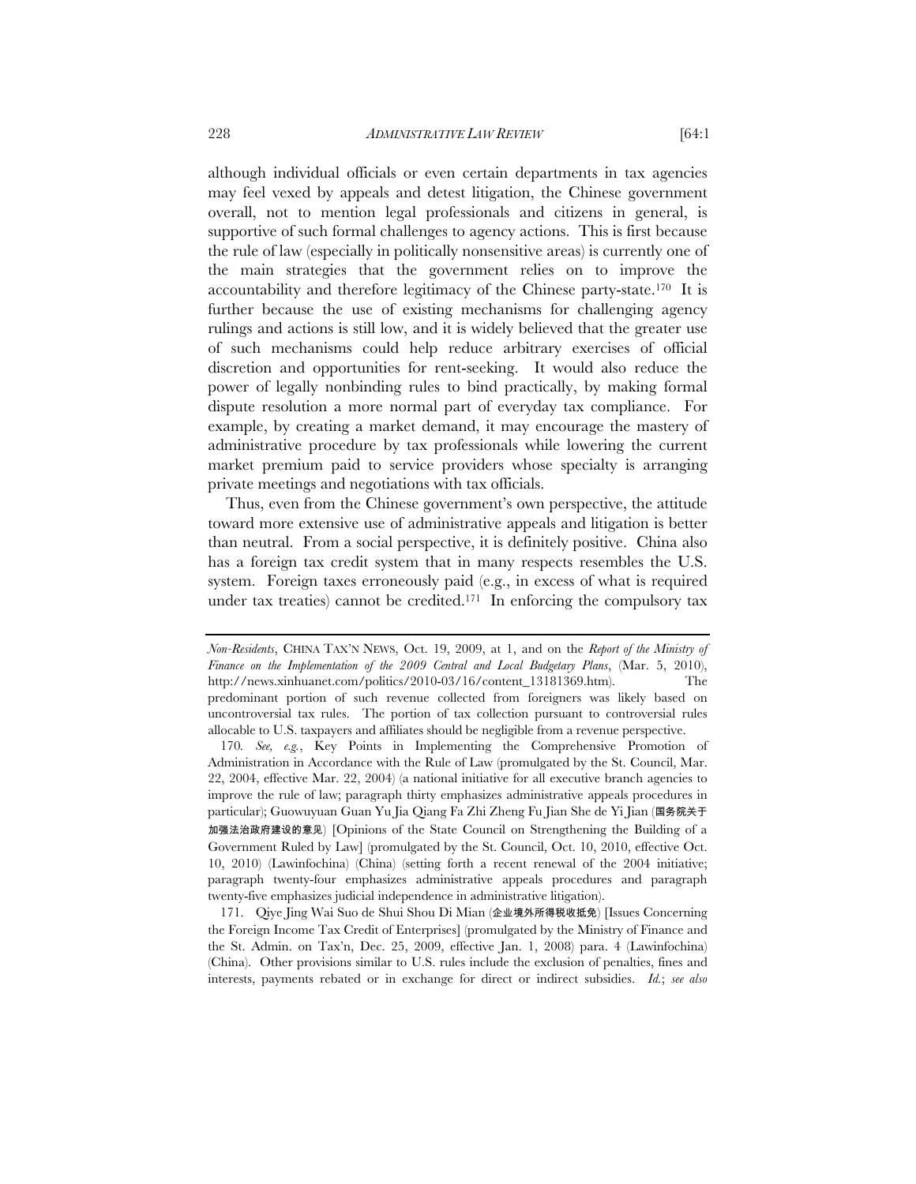although individual officials or even certain departments in tax agencies may feel vexed by appeals and detest litigation, the Chinese government overall, not to mention legal professionals and citizens in general, is supportive of such formal challenges to agency actions. This is first because the rule of law (especially in politically nonsensitive areas) is currently one of the main strategies that the government relies on to improve the accountability and therefore legitimacy of the Chinese party-state.[170] It is further because the use of existing mechanisms for challenging agency rulings and actions is still low, and it is widely believed that the greater use of such mechanisms could help reduce arbitrary exercises of official discretion and opportunities for rent-seeking. It would also reduce the power of legally nonbinding rules to bind practically, by making formal dispute resolution a more normal part of everyday tax compliance. For example, by creating a market demand, it may encourage the mastery of administrative procedure by tax professionals while lowering the current market premium paid to service providers whose specialty is arranging private meetings and negotiations with tax officials.

Thus, even from the Chinese government's own perspective, the attitude toward more extensive use of administrative appeals and litigation is better than neutral. From a social perspective, it is definitely positive. China also has a foreign tax credit system that in many respects resembles the U.S. system. Foreign taxes erroneously paid (e.g., in excess of what is required under tax treaties) cannot be credited.[171] In enforcing the compulsory tax

---

*Non-Residents*, CHINA TAX'N NEWS, Oct. 19, 2009, at 1, and on the *Report of the Ministry of Finance on the Implementation of the 2009 Central and Local Budgetary Plans*, (Mar. 5, 2010), http://news.xinhuanet.com/politics/2010-03/16/content_13181369.htm). The predominant portion of such revenue collected from foreigners was likely based on uncontroversial tax rules. The portion of tax collection pursuant to controversial rules allocable to U.S. taxpayers and affiliates should be negligible from a revenue perspective.

170. *See, e.g.*, Key Points in Implementing the Comprehensive Promotion of Administration in Accordance with the Rule of Law (promulgated by the St. Council, Mar. 22, 2004, effective Mar. 22, 2004) (a national initiative for all executive branch agencies to improve the rule of law; paragraph thirty emphasizes administrative appeals procedures in particular); Guowuyuan Guan Yu Jia Qiang Fa Zhi Zheng Fu Jian She de Yi Jian (国务院关于加强法治政府建设的意见) [Opinions of the State Council on Strengthening the Building of a Government Ruled by Law] (promulgated by the St. Council, Oct. 10, 2010, effective Oct. 10, 2010) (Lawinfochina) (China) (setting forth a recent renewal of the 2004 initiative; paragraph twenty-four emphasizes administrative appeals procedures and paragraph twenty-five emphasizes judicial independence in administrative litigation).

171. Qiye Jing Wai Suo de Shui Shou Di Mian (企业境外所得税收抵免) [Issues Concerning the Foreign Income Tax Credit of Enterprises] (promulgated by the Ministry of Finance and the St. Admin. on Tax'n, Dec. 25, 2009, effective Jan. 1, 2008) para. 4 (Lawinfochina) (China). Other provisions similar to U.S. rules include the exclusion of penalties, fines and interests, payments rebated or in exchange for direct or indirect subsidies. *Id.*; *see also*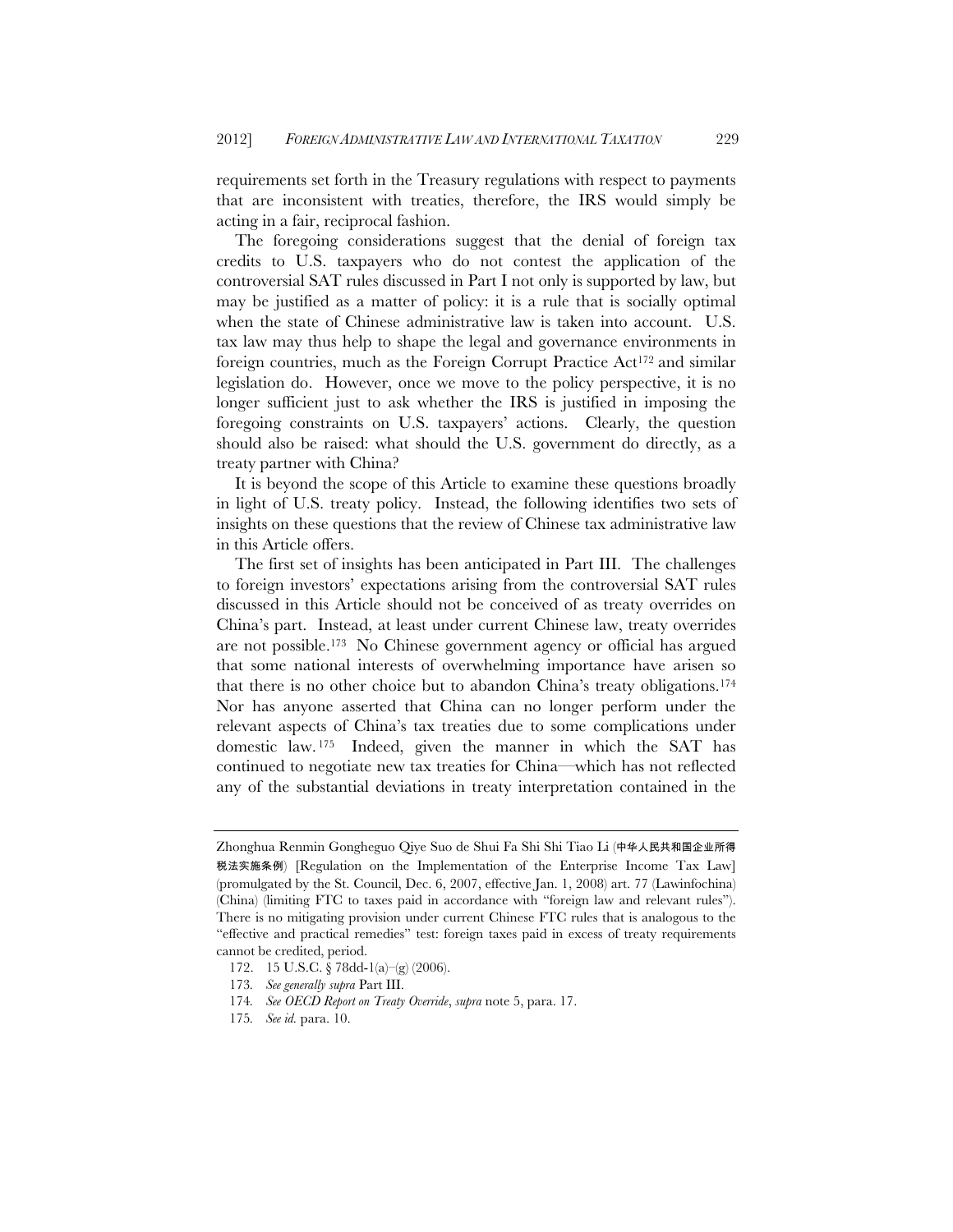requirements set forth in the Treasury regulations with respect to payments that are inconsistent with treaties, therefore, the IRS would simply be acting in a fair, reciprocal fashion.

The foregoing considerations suggest that the denial of foreign tax credits to U.S. taxpayers who do not contest the application of the controversial SAT rules discussed in Part I not only is supported by law, but may be justified as a matter of policy: it is a rule that is socially optimal when the state of Chinese administrative law is taken into account. U.S. tax law may thus help to shape the legal and governance environments in foreign countries, much as the Foreign Corrupt Practice Act[172] and similar legislation do. However, once we move to the policy perspective, it is no longer sufficient just to ask whether the IRS is justified in imposing the foregoing constraints on U.S. taxpayers' actions. Clearly, the question should also be raised: what should the U.S. government do directly, as a treaty partner with China?

It is beyond the scope of this Article to examine these questions broadly in light of U.S. treaty policy. Instead, the following identifies two sets of insights on these questions that the review of Chinese tax administrative law in this Article offers.

The first set of insights has been anticipated in Part III. The challenges to foreign investors' expectations arising from the controversial SAT rules discussed in this Article should not be conceived of as treaty overrides on China's part. Instead, at least under current Chinese law, treaty overrides are not possible.[173] No Chinese government agency or official has argued that some national interests of overwhelming importance have arisen so that there is no other choice but to abandon China's treaty obligations.[174] Nor has anyone asserted that China can no longer perform under the relevant aspects of China's tax treaties due to some complications under domestic law.[175] Indeed, given the manner in which the SAT has continued to negotiate new tax treaties for China—which has not reflected any of the substantial deviations in treaty interpretation contained in the

---

Zhonghua Renmin Gongheguo Qiye Suo de Shui Fa Shi Shi Tiao Li (中华人民共和国企业所得税法实施条例) [Regulation on the Implementation of the Enterprise Income Tax Law] (promulgated by the St. Council, Dec. 6, 2007, effective Jan. 1, 2008) art. 77 (Lawinfochina) (China) (limiting FTC to taxes paid in accordance with "foreign law and relevant rules"). There is no mitigating provision under current Chinese FTC rules that is analogous to the "effective and practical remedies" test: foreign taxes paid in excess of treaty requirements cannot be credited, period.

172. 15 U.S.C. § 78dd-1(a)–(g) (2006).

173. *See generally supra* Part III.

174. *See OECD Report on Treaty Override*, *supra* note 5, para. 17.

175. *See id.* para. 10.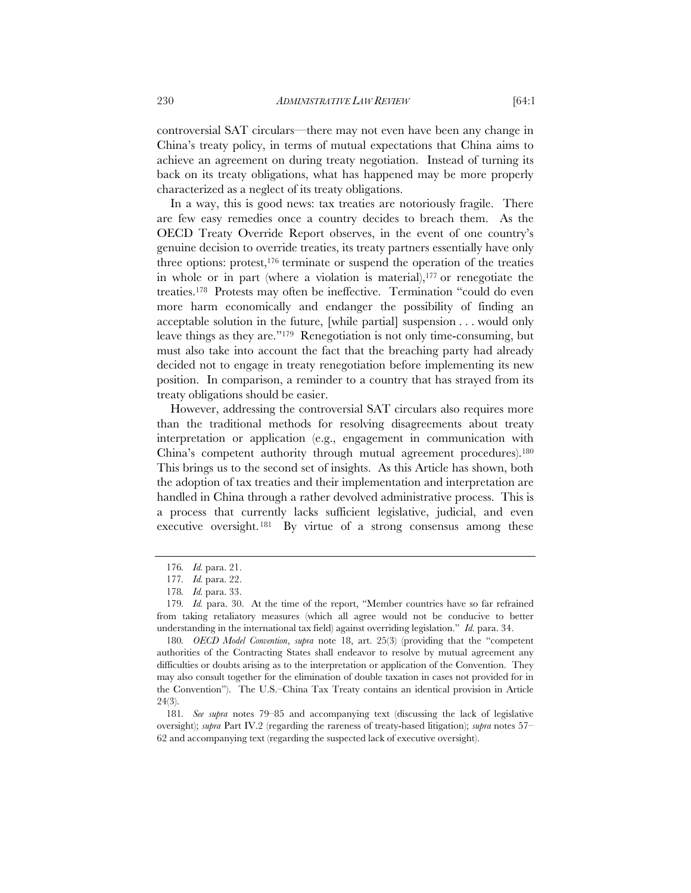controversial SAT circulars—there may not even have been any change in China's treaty policy, in terms of mutual expectations that China aims to achieve an agreement on during treaty negotiation. Instead of turning its back on its treaty obligations, what has happened may be more properly characterized as a neglect of its treaty obligations.

In a way, this is good news: tax treaties are notoriously fragile. There are few easy remedies once a country decides to breach them. As the OECD Treaty Override Report observes, in the event of one country's genuine decision to override treaties, its treaty partners essentially have only three options: protest,[176] terminate or suspend the operation of the treaties in whole or in part (where a violation is material),[177] or renegotiate the treaties.[178] Protests may often be ineffective. Termination "could do even more harm economically and endanger the possibility of finding an acceptable solution in the future, [while partial] suspension . . . would only leave things as they are."[179] Renegotiation is not only time-consuming, but must also take into account the fact that the breaching party had already decided not to engage in treaty renegotiation before implementing its new position. In comparison, a reminder to a country that has strayed from its treaty obligations should be easier.

However, addressing the controversial SAT circulars also requires more than the traditional methods for resolving disagreements about treaty interpretation or application (e.g., engagement in communication with China's competent authority through mutual agreement procedures).[180] This brings us to the second set of insights. As this Article has shown, both the adoption of tax treaties and their implementation and interpretation are handled in China through a rather devolved administrative process. This is a process that currently lacks sufficient legislative, judicial, and even executive oversight.[181] By virtue of a strong consensus among these

---

176. *Id.* para. 21.

177. *Id.* para. 22.

178. *Id.* para. 33.

179. *Id.* para. 30. At the time of the report, "Member countries have so far refrained from taking retaliatory measures (which all agree would not be conducive to better understanding in the international tax field) against overriding legislation." *Id.* para. 34.

180. *OECD Model Convention*, *supra* note 18, art. 25(3) (providing that the "competent authorities of the Contracting States shall endeavor to resolve by mutual agreement any difficulties or doubts arising as to the interpretation or application of the Convention. They may also consult together for the elimination of double taxation in cases not provided for in the Convention"). The U.S.–China Tax Treaty contains an identical provision in Article 24(3).

181. *See supra* notes 79–85 and accompanying text (discussing the lack of legislative oversight); *supra* Part IV.2 (regarding the rareness of treaty-based litigation); *supra* notes 57–62 and accompanying text (regarding the suspected lack of executive oversight).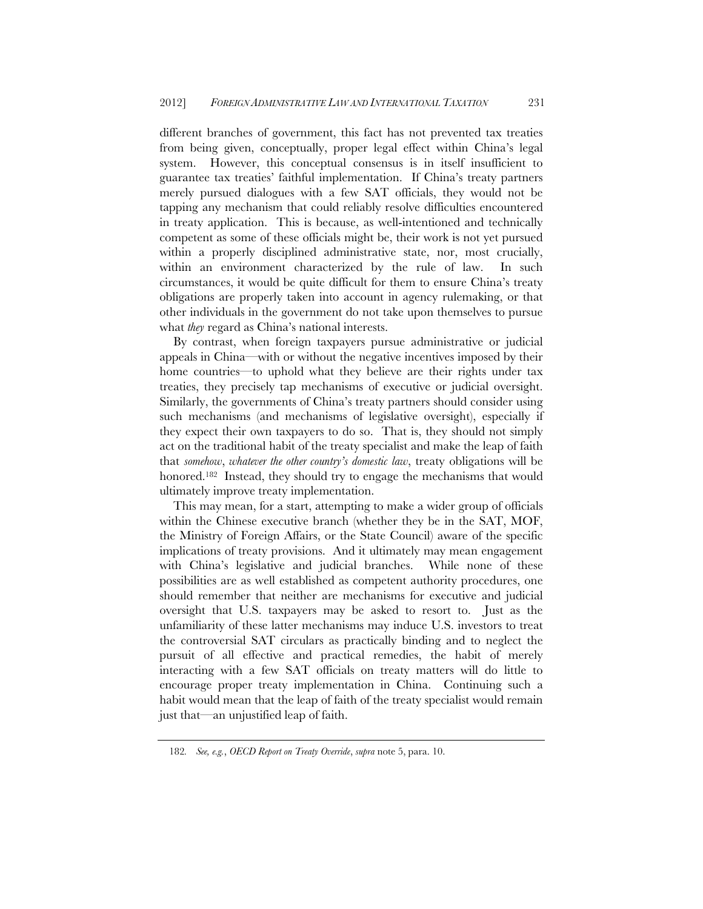different branches of government, this fact has not prevented tax treaties from being given, conceptually, proper legal effect within China's legal system. However, this conceptual consensus is in itself insufficient to guarantee tax treaties' faithful implementation. If China's treaty partners merely pursued dialogues with a few SAT officials, they would not be tapping any mechanism that could reliably resolve difficulties encountered in treaty application. This is because, as well-intentioned and technically competent as some of these officials might be, their work is not yet pursued within a properly disciplined administrative state, nor, most crucially, within an environment characterized by the rule of law. In such circumstances, it would be quite difficult for them to ensure China's treaty obligations are properly taken into account in agency rulemaking, or that other individuals in the government do not take upon themselves to pursue what *they* regard as China's national interests.

By contrast, when foreign taxpayers pursue administrative or judicial appeals in China—with or without the negative incentives imposed by their home countries—to uphold what they believe are their rights under tax treaties, they precisely tap mechanisms of executive or judicial oversight. Similarly, the governments of China's treaty partners should consider using such mechanisms (and mechanisms of legislative oversight), especially if they expect their own taxpayers to do so. That is, they should not simply act on the traditional habit of the treaty specialist and make the leap of faith that *somehow*, *whatever the other country's domestic law*, treaty obligations will be honored.[182] Instead, they should try to engage the mechanisms that would ultimately improve treaty implementation.

This may mean, for a start, attempting to make a wider group of officials within the Chinese executive branch (whether they be in the SAT, MOF, the Ministry of Foreign Affairs, or the State Council) aware of the specific implications of treaty provisions. And it ultimately may mean engagement with China's legislative and judicial branches. While none of these possibilities are as well established as competent authority procedures, one should remember that neither are mechanisms for executive and judicial oversight that U.S. taxpayers may be asked to resort to. Just as the unfamiliarity of these latter mechanisms may induce U.S. investors to treat the controversial SAT circulars as practically binding and to neglect the pursuit of all effective and practical remedies, the habit of merely interacting with a few SAT officials on treaty matters will do little to encourage proper treaty implementation in China. Continuing such a habit would mean that the leap of faith of the treaty specialist would remain just that—an unjustified leap of faith.

---

182. *See, e.g.*, *OECD Report on Treaty Override*, *supra* note 5, para. 10.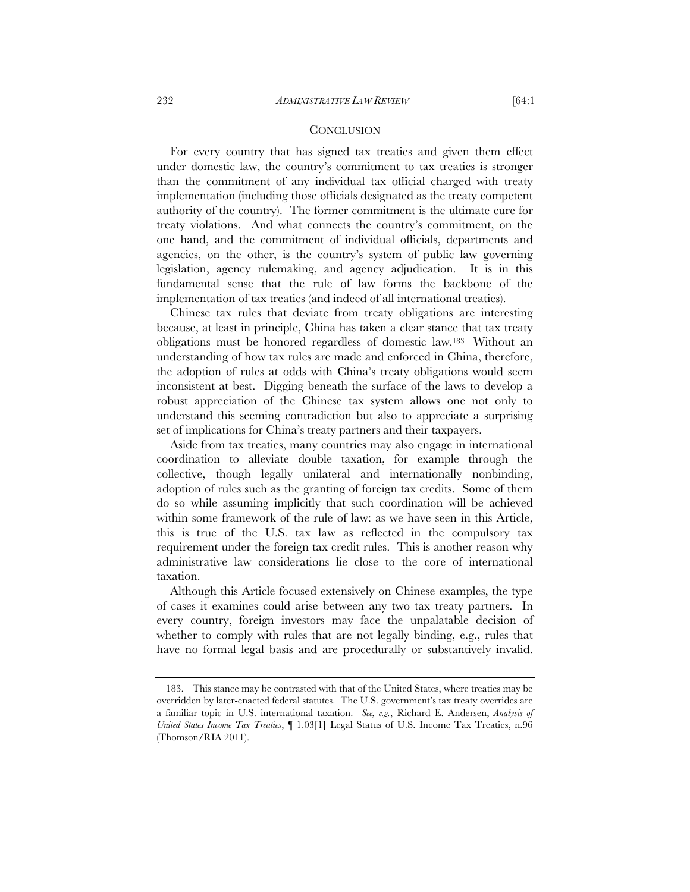## CONCLUSION

For every country that has signed tax treaties and given them effect under domestic law, the country's commitment to tax treaties is stronger than the commitment of any individual tax official charged with treaty implementation (including those officials designated as the treaty competent authority of the country). The former commitment is the ultimate cure for treaty violations. And what connects the country's commitment, on the one hand, and the commitment of individual officials, departments and agencies, on the other, is the country's system of public law governing legislation, agency rulemaking, and agency adjudication. It is in this fundamental sense that the rule of law forms the backbone of the implementation of tax treaties (and indeed of all international treaties).

Chinese tax rules that deviate from treaty obligations are interesting because, at least in principle, China has taken a clear stance that tax treaty obligations must be honored regardless of domestic law.[183] Without an understanding of how tax rules are made and enforced in China, therefore, the adoption of rules at odds with China's treaty obligations would seem inconsistent at best. Digging beneath the surface of the laws to develop a robust appreciation of the Chinese tax system allows one not only to understand this seeming contradiction but also to appreciate a surprising set of implications for China's treaty partners and their taxpayers.

Aside from tax treaties, many countries may also engage in international coordination to alleviate double taxation, for example through the collective, though legally unilateral and internationally nonbinding, adoption of rules such as the granting of foreign tax credits. Some of them do so while assuming implicitly that such coordination will be achieved within some framework of the rule of law: as we have seen in this Article, this is true of the U.S. tax law as reflected in the compulsory tax requirement under the foreign tax credit rules. This is another reason why administrative law considerations lie close to the core of international taxation.

Although this Article focused extensively on Chinese examples, the type of cases it examines could arise between any two tax treaty partners. In every country, foreign investors may face the unpalatable decision of whether to comply with rules that are not legally binding, e.g., rules that have no formal legal basis and are procedurally or substantively invalid.

---

183. This stance may be contrasted with that of the United States, where treaties may be overridden by later-enacted federal statutes. The U.S. government's tax treaty overrides are a familiar topic in U.S. international taxation. *See, e.g.*, Richard E. Andersen, *Analysis of United States Income Tax Treaties*, ¶ 1.03[1] Legal Status of U.S. Income Tax Treaties, n.96 (Thomson/RIA 2011).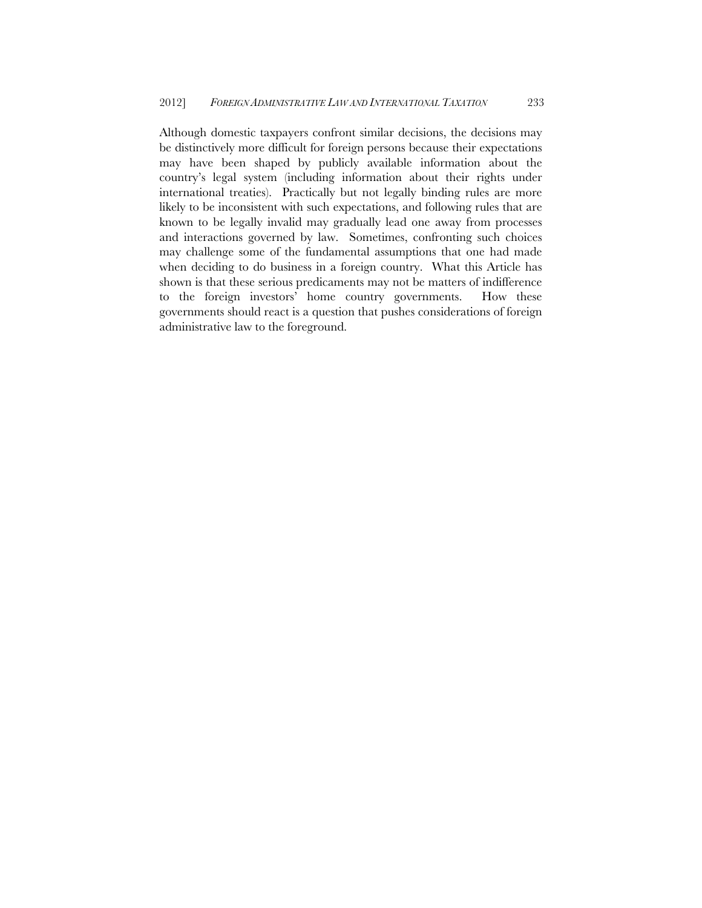Although domestic taxpayers confront similar decisions, the decisions may be distinctively more difficult for foreign persons because their expectations may have been shaped by publicly available information about the country's legal system (including information about their rights under international treaties). Practically but not legally binding rules are more likely to be inconsistent with such expectations, and following rules that are known to be legally invalid may gradually lead one away from processes and interactions governed by law. Sometimes, confronting such choices may challenge some of the fundamental assumptions that one had made when deciding to do business in a foreign country. What this Article has shown is that these serious predicaments may not be matters of indifference to the foreign investors' home country governments. How these governments should react is a question that pushes considerations of foreign administrative law to the foreground.